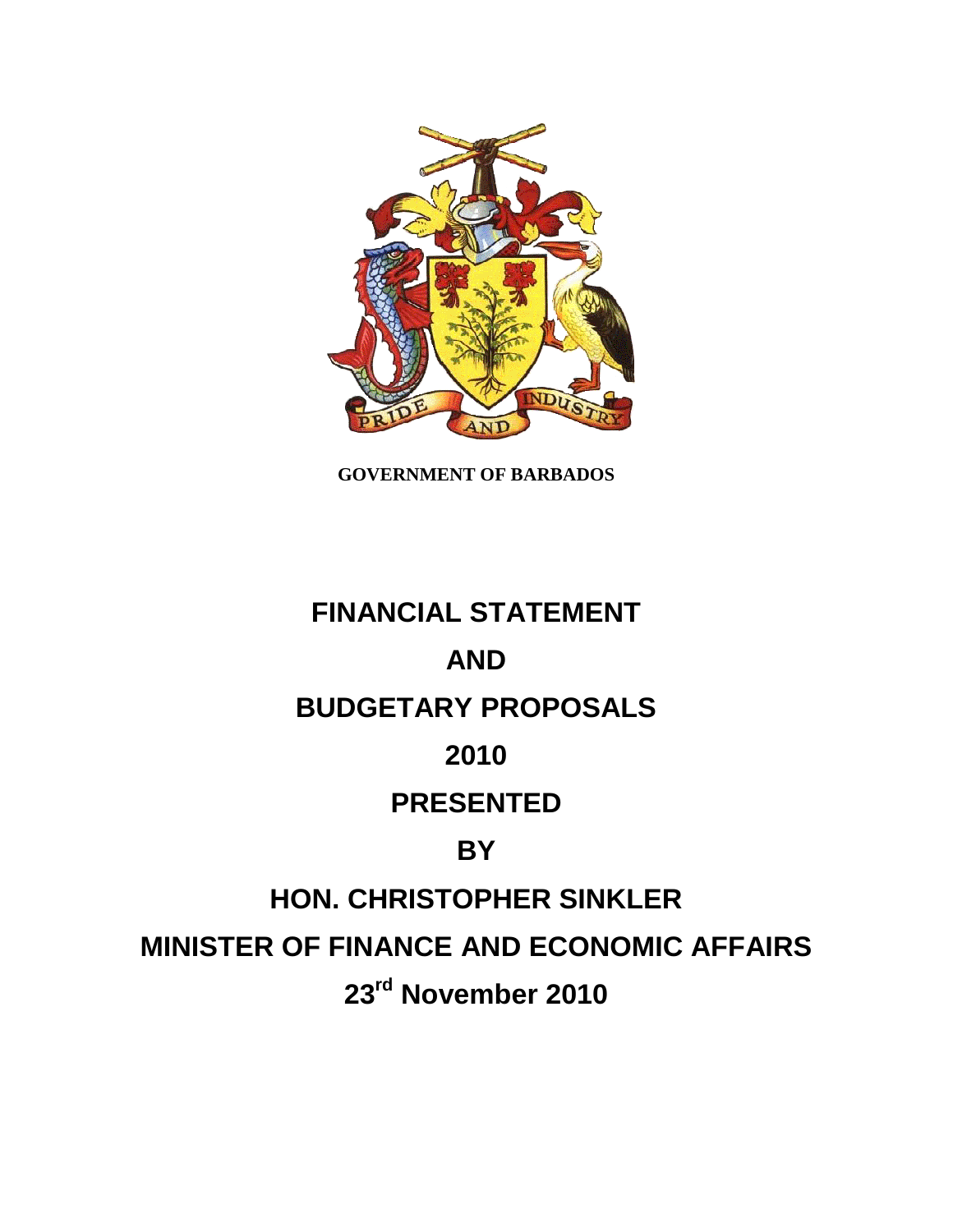GOVERNMENT OF BARBADOS

# FINANCIAL STATEMENT

# AND

# BUDGETARY PROPOSALS

# 2010

# PRESENTED

# BY

# HON. CHRISTOPHER SINKLER

# MINISTER OF FINANCE AND ECONOMIC AFFAIRS

# 23rd November 2010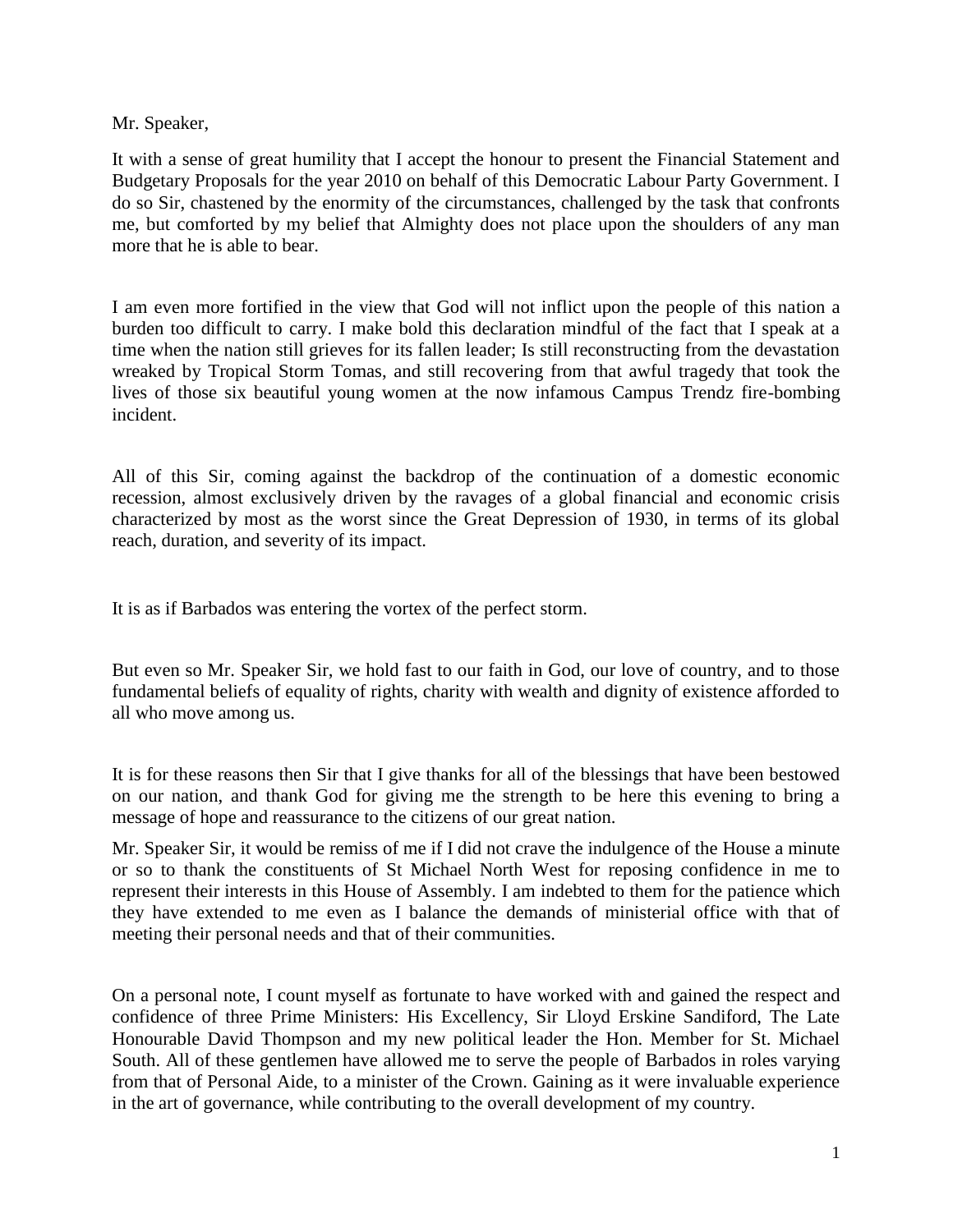Mr. Speaker,

It with a sense of great humility that I accept the honour to present the Financial Statement and Budgetary Proposals for the year 2010 on behalf of this Democratic Labour Party Government. I do so Sir, chastened by the enormity of the circumstances, challenged by the task that confronts me, but comforted by my belief that Almighty does not place upon the shoulders of any man more that he is able to bear.

I am even more fortified in the view that God will not inflict upon the people of this nation a burden too difficult to carry. I make bold this declaration mindful of the fact that I speak at a time when the nation still grieves for its fallen leader; Is still reconstructing from the devastation wreaked by Tropical Storm Tomas, and still recovering from that awful tragedy that took the lives of those six beautiful young women at the now infamous Campus Trendz fire-bombing incident.

All of this Sir, coming against the backdrop of the continuation of a domestic economic recession, almost exclusively driven by the ravages of a global financial and economic crisis characterized by most as the worst since the Great Depression of 1930, in terms of its global reach, duration, and severity of its impact.

It is as if Barbados was entering the vortex of the perfect storm.

But even so Mr. Speaker Sir, we hold fast to our faith in God, our love of country, and to those fundamental beliefs of equality of rights, charity with wealth and dignity of existence afforded to all who move among us.

It is for these reasons then Sir that I give thanks for all of the blessings that have been bestowed on our nation, and thank God for giving me the strength to be here this evening to bring a message of hope and reassurance to the citizens of our great nation.

Mr. Speaker Sir, it would be remiss of me if I did not crave the indulgence of the House a minute or so to thank the constituents of St Michael North West for reposing confidence in me to represent their interests in this House of Assembly. I am indebted to them for the patience which they have extended to me even as I balance the demands of ministerial office with that of meeting their personal needs and that of their communities.

On a personal note, I count myself as fortunate to have worked with and gained the respect and confidence of three Prime Ministers: His Excellency, Sir Lloyd Erskine Sandiford, The Late Honourable David Thompson and my new political leader the Hon. Member for St. Michael South. All of these gentlemen have allowed me to serve the people of Barbados in roles varying from that of Personal Aide, to a minister of the Crown. Gaining as it were invaluable experience in the art of governance, while contributing to the overall development of my country.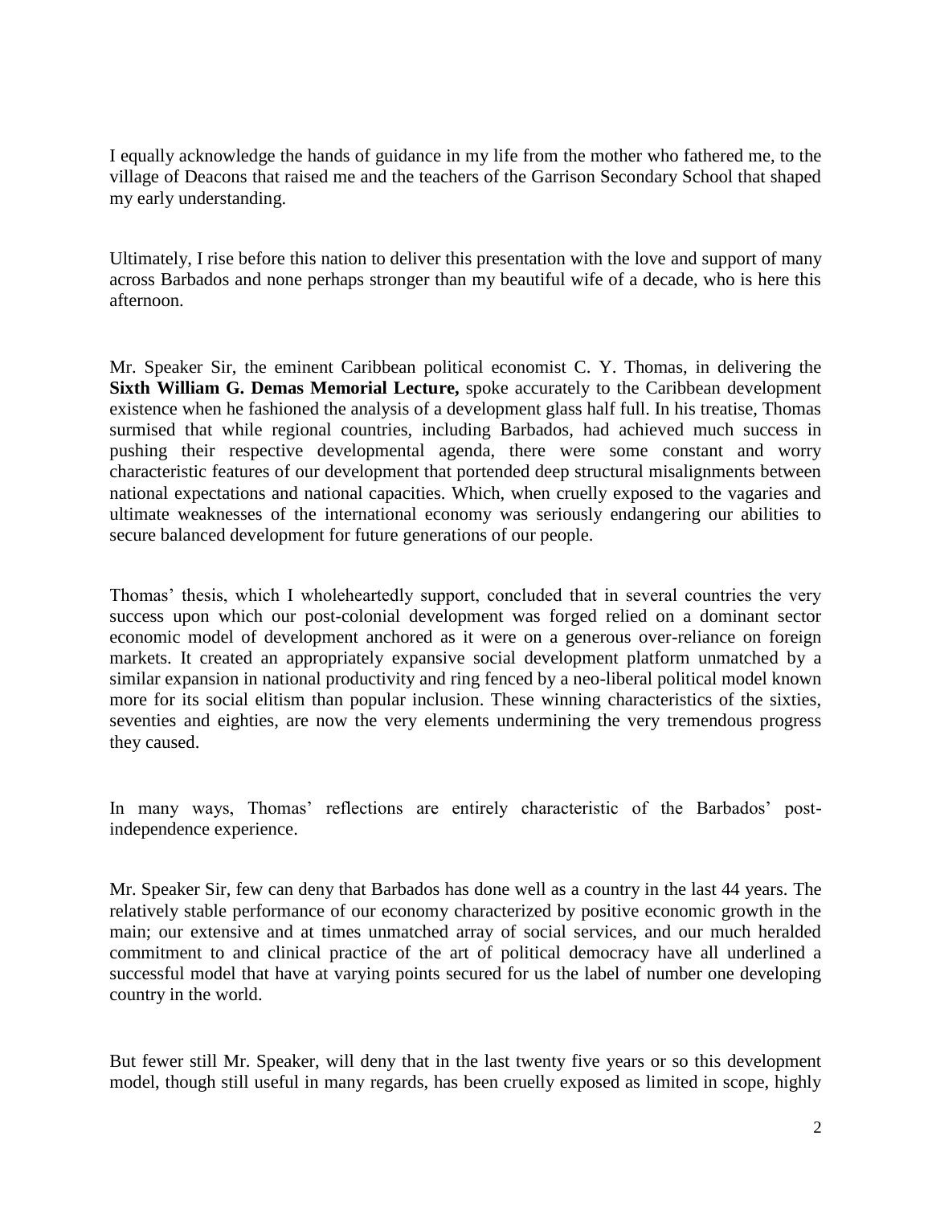I equally acknowledge the hands of guidance in my life from the mother who fathered me, to the village of Deacons that raised me and the teachers of the Garrison Secondary School that shaped my early understanding.

Ultimately, I rise before this nation to deliver this presentation with the love and support of many across Barbados and none perhaps stronger than my beautiful wife of a decade, who is here this afternoon.

Mr. Speaker Sir, the eminent Caribbean political economist C. Y. Thomas, in delivering the **Sixth William G. Demas Memorial Lecture,** spoke accurately to the Caribbean development existence when he fashioned the analysis of a development glass half full. In his treatise, Thomas surmised that while regional countries, including Barbados, had achieved much success in pushing their respective developmental agenda, there were some constant and worry characteristic features of our development that portended deep structural misalignments between national expectations and national capacities. Which, when cruelly exposed to the vagaries and ultimate weaknesses of the international economy was seriously endangering our abilities to secure balanced development for future generations of our people.

Thomas' thesis, which I wholeheartedly support, concluded that in several countries the very success upon which our post-colonial development was forged relied on a dominant sector economic model of development anchored as it were on a generous over-reliance on foreign markets. It created an appropriately expansive social development platform unmatched by a similar expansion in national productivity and ring fenced by a neo-liberal political model known more for its social elitism than popular inclusion. These winning characteristics of the sixties, seventies and eighties, are now the very elements undermining the very tremendous progress they caused.

In many ways, Thomas' reflections are entirely characteristic of the Barbados' post-independence experience.

Mr. Speaker Sir, few can deny that Barbados has done well as a country in the last 44 years. The relatively stable performance of our economy characterized by positive economic growth in the main; our extensive and at times unmatched array of social services, and our much heralded commitment to and clinical practice of the art of political democracy have all underlined a successful model that have at varying points secured for us the label of number one developing country in the world.

But fewer still Mr. Speaker, will deny that in the last twenty five years or so this development model, though still useful in many regards, has been cruelly exposed as limited in scope, highly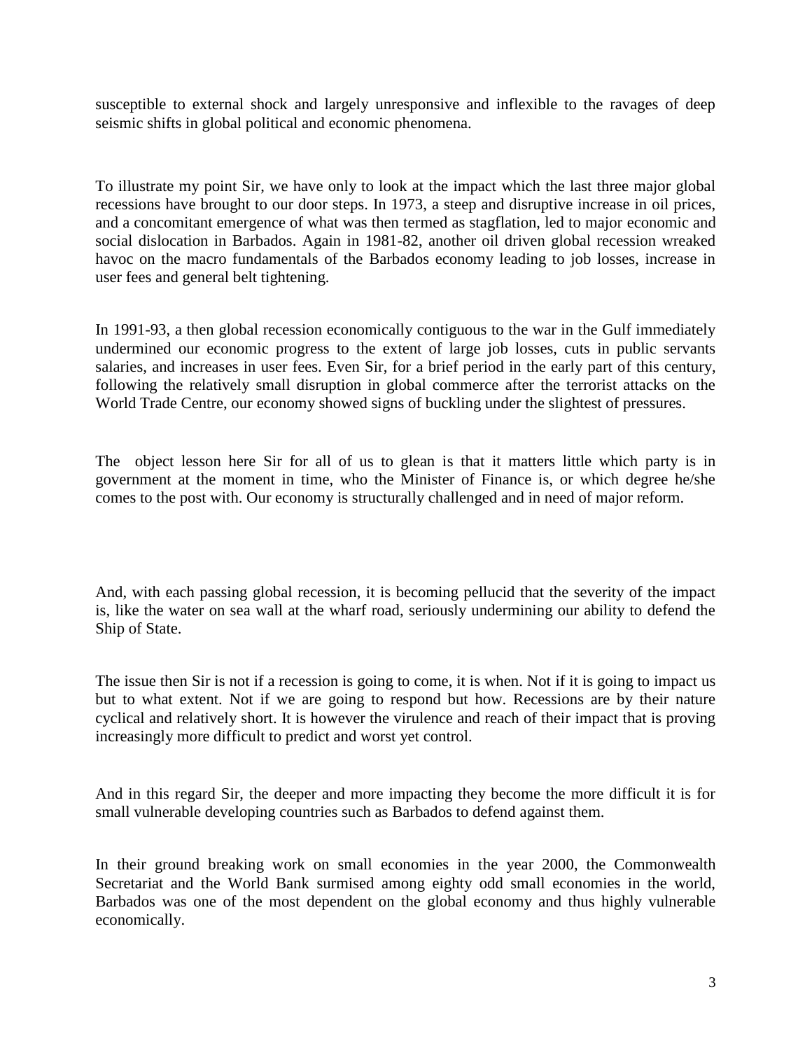susceptible to external shock and largely unresponsive and inflexible to the ravages of deep seismic shifts in global political and economic phenomena.

To illustrate my point Sir, we have only to look at the impact which the last three major global recessions have brought to our door steps. In 1973, a steep and disruptive increase in oil prices, and a concomitant emergence of what was then termed as stagflation, led to major economic and social dislocation in Barbados. Again in 1981-82, another oil driven global recession wreaked havoc on the macro fundamentals of the Barbados economy leading to job losses, increase in user fees and general belt tightening.

In 1991-93, a then global recession economically contiguous to the war in the Gulf immediately undermined our economic progress to the extent of large job losses, cuts in public servants salaries, and increases in user fees. Even Sir, for a brief period in the early part of this century, following the relatively small disruption in global commerce after the terrorist attacks on the World Trade Centre, our economy showed signs of buckling under the slightest of pressures.

The object lesson here Sir for all of us to glean is that it matters little which party is in government at the moment in time, who the Minister of Finance is, or which degree he/she comes to the post with. Our economy is structurally challenged and in need of major reform.

And, with each passing global recession, it is becoming pellucid that the severity of the impact is, like the water on sea wall at the wharf road, seriously undermining our ability to defend the Ship of State.

The issue then Sir is not if a recession is going to come, it is when. Not if it is going to impact us but to what extent. Not if we are going to respond but how. Recessions are by their nature cyclical and relatively short. It is however the virulence and reach of their impact that is proving increasingly more difficult to predict and worst yet control.

And in this regard Sir, the deeper and more impacting they become the more difficult it is for small vulnerable developing countries such as Barbados to defend against them.

In their ground breaking work on small economies in the year 2000, the Commonwealth Secretariat and the World Bank surmised among eighty odd small economies in the world, Barbados was one of the most dependent on the global economy and thus highly vulnerable economically.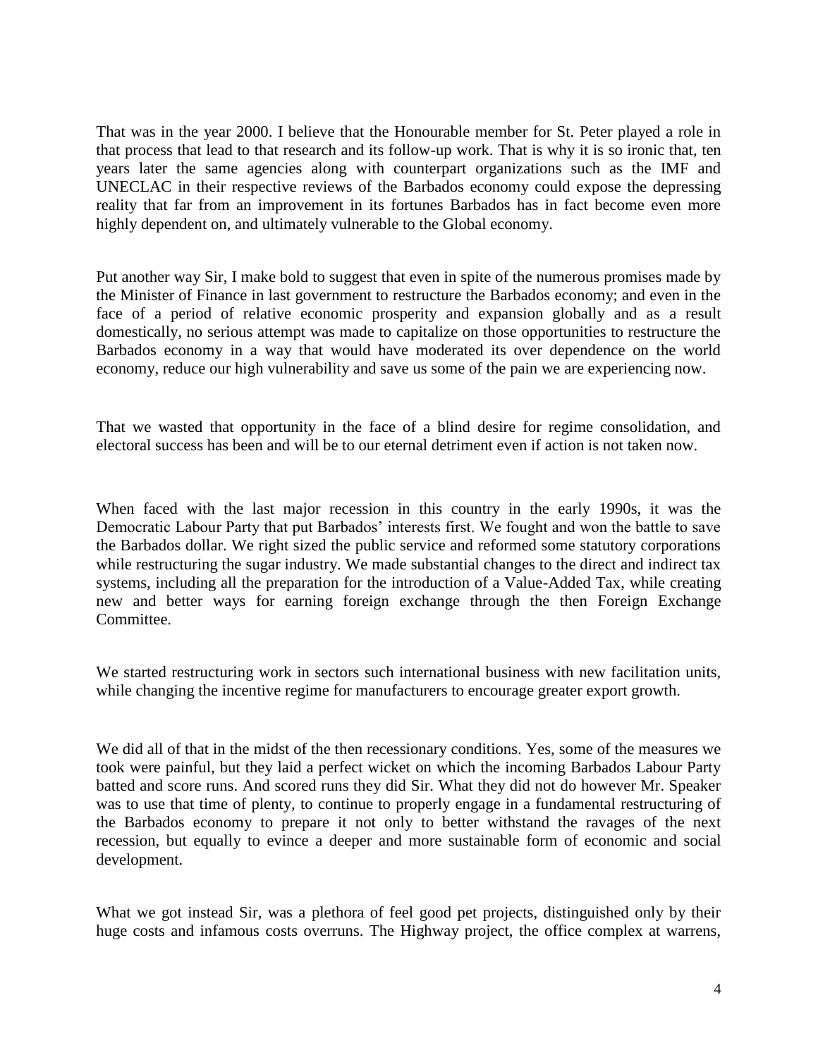That was in the year 2000. I believe that the Honourable member for St. Peter played a role in that process that lead to that research and its follow-up work. That is why it is so ironic that, ten years later the same agencies along with counterpart organizations such as the IMF and UNECLAC in their respective reviews of the Barbados economy could expose the depressing reality that far from an improvement in its fortunes Barbados has in fact become even more highly dependent on, and ultimately vulnerable to the Global economy.

Put another way Sir, I make bold to suggest that even in spite of the numerous promises made by the Minister of Finance in last government to restructure the Barbados economy; and even in the face of a period of relative economic prosperity and expansion globally and as a result domestically, no serious attempt was made to capitalize on those opportunities to restructure the Barbados economy in a way that would have moderated its over dependence on the world economy, reduce our high vulnerability and save us some of the pain we are experiencing now.

That we wasted that opportunity in the face of a blind desire for regime consolidation, and electoral success has been and will be to our eternal detriment even if action is not taken now.

When faced with the last major recession in this country in the early 1990s, it was the Democratic Labour Party that put Barbados' interests first. We fought and won the battle to save the Barbados dollar. We right sized the public service and reformed some statutory corporations while restructuring the sugar industry. We made substantial changes to the direct and indirect tax systems, including all the preparation for the introduction of a Value-Added Tax, while creating new and better ways for earning foreign exchange through the then Foreign Exchange Committee.

We started restructuring work in sectors such international business with new facilitation units, while changing the incentive regime for manufacturers to encourage greater export growth.

We did all of that in the midst of the then recessionary conditions. Yes, some of the measures we took were painful, but they laid a perfect wicket on which the incoming Barbados Labour Party batted and score runs. And scored runs they did Sir. What they did not do however Mr. Speaker was to use that time of plenty, to continue to properly engage in a fundamental restructuring of the Barbados economy to prepare it not only to better withstand the ravages of the next recession, but equally to evince a deeper and more sustainable form of economic and social development.

What we got instead Sir, was a plethora of feel good pet projects, distinguished only by their huge costs and infamous costs overruns. The Highway project, the office complex at warrens,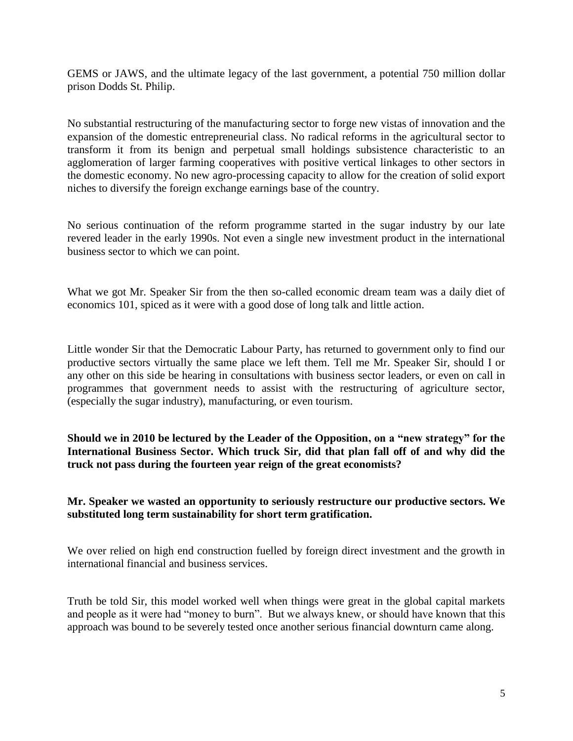GEMS or JAWS, and the ultimate legacy of the last government, a potential 750 million dollar prison Dodds St. Philip.

No substantial restructuring of the manufacturing sector to forge new vistas of innovation and the expansion of the domestic entrepreneurial class. No radical reforms in the agricultural sector to transform it from its benign and perpetual small holdings subsistence characteristic to an agglomeration of larger farming cooperatives with positive vertical linkages to other sectors in the domestic economy. No new agro-processing capacity to allow for the creation of solid export niches to diversify the foreign exchange earnings base of the country.

No serious continuation of the reform programme started in the sugar industry by our late revered leader in the early 1990s. Not even a single new investment product in the international business sector to which we can point.

What we got Mr. Speaker Sir from the then so-called economic dream team was a daily diet of economics 101, spiced as it were with a good dose of long talk and little action.

Little wonder Sir that the Democratic Labour Party, has returned to government only to find our productive sectors virtually the same place we left them. Tell me Mr. Speaker Sir, should I or any other on this side be hearing in consultations with business sector leaders, or even on call in programmes that government needs to assist with the restructuring of agriculture sector, (especially the sugar industry), manufacturing, or even tourism.

**Should we in 2010 be lectured by the Leader of the Opposition, on a "new strategy" for the International Business Sector. Which truck Sir, did that plan fall off of and why did the truck not pass during the fourteen year reign of the great economists?**

**Mr. Speaker we wasted an opportunity to seriously restructure our productive sectors. We substituted long term sustainability for short term gratification.**

We over relied on high end construction fuelled by foreign direct investment and the growth in international financial and business services.

Truth be told Sir, this model worked well when things were great in the global capital markets and people as it were had "money to burn". But we always knew, or should have known that this approach was bound to be severely tested once another serious financial downturn came along.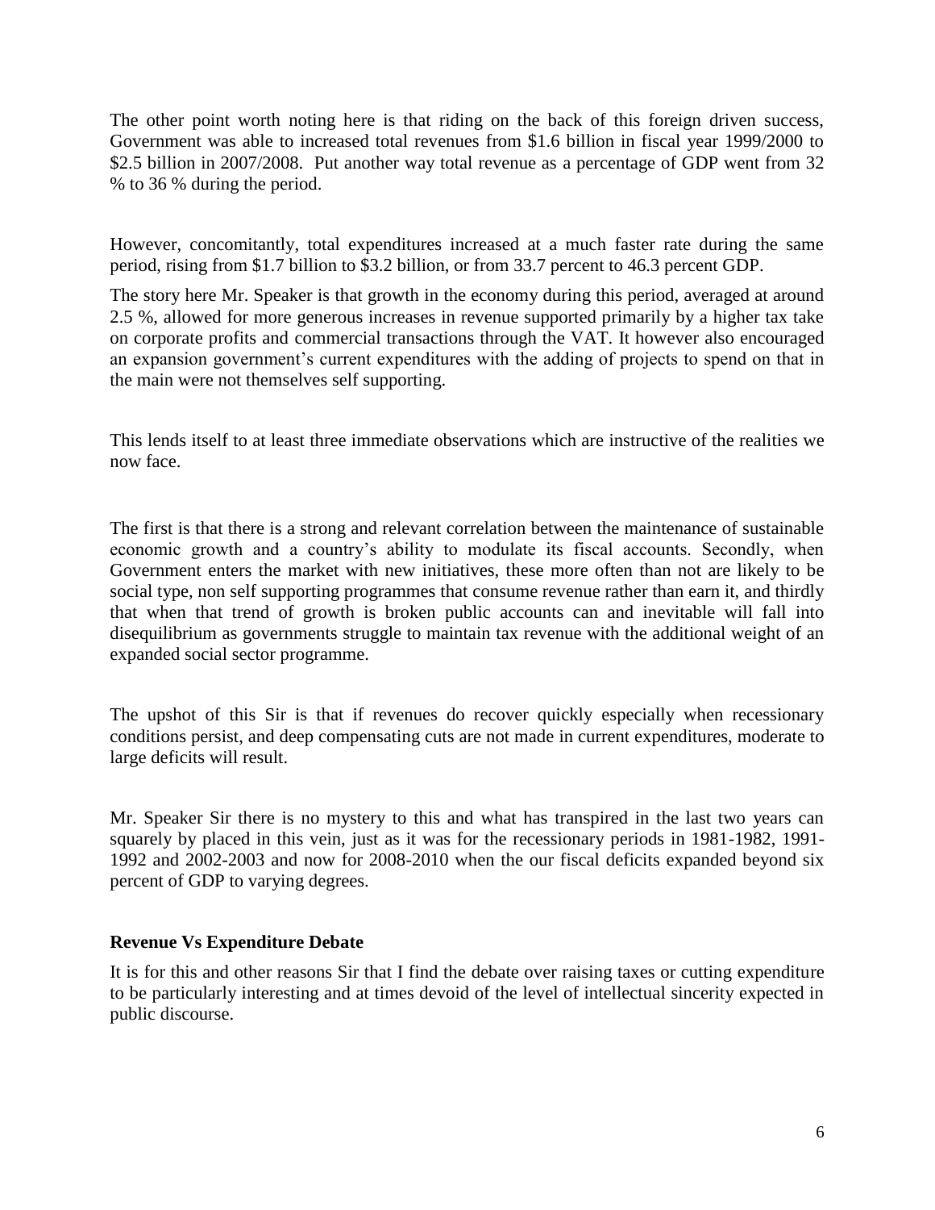The other point worth noting here is that riding on the back of this foreign driven success, Government was able to increased total revenues from $1.6 billion in fiscal year 1999/2000 to $2.5 billion in 2007/2008. Put another way total revenue as a percentage of GDP went from 32 % to 36 % during the period.

However, concomitantly, total expenditures increased at a much faster rate during the same period, rising from $1.7 billion to $3.2 billion, or from 33.7 percent to 46.3 percent GDP.

The story here Mr. Speaker is that growth in the economy during this period, averaged at around 2.5 %, allowed for more generous increases in revenue supported primarily by a higher tax take on corporate profits and commercial transactions through the VAT. It however also encouraged an expansion government's current expenditures with the adding of projects to spend on that in the main were not themselves self supporting.

This lends itself to at least three immediate observations which are instructive of the realities we now face.

The first is that there is a strong and relevant correlation between the maintenance of sustainable economic growth and a country's ability to modulate its fiscal accounts. Secondly, when Government enters the market with new initiatives, these more often than not are likely to be social type, non self supporting programmes that consume revenue rather than earn it, and thirdly that when that trend of growth is broken public accounts can and inevitable will fall into disequilibrium as governments struggle to maintain tax revenue with the additional weight of an expanded social sector programme.

The upshot of this Sir is that if revenues do recover quickly especially when recessionary conditions persist, and deep compensating cuts are not made in current expenditures, moderate to large deficits will result.

Mr. Speaker Sir there is no mystery to this and what has transpired in the last two years can squarely by placed in this vein, just as it was for the recessionary periods in 1981-1982, 1991-1992 and 2002-2003 and now for 2008-2010 when the our fiscal deficits expanded beyond six percent of GDP to varying degrees.

**Revenue Vs Expenditure Debate**

It is for this and other reasons Sir that I find the debate over raising taxes or cutting expenditure to be particularly interesting and at times devoid of the level of intellectual sincerity expected in public discourse.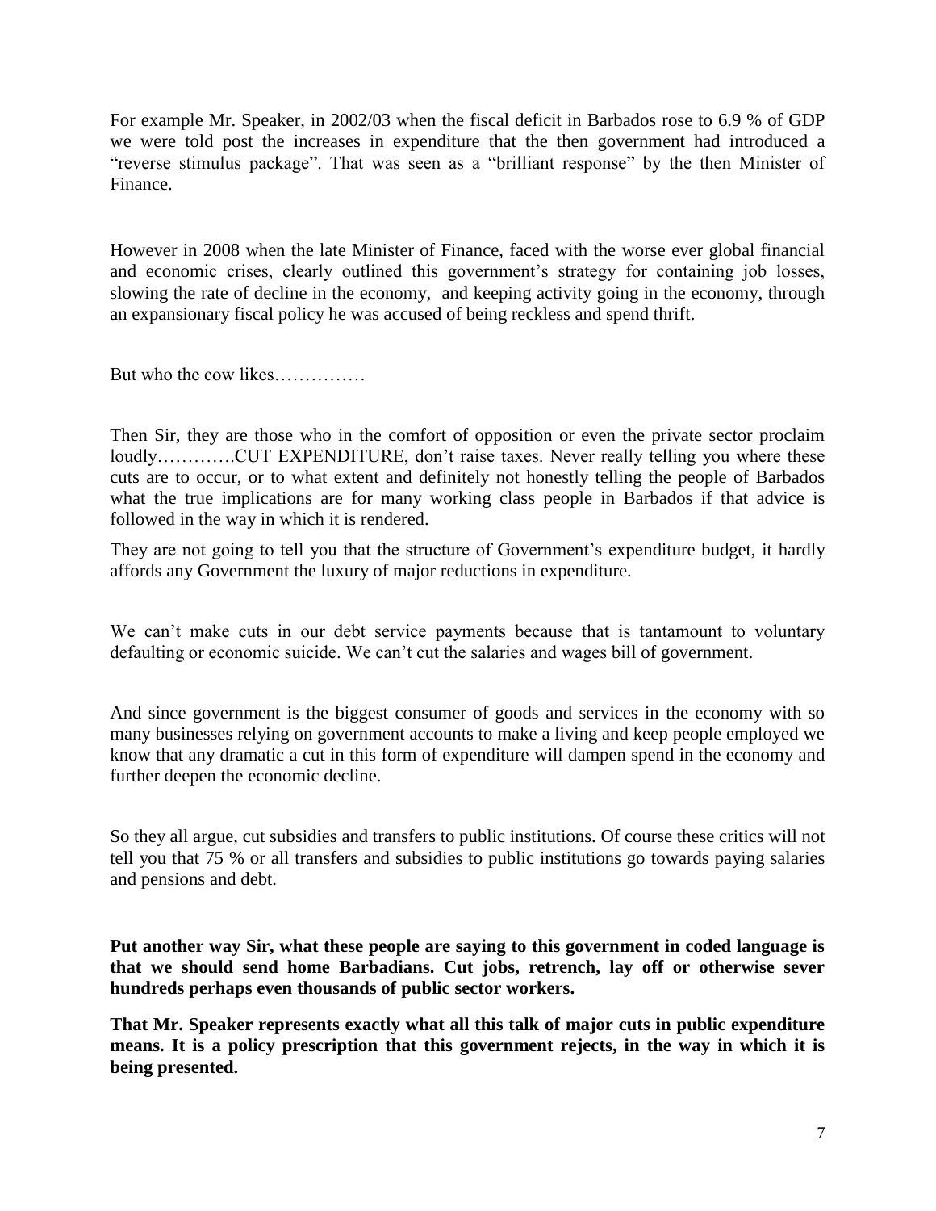For example Mr. Speaker, in 2002/03 when the fiscal deficit in Barbados rose to 6.9 % of GDP we were told post the increases in expenditure that the then government had introduced a "reverse stimulus package". That was seen as a "brilliant response" by the then Minister of Finance.

However in 2008 when the late Minister of Finance, faced with the worse ever global financial and economic crises, clearly outlined this government's strategy for containing job losses, slowing the rate of decline in the economy, and keeping activity going in the economy, through an expansionary fiscal policy he was accused of being reckless and spend thrift.

But who the cow likes……………

Then Sir, they are those who in the comfort of opposition or even the private sector proclaim loudly………….CUT EXPENDITURE, don't raise taxes. Never really telling you where these cuts are to occur, or to what extent and definitely not honestly telling the people of Barbados what the true implications are for many working class people in Barbados if that advice is followed in the way in which it is rendered.

They are not going to tell you that the structure of Government's expenditure budget, it hardly affords any Government the luxury of major reductions in expenditure.

We can't make cuts in our debt service payments because that is tantamount to voluntary defaulting or economic suicide. We can't cut the salaries and wages bill of government.

And since government is the biggest consumer of goods and services in the economy with so many businesses relying on government accounts to make a living and keep people employed we know that any dramatic a cut in this form of expenditure will dampen spend in the economy and further deepen the economic decline.

So they all argue, cut subsidies and transfers to public institutions. Of course these critics will not tell you that 75 % or all transfers and subsidies to public institutions go towards paying salaries and pensions and debt.

**Put another way Sir, what these people are saying to this government in coded language is that we should send home Barbadians. Cut jobs, retrench, lay off or otherwise sever hundreds perhaps even thousands of public sector workers.**

**That Mr. Speaker represents exactly what all this talk of major cuts in public expenditure means. It is a policy prescription that this government rejects, in the way in which it is being presented.**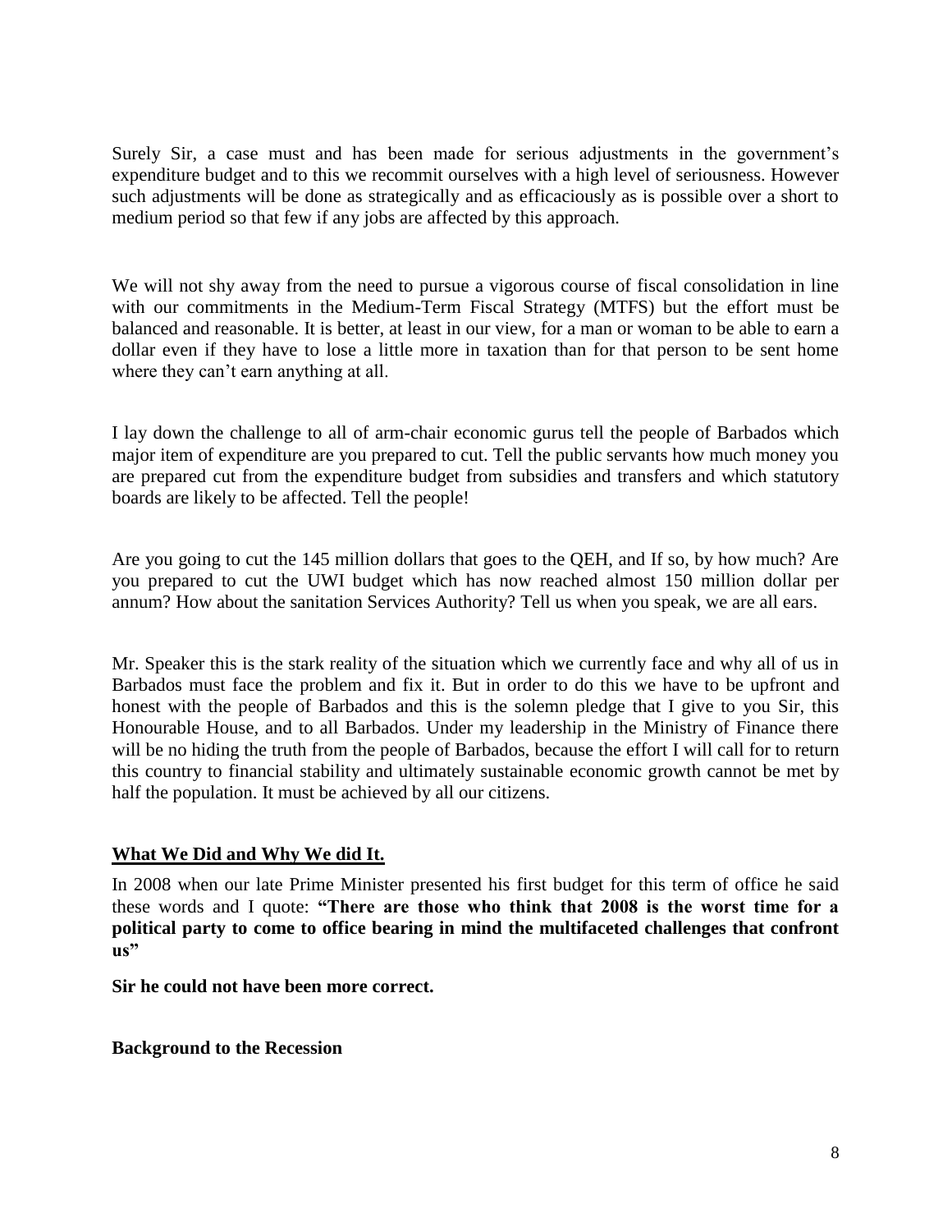Surely Sir, a case must and has been made for serious adjustments in the government's expenditure budget and to this we recommit ourselves with a high level of seriousness. However such adjustments will be done as strategically and as efficaciously as is possible over a short to medium period so that few if any jobs are affected by this approach.

We will not shy away from the need to pursue a vigorous course of fiscal consolidation in line with our commitments in the Medium-Term Fiscal Strategy (MTFS) but the effort must be balanced and reasonable. It is better, at least in our view, for a man or woman to be able to earn a dollar even if they have to lose a little more in taxation than for that person to be sent home where they can't earn anything at all.

I lay down the challenge to all of arm-chair economic gurus tell the people of Barbados which major item of expenditure are you prepared to cut. Tell the public servants how much money you are prepared cut from the expenditure budget from subsidies and transfers and which statutory boards are likely to be affected. Tell the people!

Are you going to cut the 145 million dollars that goes to the QEH, and If so, by how much? Are you prepared to cut the UWI budget which has now reached almost 150 million dollar per annum? How about the sanitation Services Authority? Tell us when you speak, we are all ears.

Mr. Speaker this is the stark reality of the situation which we currently face and why all of us in Barbados must face the problem and fix it. But in order to do this we have to be upfront and honest with the people of Barbados and this is the solemn pledge that I give to you Sir, this Honourable House, and to all Barbados. Under my leadership in the Ministry of Finance there will be no hiding the truth from the people of Barbados, because the effort I will call for to return this country to financial stability and ultimately sustainable economic growth cannot be met by half the population. It must be achieved by all our citizens.

## What We Did and Why We did It.

In 2008 when our late Prime Minister presented his first budget for this term of office he said these words and I quote: **"There are those who think that 2008 is the worst time for a political party to come to office bearing in mind the multifaceted challenges that confront us"**

**Sir he could not have been more correct.**

### Background to the Recession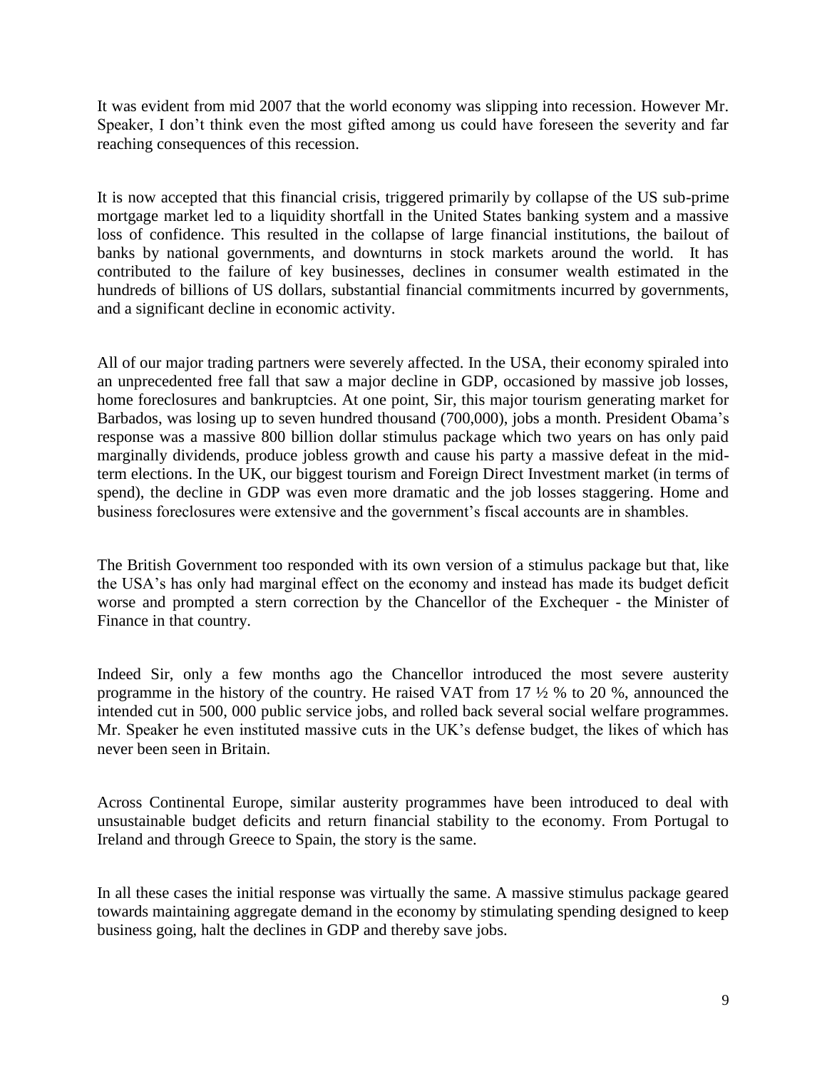It was evident from mid 2007 that the world economy was slipping into recession. However Mr. Speaker, I don't think even the most gifted among us could have foreseen the severity and far reaching consequences of this recession.

It is now accepted that this financial crisis, triggered primarily by collapse of the US sub-prime mortgage market led to a liquidity shortfall in the United States banking system and a massive loss of confidence. This resulted in the collapse of large financial institutions, the bailout of banks by national governments, and downturns in stock markets around the world. It has contributed to the failure of key businesses, declines in consumer wealth estimated in the hundreds of billions of US dollars, substantial financial commitments incurred by governments, and a significant decline in economic activity.

All of our major trading partners were severely affected. In the USA, their economy spiraled into an unprecedented free fall that saw a major decline in GDP, occasioned by massive job losses, home foreclosures and bankruptcies. At one point, Sir, this major tourism generating market for Barbados, was losing up to seven hundred thousand (700,000), jobs a month. President Obama's response was a massive 800 billion dollar stimulus package which two years on has only paid marginally dividends, produce jobless growth and cause his party a massive defeat in the mid-term elections. In the UK, our biggest tourism and Foreign Direct Investment market (in terms of spend), the decline in GDP was even more dramatic and the job losses staggering. Home and business foreclosures were extensive and the government's fiscal accounts are in shambles.

The British Government too responded with its own version of a stimulus package but that, like the USA's has only had marginal effect on the economy and instead has made its budget deficit worse and prompted a stern correction by the Chancellor of the Exchequer - the Minister of Finance in that country.

Indeed Sir, only a few months ago the Chancellor introduced the most severe austerity programme in the history of the country. He raised VAT from 17 ½ % to 20 %, announced the intended cut in 500, 000 public service jobs, and rolled back several social welfare programmes. Mr. Speaker he even instituted massive cuts in the UK's defense budget, the likes of which has never been seen in Britain.

Across Continental Europe, similar austerity programmes have been introduced to deal with unsustainable budget deficits and return financial stability to the economy. From Portugal to Ireland and through Greece to Spain, the story is the same.

In all these cases the initial response was virtually the same. A massive stimulus package geared towards maintaining aggregate demand in the economy by stimulating spending designed to keep business going, halt the declines in GDP and thereby save jobs.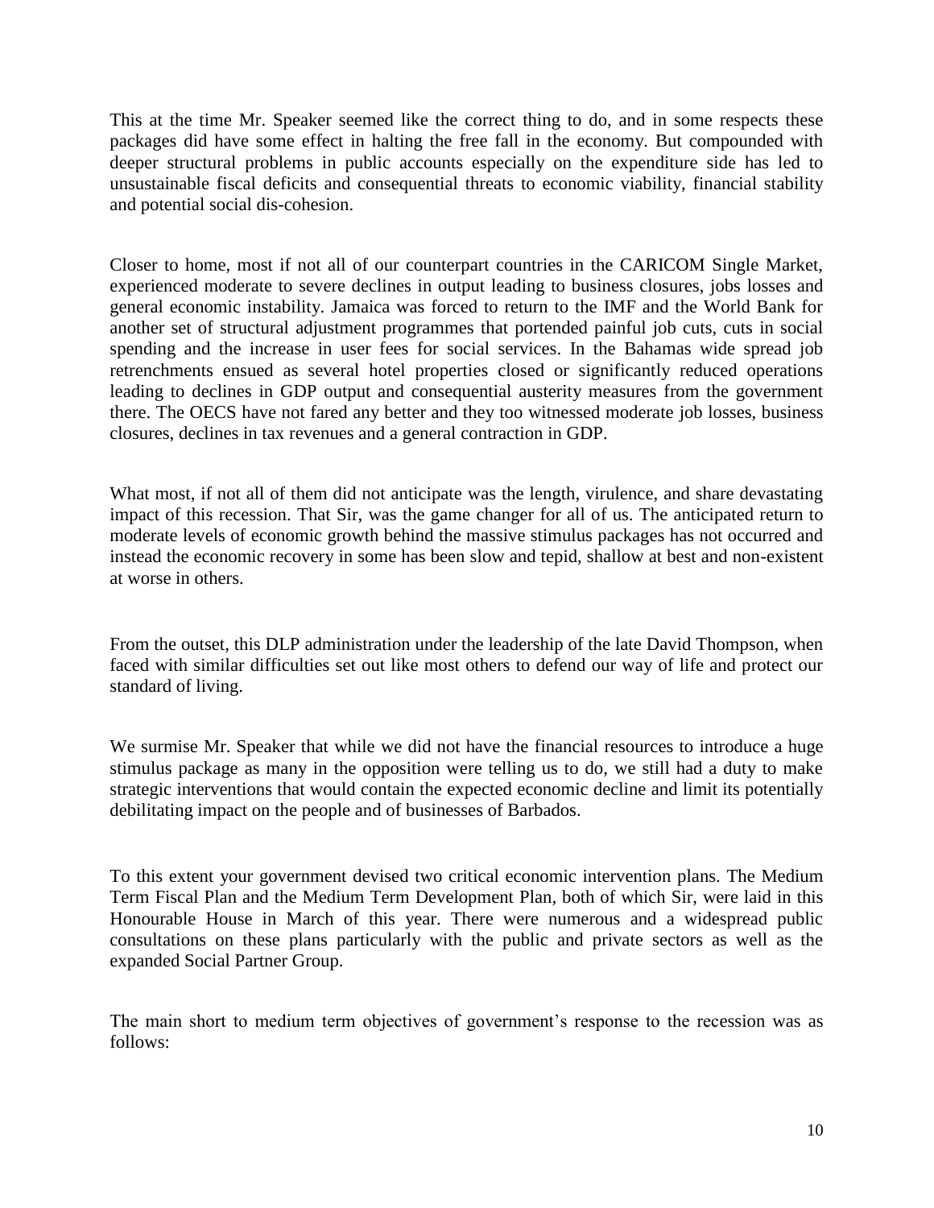This at the time Mr. Speaker seemed like the correct thing to do, and in some respects these packages did have some effect in halting the free fall in the economy. But compounded with deeper structural problems in public accounts especially on the expenditure side has led to unsustainable fiscal deficits and consequential threats to economic viability, financial stability and potential social dis-cohesion.

Closer to home, most if not all of our counterpart countries in the CARICOM Single Market, experienced moderate to severe declines in output leading to business closures, jobs losses and general economic instability. Jamaica was forced to return to the IMF and the World Bank for another set of structural adjustment programmes that portended painful job cuts, cuts in social spending and the increase in user fees for social services. In the Bahamas wide spread job retrenchments ensued as several hotel properties closed or significantly reduced operations leading to declines in GDP output and consequential austerity measures from the government there. The OECS have not fared any better and they too witnessed moderate job losses, business closures, declines in tax revenues and a general contraction in GDP.

What most, if not all of them did not anticipate was the length, virulence, and share devastating impact of this recession. That Sir, was the game changer for all of us. The anticipated return to moderate levels of economic growth behind the massive stimulus packages has not occurred and instead the economic recovery in some has been slow and tepid, shallow at best and non-existent at worse in others.

From the outset, this DLP administration under the leadership of the late David Thompson, when faced with similar difficulties set out like most others to defend our way of life and protect our standard of living.

We surmise Mr. Speaker that while we did not have the financial resources to introduce a huge stimulus package as many in the opposition were telling us to do, we still had a duty to make strategic interventions that would contain the expected economic decline and limit its potentially debilitating impact on the people and of businesses of Barbados.

To this extent your government devised two critical economic intervention plans. The Medium Term Fiscal Plan and the Medium Term Development Plan, both of which Sir, were laid in this Honourable House in March of this year. There were numerous and a widespread public consultations on these plans particularly with the public and private sectors as well as the expanded Social Partner Group.

The main short to medium term objectives of government's response to the recession was as follows: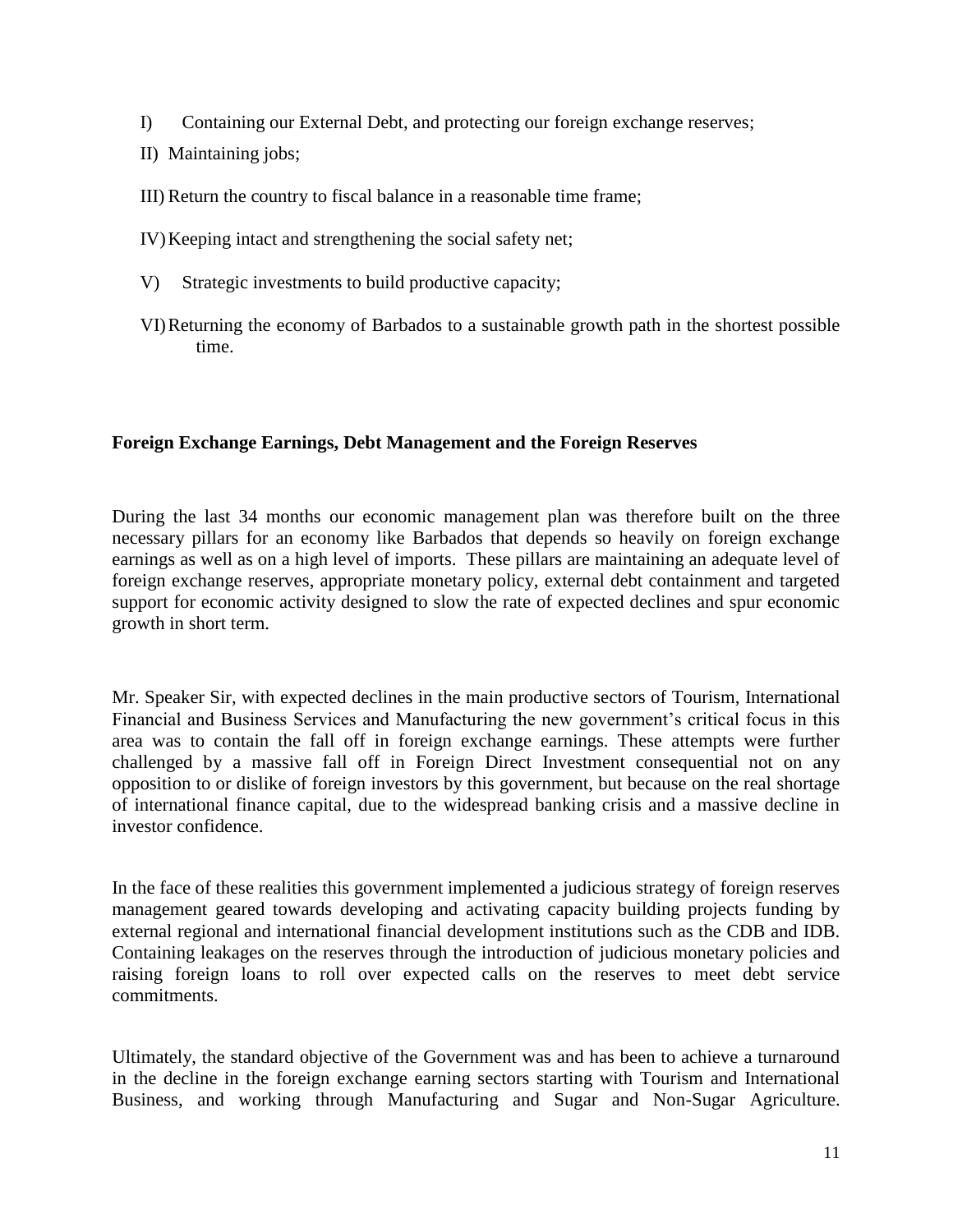I) Containing our External Debt, and protecting our foreign exchange reserves;

II) Maintaining jobs;

III) Return the country to fiscal balance in a reasonable time frame;

IV) Keeping intact and strengthening the social safety net;

V) Strategic investments to build productive capacity;

VI) Returning the economy of Barbados to a sustainable growth path in the shortest possible time.

**Foreign Exchange Earnings, Debt Management and the Foreign Reserves**

During the last 34 months our economic management plan was therefore built on the three necessary pillars for an economy like Barbados that depends so heavily on foreign exchange earnings as well as on a high level of imports. These pillars are maintaining an adequate level of foreign exchange reserves, appropriate monetary policy, external debt containment and targeted support for economic activity designed to slow the rate of expected declines and spur economic growth in short term.

Mr. Speaker Sir, with expected declines in the main productive sectors of Tourism, International Financial and Business Services and Manufacturing the new government's critical focus in this area was to contain the fall off in foreign exchange earnings. These attempts were further challenged by a massive fall off in Foreign Direct Investment consequential not on any opposition to or dislike of foreign investors by this government, but because on the real shortage of international finance capital, due to the widespread banking crisis and a massive decline in investor confidence.

In the face of these realities this government implemented a judicious strategy of foreign reserves management geared towards developing and activating capacity building projects funding by external regional and international financial development institutions such as the CDB and IDB. Containing leakages on the reserves through the introduction of judicious monetary policies and raising foreign loans to roll over expected calls on the reserves to meet debt service commitments.

Ultimately, the standard objective of the Government was and has been to achieve a turnaround in the decline in the foreign exchange earning sectors starting with Tourism and International Business, and working through Manufacturing and Sugar and Non-Sugar Agriculture.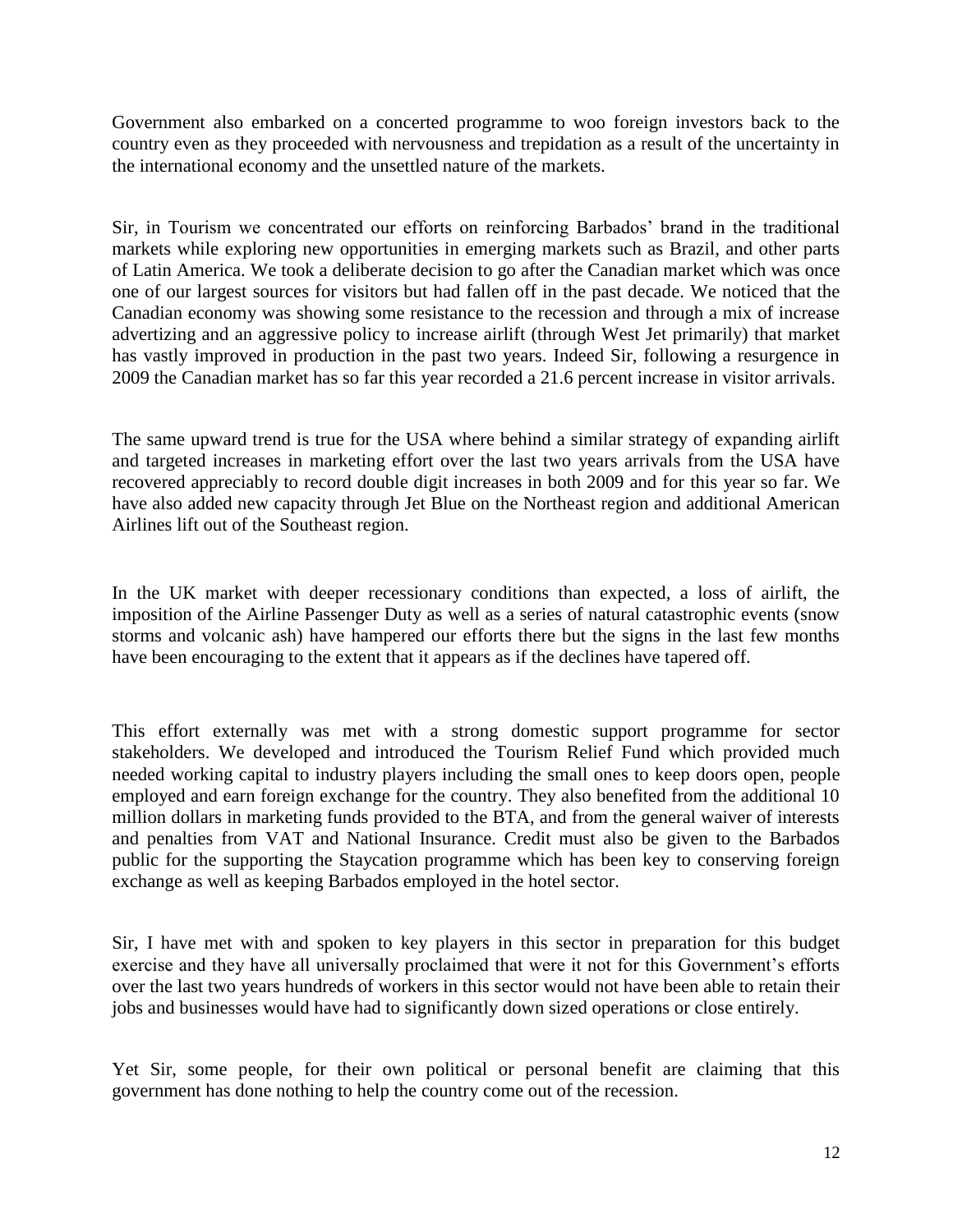Government also embarked on a concerted programme to woo foreign investors back to the country even as they proceeded with nervousness and trepidation as a result of the uncertainty in the international economy and the unsettled nature of the markets.

Sir, in Tourism we concentrated our efforts on reinforcing Barbados' brand in the traditional markets while exploring new opportunities in emerging markets such as Brazil, and other parts of Latin America. We took a deliberate decision to go after the Canadian market which was once one of our largest sources for visitors but had fallen off in the past decade. We noticed that the Canadian economy was showing some resistance to the recession and through a mix of increase advertizing and an aggressive policy to increase airlift (through West Jet primarily) that market has vastly improved in production in the past two years. Indeed Sir, following a resurgence in 2009 the Canadian market has so far this year recorded a 21.6 percent increase in visitor arrivals.

The same upward trend is true for the USA where behind a similar strategy of expanding airlift and targeted increases in marketing effort over the last two years arrivals from the USA have recovered appreciably to record double digit increases in both 2009 and for this year so far. We have also added new capacity through Jet Blue on the Northeast region and additional American Airlines lift out of the Southeast region.

In the UK market with deeper recessionary conditions than expected, a loss of airlift, the imposition of the Airline Passenger Duty as well as a series of natural catastrophic events (snow storms and volcanic ash) have hampered our efforts there but the signs in the last few months have been encouraging to the extent that it appears as if the declines have tapered off.

This effort externally was met with a strong domestic support programme for sector stakeholders. We developed and introduced the Tourism Relief Fund which provided much needed working capital to industry players including the small ones to keep doors open, people employed and earn foreign exchange for the country. They also benefited from the additional 10 million dollars in marketing funds provided to the BTA, and from the general waiver of interests and penalties from VAT and National Insurance. Credit must also be given to the Barbados public for the supporting the Staycation programme which has been key to conserving foreign exchange as well as keeping Barbados employed in the hotel sector.

Sir, I have met with and spoken to key players in this sector in preparation for this budget exercise and they have all universally proclaimed that were it not for this Government's efforts over the last two years hundreds of workers in this sector would not have been able to retain their jobs and businesses would have had to significantly down sized operations or close entirely.

Yet Sir, some people, for their own political or personal benefit are claiming that this government has done nothing to help the country come out of the recession.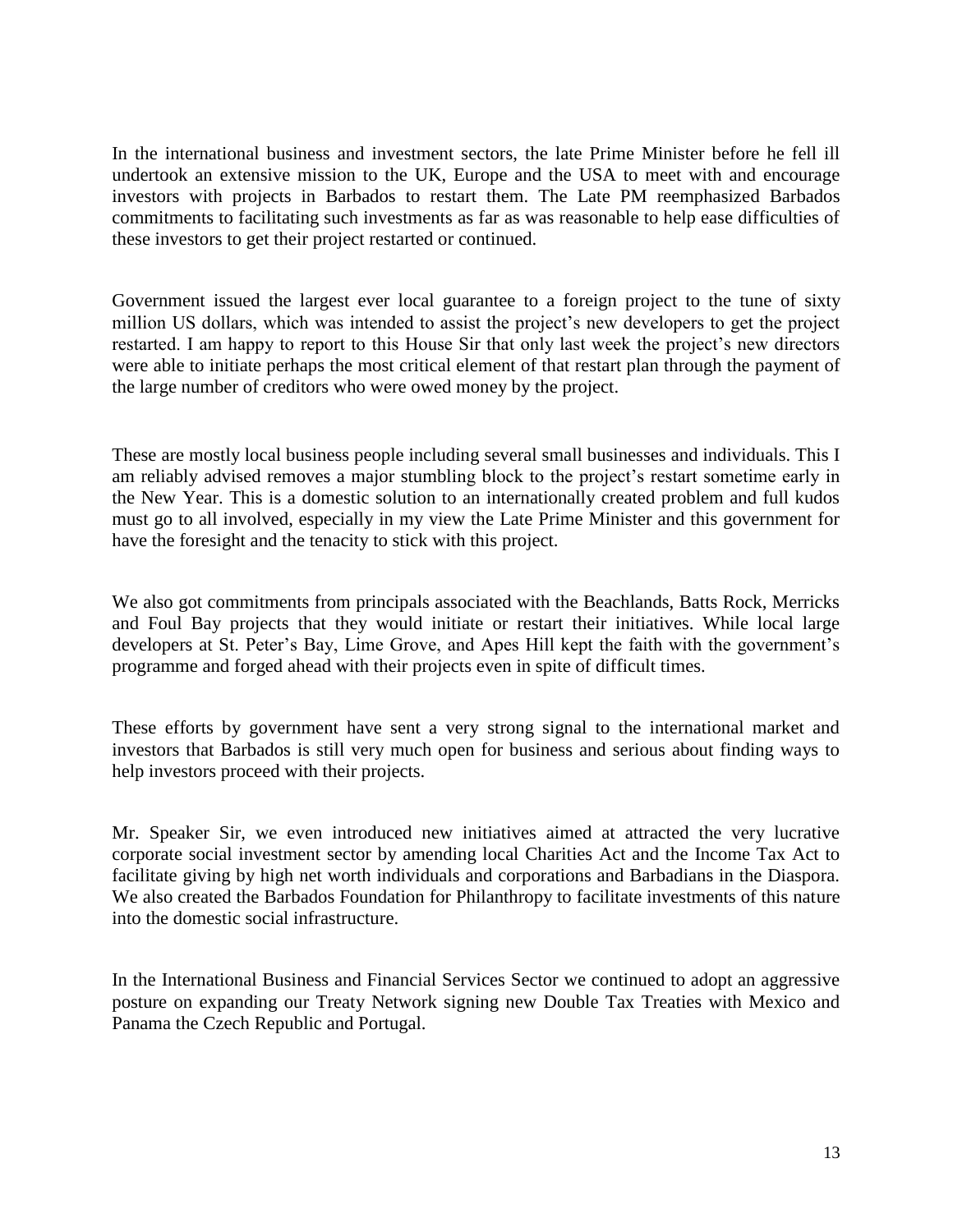In the international business and investment sectors, the late Prime Minister before he fell ill undertook an extensive mission to the UK, Europe and the USA to meet with and encourage investors with projects in Barbados to restart them. The Late PM reemphasized Barbados commitments to facilitating such investments as far as was reasonable to help ease difficulties of these investors to get their project restarted or continued.

Government issued the largest ever local guarantee to a foreign project to the tune of sixty million US dollars, which was intended to assist the project's new developers to get the project restarted. I am happy to report to this House Sir that only last week the project's new directors were able to initiate perhaps the most critical element of that restart plan through the payment of the large number of creditors who were owed money by the project.

These are mostly local business people including several small businesses and individuals. This I am reliably advised removes a major stumbling block to the project's restart sometime early in the New Year. This is a domestic solution to an internationally created problem and full kudos must go to all involved, especially in my view the Late Prime Minister and this government for have the foresight and the tenacity to stick with this project.

We also got commitments from principals associated with the Beachlands, Batts Rock, Merricks and Foul Bay projects that they would initiate or restart their initiatives. While local large developers at St. Peter's Bay, Lime Grove, and Apes Hill kept the faith with the government's programme and forged ahead with their projects even in spite of difficult times.

These efforts by government have sent a very strong signal to the international market and investors that Barbados is still very much open for business and serious about finding ways to help investors proceed with their projects.

Mr. Speaker Sir, we even introduced new initiatives aimed at attracted the very lucrative corporate social investment sector by amending local Charities Act and the Income Tax Act to facilitate giving by high net worth individuals and corporations and Barbadians in the Diaspora. We also created the Barbados Foundation for Philanthropy to facilitate investments of this nature into the domestic social infrastructure.

In the International Business and Financial Services Sector we continued to adopt an aggressive posture on expanding our Treaty Network signing new Double Tax Treaties with Mexico and Panama the Czech Republic and Portugal.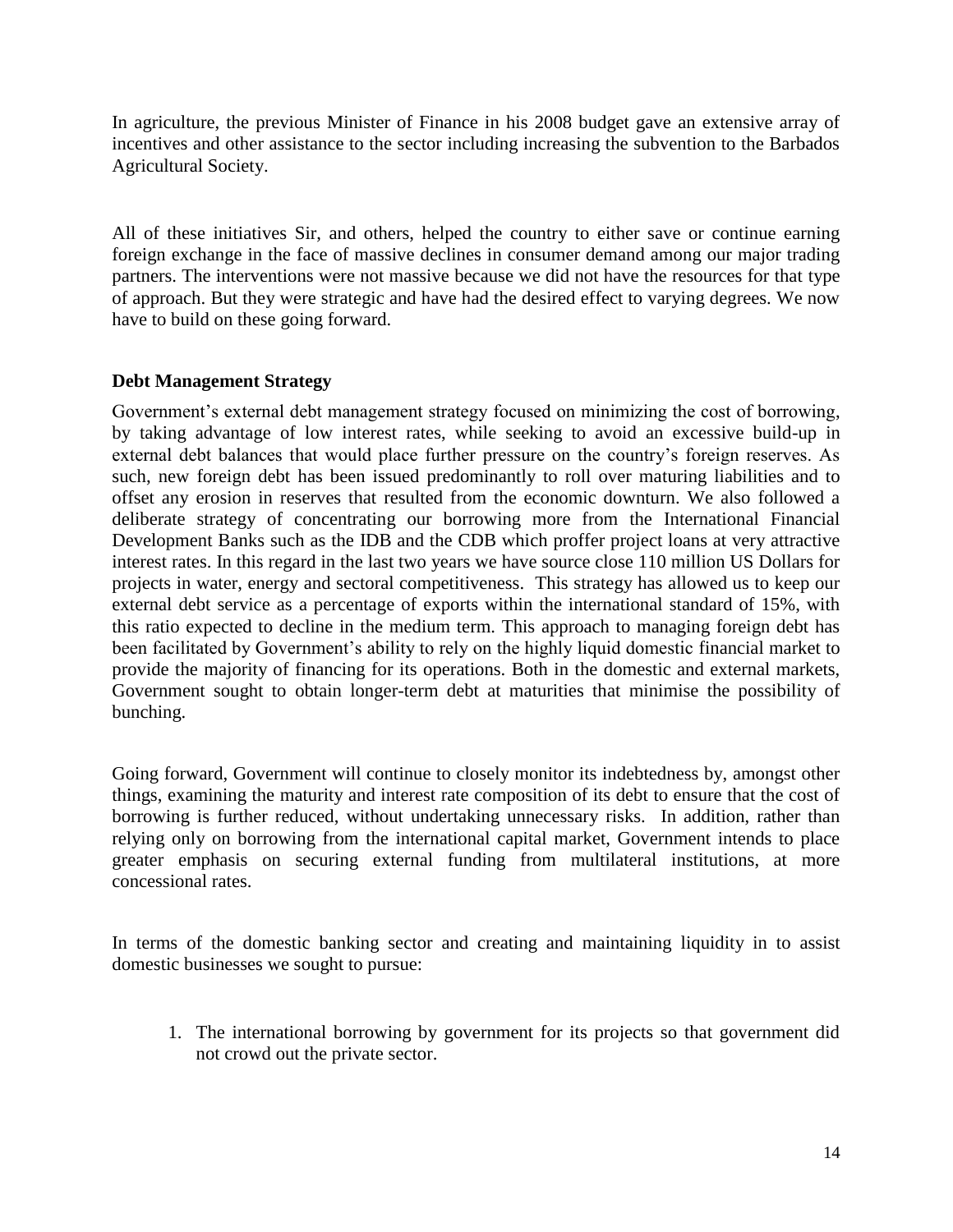In agriculture, the previous Minister of Finance in his 2008 budget gave an extensive array of incentives and other assistance to the sector including increasing the subvention to the Barbados Agricultural Society.

All of these initiatives Sir, and others, helped the country to either save or continue earning foreign exchange in the face of massive declines in consumer demand among our major trading partners. The interventions were not massive because we did not have the resources for that type of approach. But they were strategic and have had the desired effect to varying degrees. We now have to build on these going forward.

**Debt Management Strategy**

Government's external debt management strategy focused on minimizing the cost of borrowing, by taking advantage of low interest rates, while seeking to avoid an excessive build-up in external debt balances that would place further pressure on the country's foreign reserves. As such, new foreign debt has been issued predominantly to roll over maturing liabilities and to offset any erosion in reserves that resulted from the economic downturn. We also followed a deliberate strategy of concentrating our borrowing more from the International Financial Development Banks such as the IDB and the CDB which proffer project loans at very attractive interest rates. In this regard in the last two years we have source close 110 million US Dollars for projects in water, energy and sectoral competitiveness. This strategy has allowed us to keep our external debt service as a percentage of exports within the international standard of 15%, with this ratio expected to decline in the medium term. This approach to managing foreign debt has been facilitated by Government's ability to rely on the highly liquid domestic financial market to provide the majority of financing for its operations. Both in the domestic and external markets, Government sought to obtain longer-term debt at maturities that minimise the possibility of bunching.

Going forward, Government will continue to closely monitor its indebtedness by, amongst other things, examining the maturity and interest rate composition of its debt to ensure that the cost of borrowing is further reduced, without undertaking unnecessary risks. In addition, rather than relying only on borrowing from the international capital market, Government intends to place greater emphasis on securing external funding from multilateral institutions, at more concessional rates.

In terms of the domestic banking sector and creating and maintaining liquidity in to assist domestic businesses we sought to pursue:

1. The international borrowing by government for its projects so that government did not crowd out the private sector.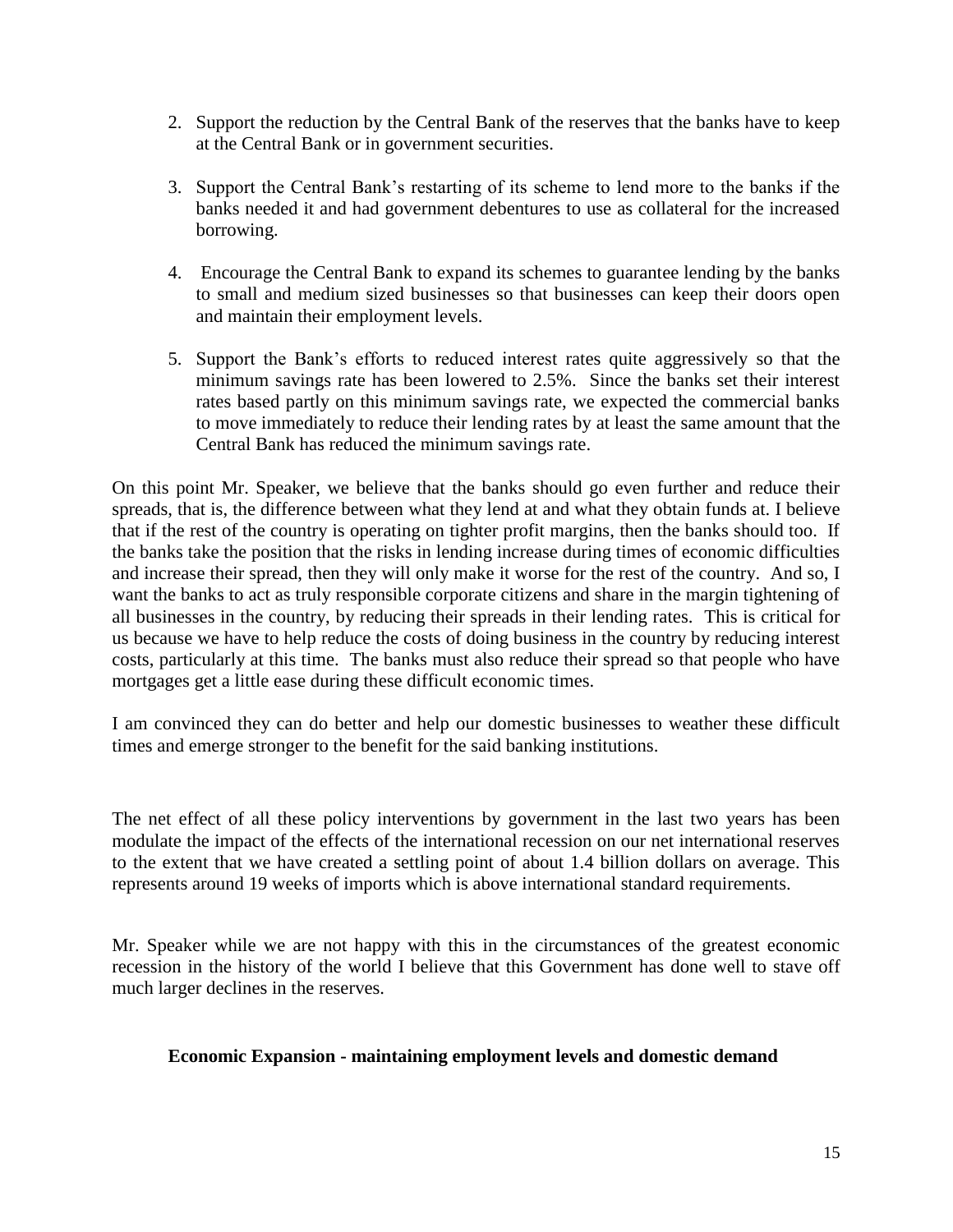2. Support the reduction by the Central Bank of the reserves that the banks have to keep at the Central Bank or in government securities.

3. Support the Central Bank's restarting of its scheme to lend more to the banks if the banks needed it and had government debentures to use as collateral for the increased borrowing.

4. Encourage the Central Bank to expand its schemes to guarantee lending by the banks to small and medium sized businesses so that businesses can keep their doors open and maintain their employment levels.

5. Support the Bank's efforts to reduced interest rates quite aggressively so that the minimum savings rate has been lowered to 2.5%. Since the banks set their interest rates based partly on this minimum savings rate, we expected the commercial banks to move immediately to reduce their lending rates by at least the same amount that the Central Bank has reduced the minimum savings rate.

On this point Mr. Speaker, we believe that the banks should go even further and reduce their spreads, that is, the difference between what they lend at and what they obtain funds at. I believe that if the rest of the country is operating on tighter profit margins, then the banks should too. If the banks take the position that the risks in lending increase during times of economic difficulties and increase their spread, then they will only make it worse for the rest of the country. And so, I want the banks to act as truly responsible corporate citizens and share in the margin tightening of all businesses in the country, by reducing their spreads in their lending rates. This is critical for us because we have to help reduce the costs of doing business in the country by reducing interest costs, particularly at this time. The banks must also reduce their spread so that people who have mortgages get a little ease during these difficult economic times.

I am convinced they can do better and help our domestic businesses to weather these difficult times and emerge stronger to the benefit for the said banking institutions.

The net effect of all these policy interventions by government in the last two years has been modulate the impact of the effects of the international recession on our net international reserves to the extent that we have created a settling point of about 1.4 billion dollars on average. This represents around 19 weeks of imports which is above international standard requirements.

Mr. Speaker while we are not happy with this in the circumstances of the greatest economic recession in the history of the world I believe that this Government has done well to stave off much larger declines in the reserves.

**Economic Expansion - maintaining employment levels and domestic demand**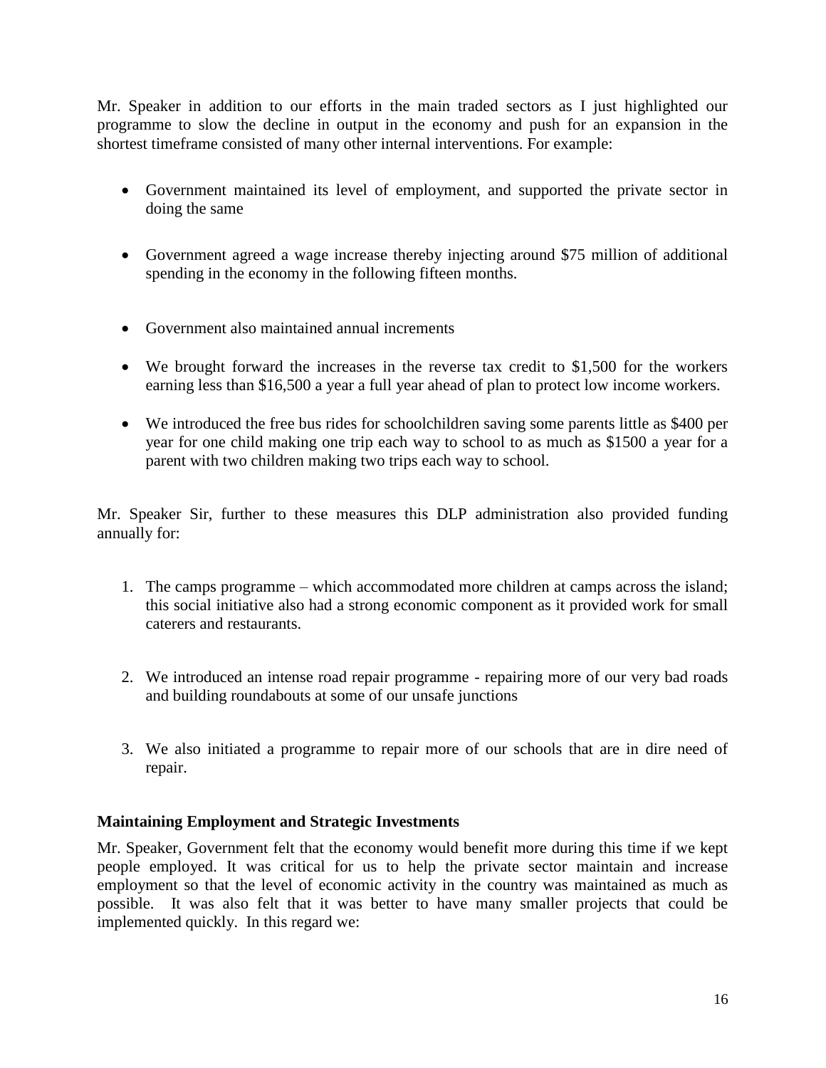Mr. Speaker in addition to our efforts in the main traded sectors as I just highlighted our programme to slow the decline in output in the economy and push for an expansion in the shortest timeframe consisted of many other internal interventions. For example:

- Government maintained its level of employment, and supported the private sector in doing the same
- Government agreed a wage increase thereby injecting around $75 million of additional spending in the economy in the following fifteen months.
- Government also maintained annual increments
- We brought forward the increases in the reverse tax credit to $1,500 for the workers earning less than $16,500 a year a full year ahead of plan to protect low income workers.
- We introduced the free bus rides for schoolchildren saving some parents little as $400 per year for one child making one trip each way to school to as much as $1500 a year for a parent with two children making two trips each way to school.

Mr. Speaker Sir, further to these measures this DLP administration also provided funding annually for:

1. The camps programme – which accommodated more children at camps across the island; this social initiative also had a strong economic component as it provided work for small caterers and restaurants.
2. We introduced an intense road repair programme - repairing more of our very bad roads and building roundabouts at some of our unsafe junctions
3. We also initiated a programme to repair more of our schools that are in dire need of repair.

**Maintaining Employment and Strategic Investments**

Mr. Speaker, Government felt that the economy would benefit more during this time if we kept people employed. It was critical for us to help the private sector maintain and increase employment so that the level of economic activity in the country was maintained as much as possible. It was also felt that it was better to have many smaller projects that could be implemented quickly. In this regard we: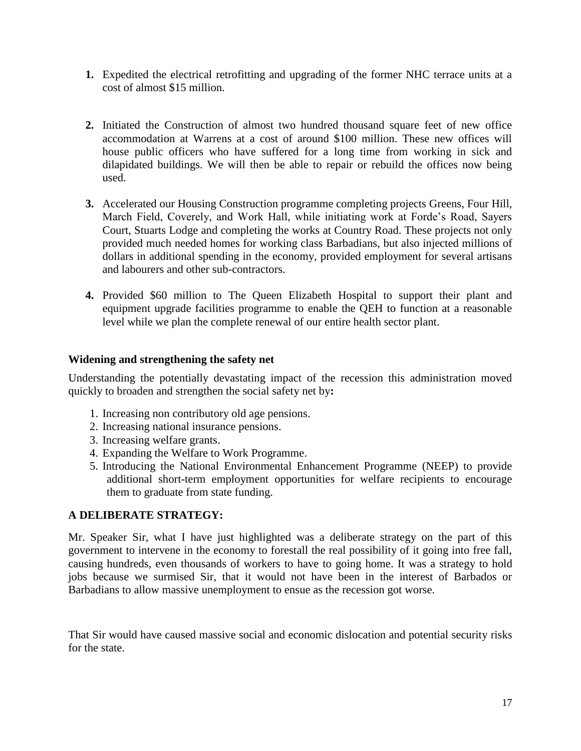1. Expedited the electrical retrofitting and upgrading of the former NHC terrace units at a cost of almost \$15 million.

2. Initiated the Construction of almost two hundred thousand square feet of new office accommodation at Warrens at a cost of around \$100 million. These new offices will house public officers who have suffered for a long time from working in sick and dilapidated buildings. We will then be able to repair or rebuild the offices now being used.

3. Accelerated our Housing Construction programme completing projects Greens, Four Hill, March Field, Coverely, and Work Hall, while initiating work at Forde's Road, Sayers Court, Stuarts Lodge and completing the works at Country Road. These projects not only provided much needed homes for working class Barbadians, but also injected millions of dollars in additional spending in the economy, provided employment for several artisans and labourers and other sub-contractors.

4. Provided \$60 million to The Queen Elizabeth Hospital to support their plant and equipment upgrade facilities programme to enable the QEH to function at a reasonable level while we plan the complete renewal of our entire health sector plant.

**Widening and strengthening the safety net**

Understanding the potentially devastating impact of the recession this administration moved quickly to broaden and strengthen the social safety net by**:**

1. Increasing non contributory old age pensions.
2. Increasing national insurance pensions.
3. Increasing welfare grants.
4. Expanding the Welfare to Work Programme.
5. Introducing the National Environmental Enhancement Programme (NEEP) to provide additional short-term employment opportunities for welfare recipients to encourage them to graduate from state funding.

**A DELIBERATE STRATEGY:**

Mr. Speaker Sir, what I have just highlighted was a deliberate strategy on the part of this government to intervene in the economy to forestall the real possibility of it going into free fall, causing hundreds, even thousands of workers to have to going home. It was a strategy to hold jobs because we surmised Sir, that it would not have been in the interest of Barbados or Barbadians to allow massive unemployment to ensue as the recession got worse.

That Sir would have caused massive social and economic dislocation and potential security risks for the state.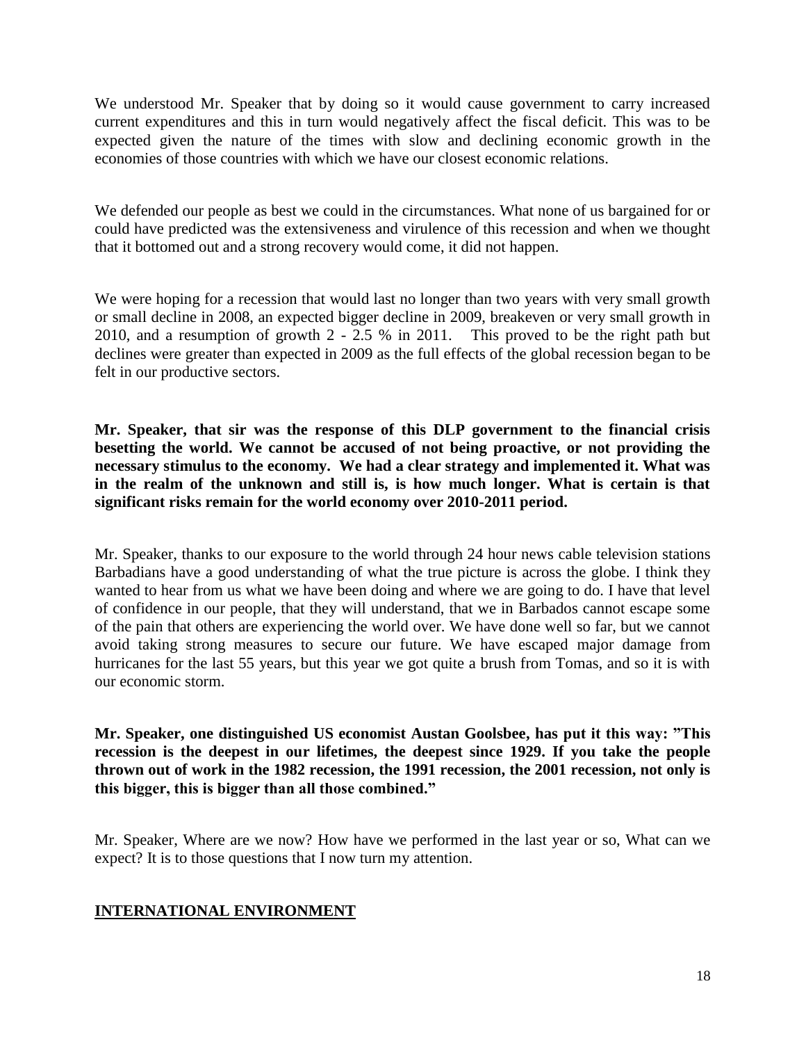We understood Mr. Speaker that by doing so it would cause government to carry increased current expenditures and this in turn would negatively affect the fiscal deficit. This was to be expected given the nature of the times with slow and declining economic growth in the economies of those countries with which we have our closest economic relations.

We defended our people as best we could in the circumstances. What none of us bargained for or could have predicted was the extensiveness and virulence of this recession and when we thought that it bottomed out and a strong recovery would come, it did not happen.

We were hoping for a recession that would last no longer than two years with very small growth or small decline in 2008, an expected bigger decline in 2009, breakeven or very small growth in 2010, and a resumption of growth 2 - 2.5 % in 2011. This proved to be the right path but declines were greater than expected in 2009 as the full effects of the global recession began to be felt in our productive sectors.

**Mr. Speaker, that sir was the response of this DLP government to the financial crisis besetting the world. We cannot be accused of not being proactive, or not providing the necessary stimulus to the economy. We had a clear strategy and implemented it. What was in the realm of the unknown and still is, is how much longer. What is certain is that significant risks remain for the world economy over 2010-2011 period.**

Mr. Speaker, thanks to our exposure to the world through 24 hour news cable television stations Barbadians have a good understanding of what the true picture is across the globe. I think they wanted to hear from us what we have been doing and where we are going to do. I have that level of confidence in our people, that they will understand, that we in Barbados cannot escape some of the pain that others are experiencing the world over. We have done well so far, but we cannot avoid taking strong measures to secure our future. We have escaped major damage from hurricanes for the last 55 years, but this year we got quite a brush from Tomas, and so it is with our economic storm.

**Mr. Speaker, one distinguished US economist Austan Goolsbee, has put it this way: "This recession is the deepest in our lifetimes, the deepest since 1929. If you take the people thrown out of work in the 1982 recession, the 1991 recession, the 2001 recession, not only is this bigger, this is bigger than all those combined."**

Mr. Speaker, Where are we now? How have we performed in the last year or so, What can we expect? It is to those questions that I now turn my attention.

## INTERNATIONAL ENVIRONMENT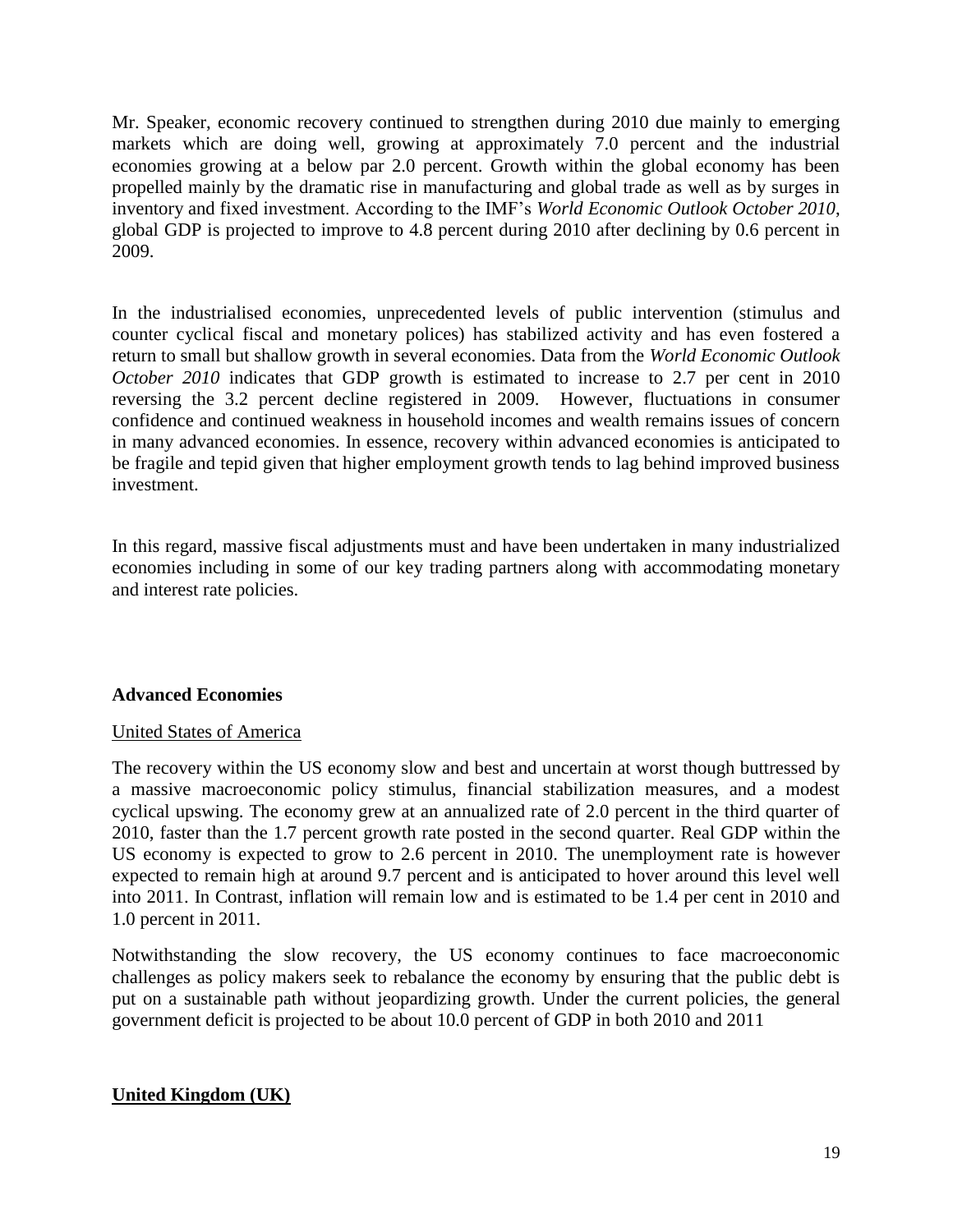Mr. Speaker, economic recovery continued to strengthen during 2010 due mainly to emerging markets which are doing well, growing at approximately 7.0 percent and the industrial economies growing at a below par 2.0 percent. Growth within the global economy has been propelled mainly by the dramatic rise in manufacturing and global trade as well as by surges in inventory and fixed investment. According to the IMF's *World Economic Outlook October 2010*, global GDP is projected to improve to 4.8 percent during 2010 after declining by 0.6 percent in 2009.

In the industrialised economies, unprecedented levels of public intervention (stimulus and counter cyclical fiscal and monetary polices) has stabilized activity and has even fostered a return to small but shallow growth in several economies. Data from the *World Economic Outlook October 2010* indicates that GDP growth is estimated to increase to 2.7 per cent in 2010 reversing the 3.2 percent decline registered in 2009. However, fluctuations in consumer confidence and continued weakness in household incomes and wealth remains issues of concern in many advanced economies. In essence, recovery within advanced economies is anticipated to be fragile and tepid given that higher employment growth tends to lag behind improved business investment.

In this regard, massive fiscal adjustments must and have been undertaken in many industrialized economies including in some of our key trading partners along with accommodating monetary and interest rate policies.

**Advanced Economies**

<u>United States of America</u>

The recovery within the US economy slow and best and uncertain at worst though buttressed by a massive macroeconomic policy stimulus, financial stabilization measures, and a modest cyclical upswing. The economy grew at an annualized rate of 2.0 percent in the third quarter of 2010, faster than the 1.7 percent growth rate posted in the second quarter. Real GDP within the US economy is expected to grow to 2.6 percent in 2010. The unemployment rate is however expected to remain high at around 9.7 percent and is anticipated to hover around this level well into 2011. In Contrast, inflation will remain low and is estimated to be 1.4 per cent in 2010 and 1.0 percent in 2011.

Notwithstanding the slow recovery, the US economy continues to face macroeconomic challenges as policy makers seek to rebalance the economy by ensuring that the public debt is put on a sustainable path without jeopardizing growth. Under the current policies, the general government deficit is projected to be about 10.0 percent of GDP in both 2010 and 2011

**<u>United Kingdom (UK)</u>**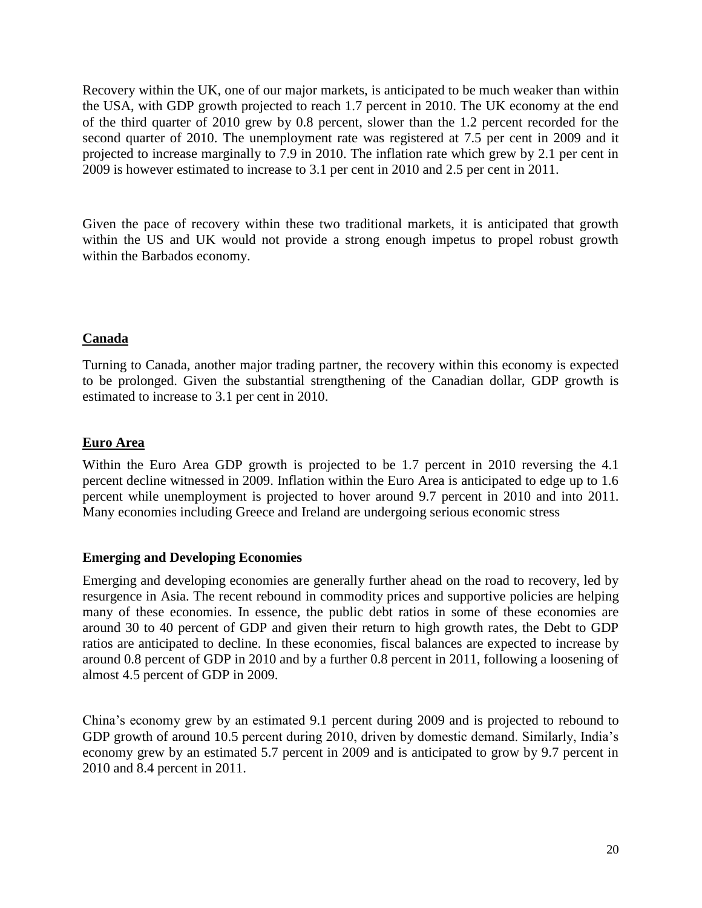Recovery within the UK, one of our major markets, is anticipated to be much weaker than within the USA, with GDP growth projected to reach 1.7 percent in 2010. The UK economy at the end of the third quarter of 2010 grew by 0.8 percent, slower than the 1.2 percent recorded for the second quarter of 2010. The unemployment rate was registered at 7.5 per cent in 2009 and it projected to increase marginally to 7.9 in 2010. The inflation rate which grew by 2.1 per cent in 2009 is however estimated to increase to 3.1 per cent in 2010 and 2.5 per cent in 2011.

Given the pace of recovery within these two traditional markets, it is anticipated that growth within the US and UK would not provide a strong enough impetus to propel robust growth within the Barbados economy.

## **Canada**

Turning to Canada, another major trading partner, the recovery within this economy is expected to be prolonged. Given the substantial strengthening of the Canadian dollar, GDP growth is estimated to increase to 3.1 per cent in 2010.

## **Euro Area**

Within the Euro Area GDP growth is projected to be 1.7 percent in 2010 reversing the 4.1 percent decline witnessed in 2009. Inflation within the Euro Area is anticipated to edge up to 1.6 percent while unemployment is projected to hover around 9.7 percent in 2010 and into 2011. Many economies including Greece and Ireland are undergoing serious economic stress

## **Emerging and Developing Economies**

Emerging and developing economies are generally further ahead on the road to recovery, led by resurgence in Asia. The recent rebound in commodity prices and supportive policies are helping many of these economies. In essence, the public debt ratios in some of these economies are around 30 to 40 percent of GDP and given their return to high growth rates, the Debt to GDP ratios are anticipated to decline. In these economies, fiscal balances are expected to increase by around 0.8 percent of GDP in 2010 and by a further 0.8 percent in 2011, following a loosening of almost 4.5 percent of GDP in 2009.

China's economy grew by an estimated 9.1 percent during 2009 and is projected to rebound to GDP growth of around 10.5 percent during 2010, driven by domestic demand. Similarly, India's economy grew by an estimated 5.7 percent in 2009 and is anticipated to grow by 9.7 percent in 2010 and 8.4 percent in 2011.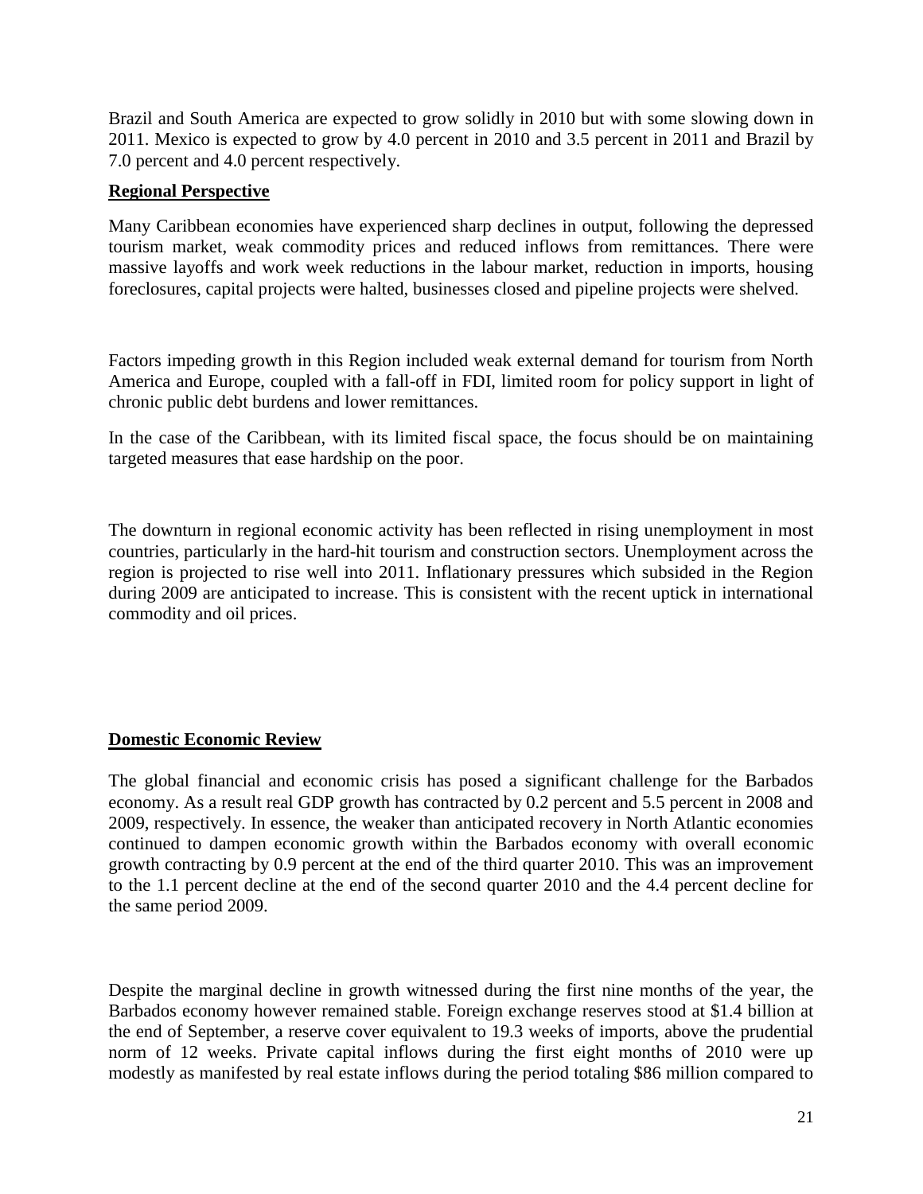Brazil and South America are expected to grow solidly in 2010 but with some slowing down in 2011. Mexico is expected to grow by 4.0 percent in 2010 and 3.5 percent in 2011 and Brazil by 7.0 percent and 4.0 percent respectively.

## Regional Perspective

Many Caribbean economies have experienced sharp declines in output, following the depressed tourism market, weak commodity prices and reduced inflows from remittances. There were massive layoffs and work week reductions in the labour market, reduction in imports, housing foreclosures, capital projects were halted, businesses closed and pipeline projects were shelved.

Factors impeding growth in this Region included weak external demand for tourism from North America and Europe, coupled with a fall-off in FDI, limited room for policy support in light of chronic public debt burdens and lower remittances.

In the case of the Caribbean, with its limited fiscal space, the focus should be on maintaining targeted measures that ease hardship on the poor.

The downturn in regional economic activity has been reflected in rising unemployment in most countries, particularly in the hard-hit tourism and construction sectors. Unemployment across the region is projected to rise well into 2011. Inflationary pressures which subsided in the Region during 2009 are anticipated to increase. This is consistent with the recent uptick in international commodity and oil prices.

## Domestic Economic Review

The global financial and economic crisis has posed a significant challenge for the Barbados economy. As a result real GDP growth has contracted by 0.2 percent and 5.5 percent in 2008 and 2009, respectively. In essence, the weaker than anticipated recovery in North Atlantic economies continued to dampen economic growth within the Barbados economy with overall economic growth contracting by 0.9 percent at the end of the third quarter 2010. This was an improvement to the 1.1 percent decline at the end of the second quarter 2010 and the 4.4 percent decline for the same period 2009.

Despite the marginal decline in growth witnessed during the first nine months of the year, the Barbados economy however remained stable. Foreign exchange reserves stood at $1.4 billion at the end of September, a reserve cover equivalent to 19.3 weeks of imports, above the prudential norm of 12 weeks. Private capital inflows during the first eight months of 2010 were up modestly as manifested by real estate inflows during the period totaling $86 million compared to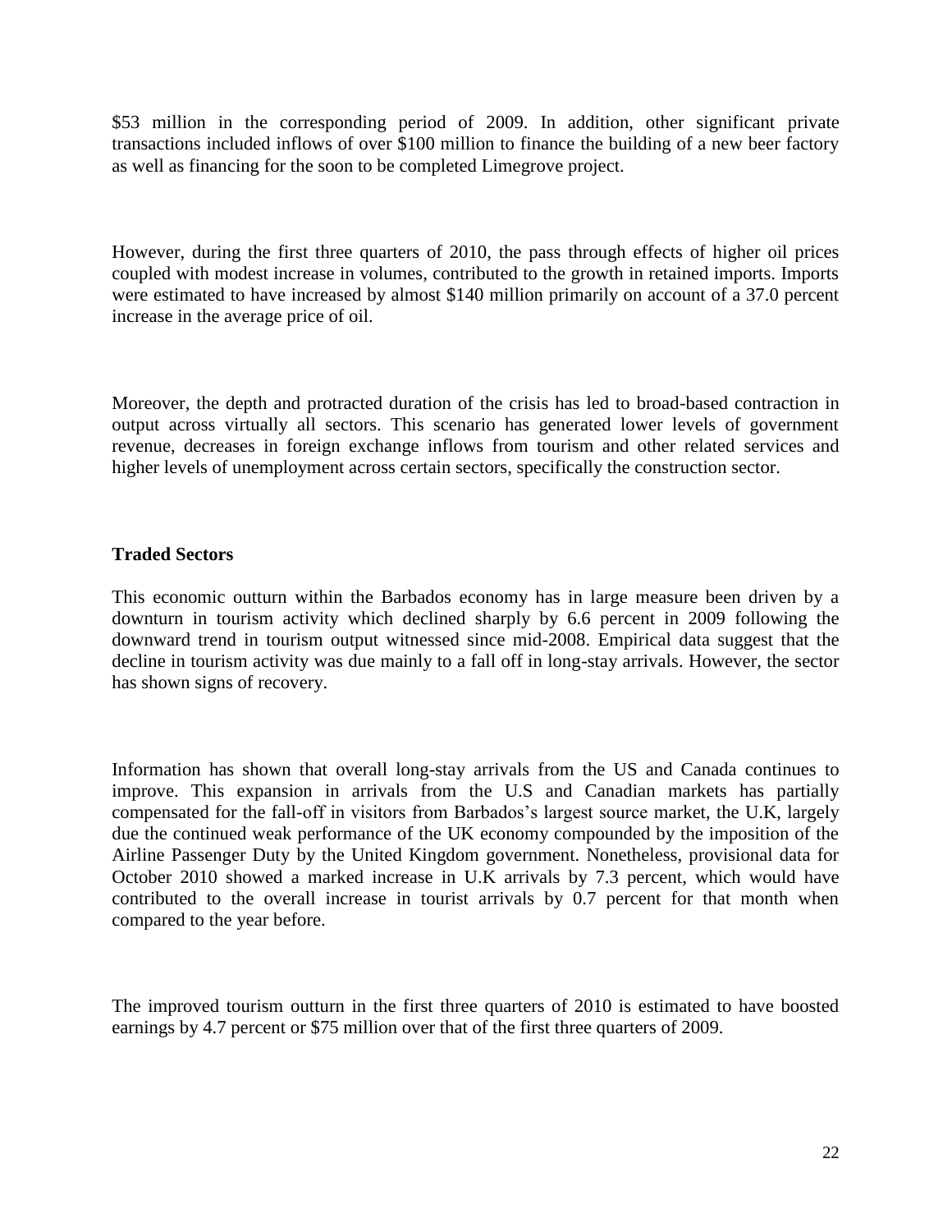$53 million in the corresponding period of 2009. In addition, other significant private transactions included inflows of over $100 million to finance the building of a new beer factory as well as financing for the soon to be completed Limegrove project.

However, during the first three quarters of 2010, the pass through effects of higher oil prices coupled with modest increase in volumes, contributed to the growth in retained imports. Imports were estimated to have increased by almost $140 million primarily on account of a 37.0 percent increase in the average price of oil.

Moreover, the depth and protracted duration of the crisis has led to broad-based contraction in output across virtually all sectors. This scenario has generated lower levels of government revenue, decreases in foreign exchange inflows from tourism and other related services and higher levels of unemployment across certain sectors, specifically the construction sector.

**Traded Sectors**

This economic outturn within the Barbados economy has in large measure been driven by a downturn in tourism activity which declined sharply by 6.6 percent in 2009 following the downward trend in tourism output witnessed since mid-2008. Empirical data suggest that the decline in tourism activity was due mainly to a fall off in long-stay arrivals. However, the sector has shown signs of recovery.

Information has shown that overall long-stay arrivals from the US and Canada continues to improve. This expansion in arrivals from the U.S and Canadian markets has partially compensated for the fall-off in visitors from Barbados's largest source market, the U.K, largely due the continued weak performance of the UK economy compounded by the imposition of the Airline Passenger Duty by the United Kingdom government. Nonetheless, provisional data for October 2010 showed a marked increase in U.K arrivals by 7.3 percent, which would have contributed to the overall increase in tourist arrivals by 0.7 percent for that month when compared to the year before.

The improved tourism outturn in the first three quarters of 2010 is estimated to have boosted earnings by 4.7 percent or $75 million over that of the first three quarters of 2009.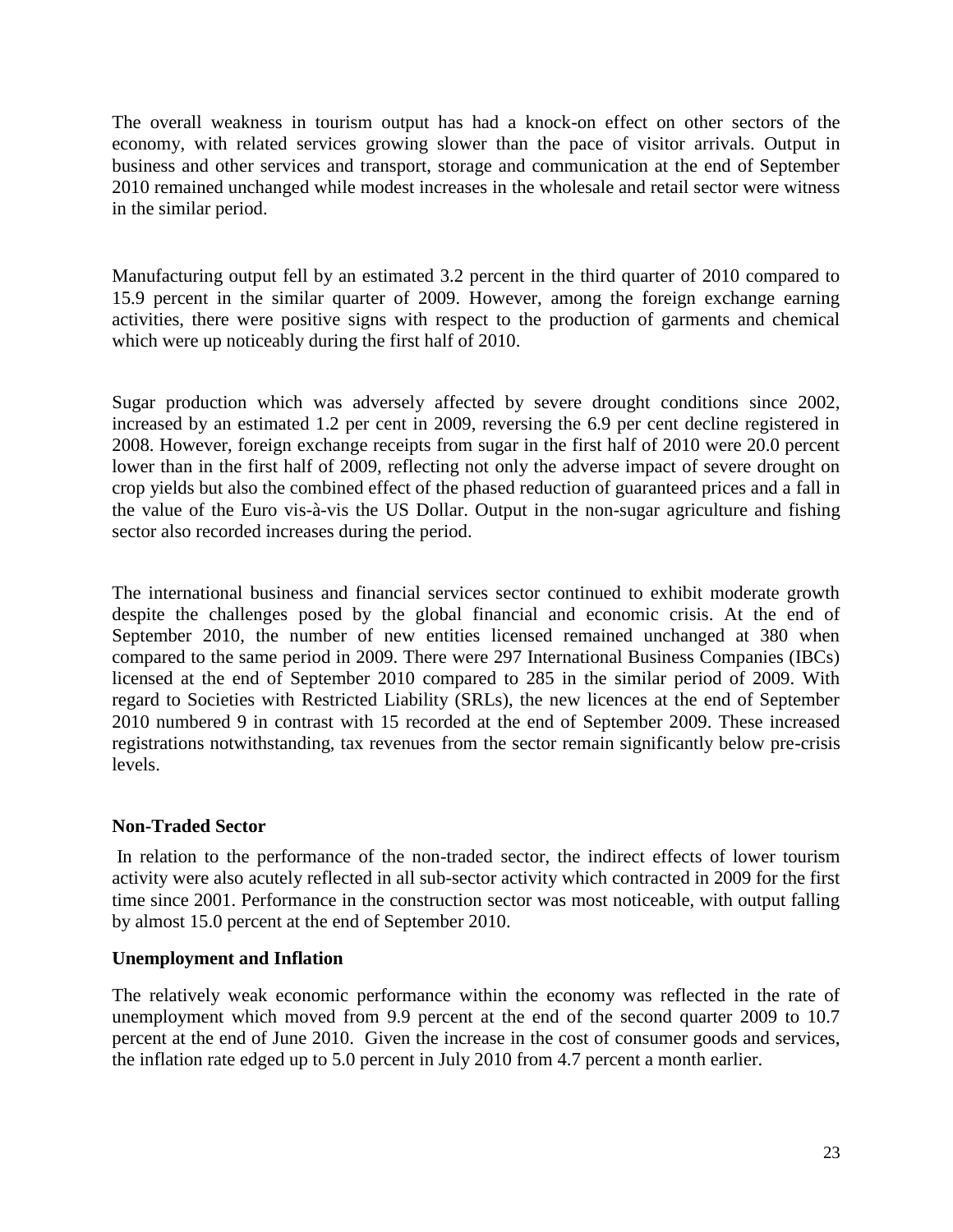The overall weakness in tourism output has had a knock-on effect on other sectors of the economy, with related services growing slower than the pace of visitor arrivals. Output in business and other services and transport, storage and communication at the end of September 2010 remained unchanged while modest increases in the wholesale and retail sector were witness in the similar period.

Manufacturing output fell by an estimated 3.2 percent in the third quarter of 2010 compared to 15.9 percent in the similar quarter of 2009. However, among the foreign exchange earning activities, there were positive signs with respect to the production of garments and chemical which were up noticeably during the first half of 2010.

Sugar production which was adversely affected by severe drought conditions since 2002, increased by an estimated 1.2 per cent in 2009, reversing the 6.9 per cent decline registered in 2008. However, foreign exchange receipts from sugar in the first half of 2010 were 20.0 percent lower than in the first half of 2009, reflecting not only the adverse impact of severe drought on crop yields but also the combined effect of the phased reduction of guaranteed prices and a fall in the value of the Euro vis-à-vis the US Dollar. Output in the non-sugar agriculture and fishing sector also recorded increases during the period.

The international business and financial services sector continued to exhibit moderate growth despite the challenges posed by the global financial and economic crisis. At the end of September 2010, the number of new entities licensed remained unchanged at 380 when compared to the same period in 2009. There were 297 International Business Companies (IBCs) licensed at the end of September 2010 compared to 285 in the similar period of 2009. With regard to Societies with Restricted Liability (SRLs), the new licences at the end of September 2010 numbered 9 in contrast with 15 recorded at the end of September 2009. These increased registrations notwithstanding, tax revenues from the sector remain significantly below pre-crisis levels.

**Non-Traded Sector**

In relation to the performance of the non-traded sector, the indirect effects of lower tourism activity were also acutely reflected in all sub-sector activity which contracted in 2009 for the first time since 2001. Performance in the construction sector was most noticeable, with output falling by almost 15.0 percent at the end of September 2010.

**Unemployment and Inflation**

The relatively weak economic performance within the economy was reflected in the rate of unemployment which moved from 9.9 percent at the end of the second quarter 2009 to 10.7 percent at the end of June 2010. Given the increase in the cost of consumer goods and services, the inflation rate edged up to 5.0 percent in July 2010 from 4.7 percent a month earlier.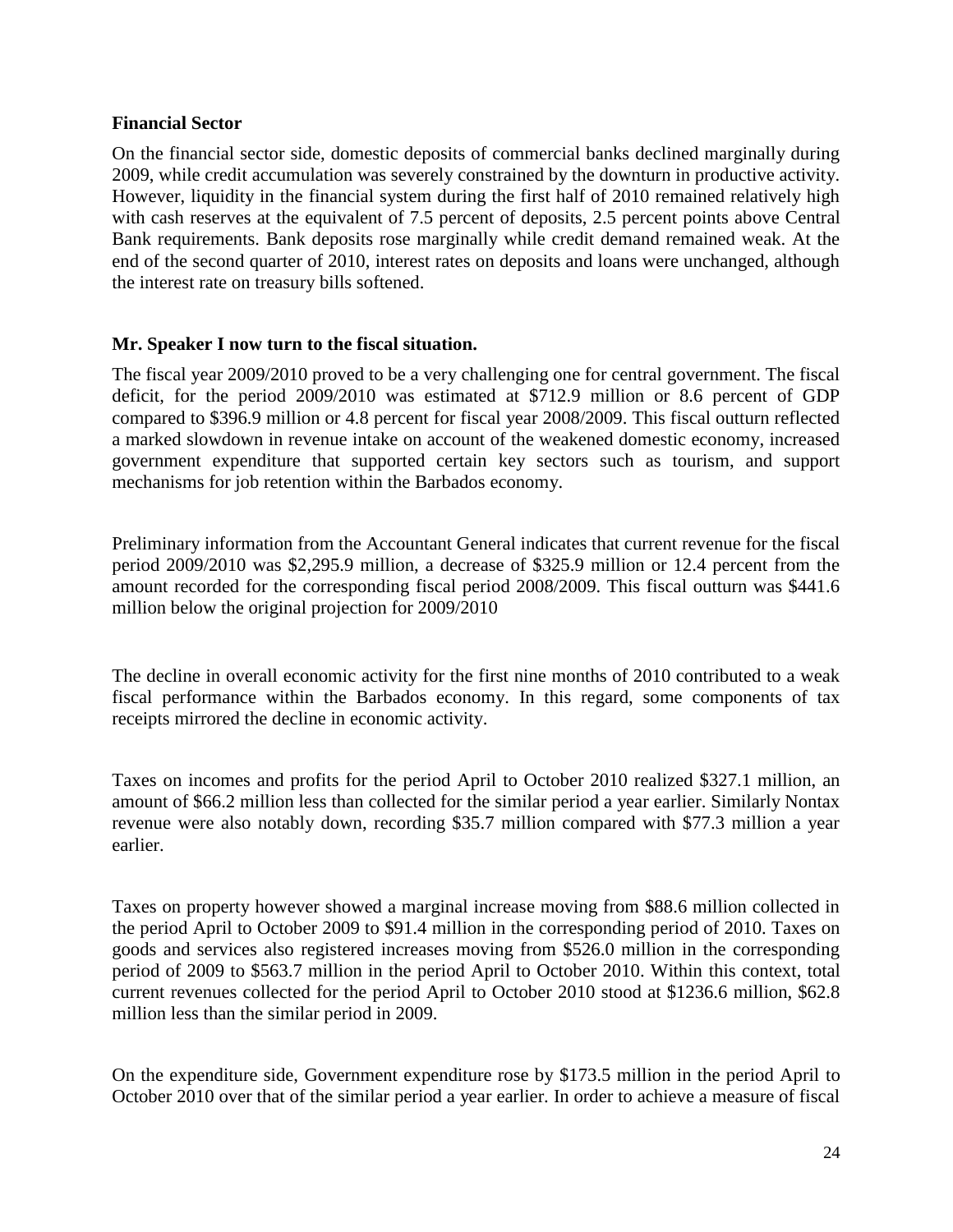**Financial Sector**

On the financial sector side, domestic deposits of commercial banks declined marginally during 2009, while credit accumulation was severely constrained by the downturn in productive activity. However, liquidity in the financial system during the first half of 2010 remained relatively high with cash reserves at the equivalent of 7.5 percent of deposits, 2.5 percent points above Central Bank requirements. Bank deposits rose marginally while credit demand remained weak. At the end of the second quarter of 2010, interest rates on deposits and loans were unchanged, although the interest rate on treasury bills softened.

**Mr. Speaker I now turn to the fiscal situation.**

The fiscal year 2009/2010 proved to be a very challenging one for central government. The fiscal deficit, for the period 2009/2010 was estimated at $712.9 million or 8.6 percent of GDP compared to $396.9 million or 4.8 percent for fiscal year 2008/2009. This fiscal outturn reflected a marked slowdown in revenue intake on account of the weakened domestic economy, increased government expenditure that supported certain key sectors such as tourism, and support mechanisms for job retention within the Barbados economy.

Preliminary information from the Accountant General indicates that current revenue for the fiscal period 2009/2010 was $2,295.9 million, a decrease of $325.9 million or 12.4 percent from the amount recorded for the corresponding fiscal period 2008/2009. This fiscal outturn was $441.6 million below the original projection for 2009/2010

The decline in overall economic activity for the first nine months of 2010 contributed to a weak fiscal performance within the Barbados economy. In this regard, some components of tax receipts mirrored the decline in economic activity.

Taxes on incomes and profits for the period April to October 2010 realized $327.1 million, an amount of $66.2 million less than collected for the similar period a year earlier. Similarly Nontax revenue were also notably down, recording $35.7 million compared with $77.3 million a year earlier.

Taxes on property however showed a marginal increase moving from $88.6 million collected in the period April to October 2009 to $91.4 million in the corresponding period of 2010. Taxes on goods and services also registered increases moving from $526.0 million in the corresponding period of 2009 to $563.7 million in the period April to October 2010. Within this context, total current revenues collected for the period April to October 2010 stood at $1236.6 million, $62.8 million less than the similar period in 2009.

On the expenditure side, Government expenditure rose by $173.5 million in the period April to October 2010 over that of the similar period a year earlier. In order to achieve a measure of fiscal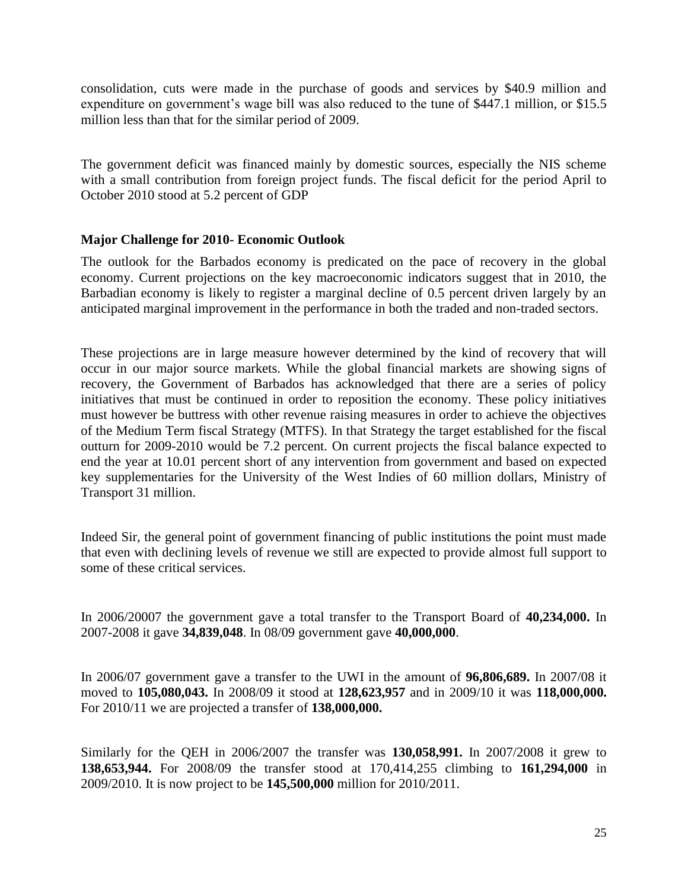consolidation, cuts were made in the purchase of goods and services by $40.9 million and expenditure on government's wage bill was also reduced to the tune of $447.1 million, or $15.5 million less than that for the similar period of 2009.

The government deficit was financed mainly by domestic sources, especially the NIS scheme with a small contribution from foreign project funds. The fiscal deficit for the period April to October 2010 stood at 5.2 percent of GDP

**Major Challenge for 2010- Economic Outlook**

The outlook for the Barbados economy is predicated on the pace of recovery in the global economy. Current projections on the key macroeconomic indicators suggest that in 2010, the Barbadian economy is likely to register a marginal decline of 0.5 percent driven largely by an anticipated marginal improvement in the performance in both the traded and non-traded sectors.

These projections are in large measure however determined by the kind of recovery that will occur in our major source markets. While the global financial markets are showing signs of recovery, the Government of Barbados has acknowledged that there are a series of policy initiatives that must be continued in order to reposition the economy. These policy initiatives must however be buttress with other revenue raising measures in order to achieve the objectives of the Medium Term fiscal Strategy (MTFS). In that Strategy the target established for the fiscal outturn for 2009-2010 would be 7.2 percent. On current projects the fiscal balance expected to end the year at 10.01 percent short of any intervention from government and based on expected key supplementaries for the University of the West Indies of 60 million dollars, Ministry of Transport 31 million.

Indeed Sir, the general point of government financing of public institutions the point must made that even with declining levels of revenue we still are expected to provide almost full support to some of these critical services.

In 2006/20007 the government gave a total transfer to the Transport Board of **40,234,000.** In 2007-2008 it gave **34,839,048**. In 08/09 government gave **40,000,000**.

In 2006/07 government gave a transfer to the UWI in the amount of **96,806,689.** In 2007/08 it moved to **105,080,043.** In 2008/09 it stood at **128,623,957** and in 2009/10 it was **118,000,000.** For 2010/11 we are projected a transfer of **138,000,000.**

Similarly for the QEH in 2006/2007 the transfer was **130,058,991.** In 2007/2008 it grew to **138,653,944.** For 2008/09 the transfer stood at 170,414,255 climbing to **161,294,000** in 2009/2010. It is now project to be **145,500,000** million for 2010/2011.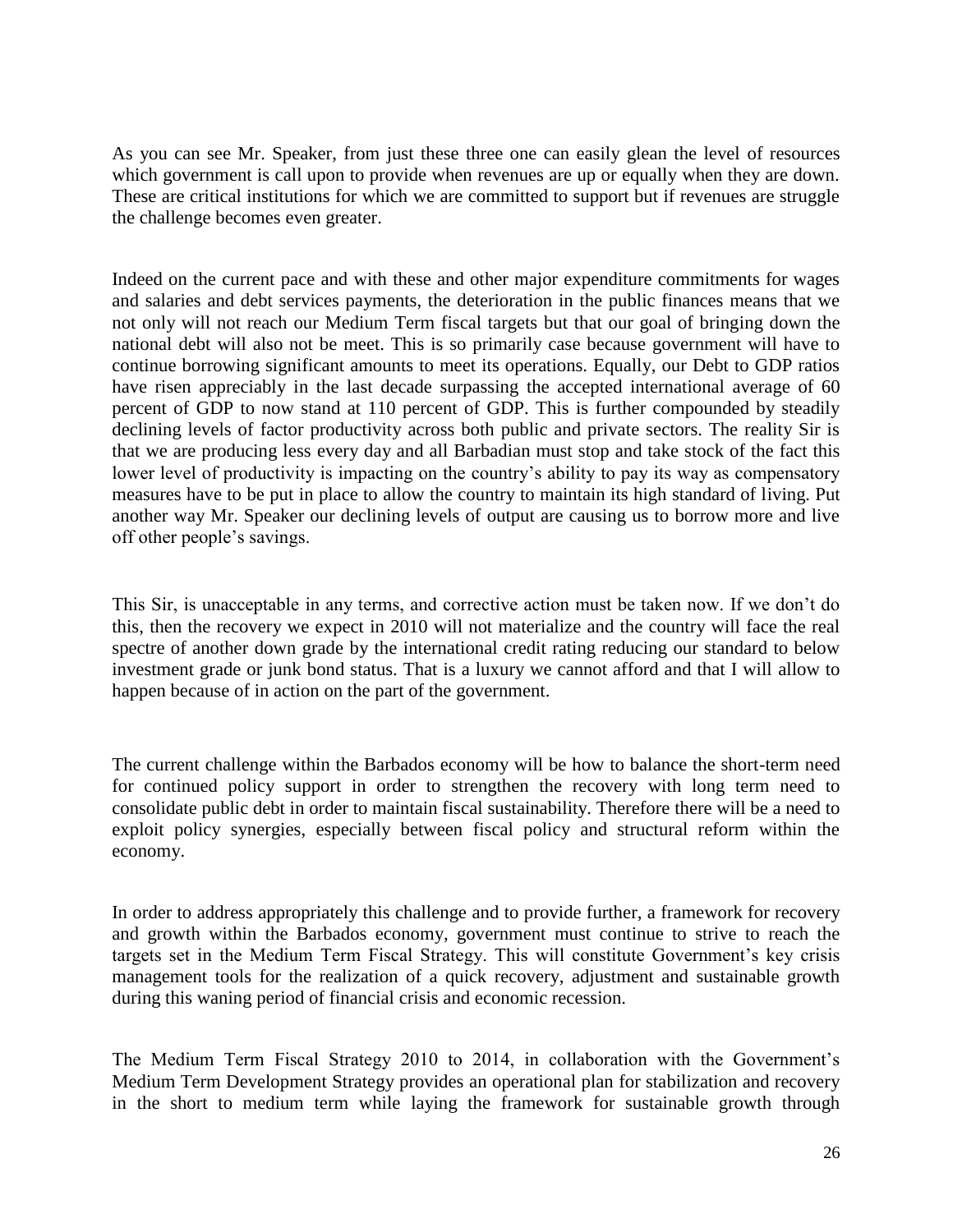As you can see Mr. Speaker, from just these three one can easily glean the level of resources which government is call upon to provide when revenues are up or equally when they are down. These are critical institutions for which we are committed to support but if revenues are struggle the challenge becomes even greater.

Indeed on the current pace and with these and other major expenditure commitments for wages and salaries and debt services payments, the deterioration in the public finances means that we not only will not reach our Medium Term fiscal targets but that our goal of bringing down the national debt will also not be meet. This is so primarily case because government will have to continue borrowing significant amounts to meet its operations. Equally, our Debt to GDP ratios have risen appreciably in the last decade surpassing the accepted international average of 60 percent of GDP to now stand at 110 percent of GDP. This is further compounded by steadily declining levels of factor productivity across both public and private sectors. The reality Sir is that we are producing less every day and all Barbadian must stop and take stock of the fact this lower level of productivity is impacting on the country's ability to pay its way as compensatory measures have to be put in place to allow the country to maintain its high standard of living. Put another way Mr. Speaker our declining levels of output are causing us to borrow more and live off other people's savings.

This Sir, is unacceptable in any terms, and corrective action must be taken now. If we don't do this, then the recovery we expect in 2010 will not materialize and the country will face the real spectre of another down grade by the international credit rating reducing our standard to below investment grade or junk bond status. That is a luxury we cannot afford and that I will allow to happen because of in action on the part of the government.

The current challenge within the Barbados economy will be how to balance the short-term need for continued policy support in order to strengthen the recovery with long term need to consolidate public debt in order to maintain fiscal sustainability. Therefore there will be a need to exploit policy synergies, especially between fiscal policy and structural reform within the economy.

In order to address appropriately this challenge and to provide further, a framework for recovery and growth within the Barbados economy, government must continue to strive to reach the targets set in the Medium Term Fiscal Strategy. This will constitute Government's key crisis management tools for the realization of a quick recovery, adjustment and sustainable growth during this waning period of financial crisis and economic recession.

The Medium Term Fiscal Strategy 2010 to 2014, in collaboration with the Government's Medium Term Development Strategy provides an operational plan for stabilization and recovery in the short to medium term while laying the framework for sustainable growth through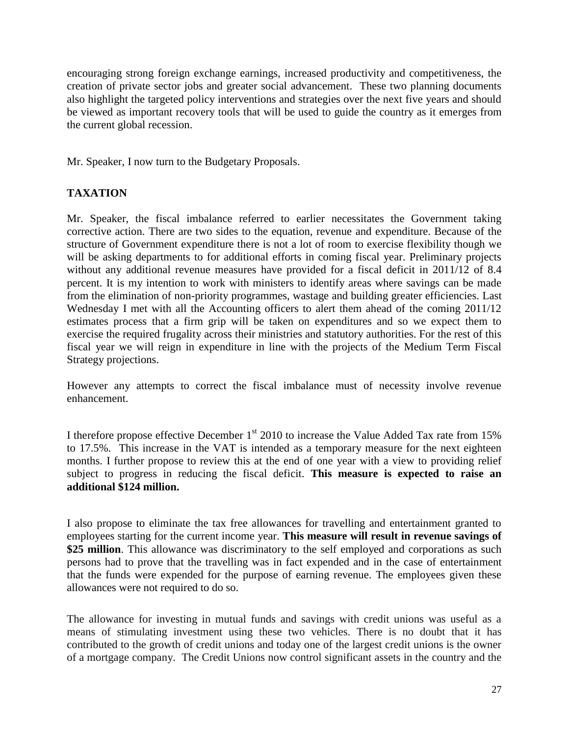encouraging strong foreign exchange earnings, increased productivity and competitiveness, the creation of private sector jobs and greater social advancement. These two planning documents also highlight the targeted policy interventions and strategies over the next five years and should be viewed as important recovery tools that will be used to guide the country as it emerges from the current global recession.

Mr. Speaker, I now turn to the Budgetary Proposals.

## TAXATION

Mr. Speaker, the fiscal imbalance referred to earlier necessitates the Government taking corrective action. There are two sides to the equation, revenue and expenditure. Because of the structure of Government expenditure there is not a lot of room to exercise flexibility though we will be asking departments to for additional efforts in coming fiscal year. Preliminary projects without any additional revenue measures have provided for a fiscal deficit in 2011/12 of 8.4 percent. It is my intention to work with ministers to identify areas where savings can be made from the elimination of non-priority programmes, wastage and building greater efficiencies. Last Wednesday I met with all the Accounting officers to alert them ahead of the coming 2011/12 estimates process that a firm grip will be taken on expenditures and so we expect them to exercise the required frugality across their ministries and statutory authorities. For the rest of this fiscal year we will reign in expenditure in line with the projects of the Medium Term Fiscal Strategy projections.

However any attempts to correct the fiscal imbalance must of necessity involve revenue enhancement.

I therefore propose effective December 1st 2010 to increase the Value Added Tax rate from 15% to 17.5%. This increase in the VAT is intended as a temporary measure for the next eighteen months. I further propose to review this at the end of one year with a view to providing relief subject to progress in reducing the fiscal deficit. **This measure is expected to raise an additional $124 million.**

I also propose to eliminate the tax free allowances for travelling and entertainment granted to employees starting for the current income year. **This measure will result in revenue savings of $25 million**. This allowance was discriminatory to the self employed and corporations as such persons had to prove that the travelling was in fact expended and in the case of entertainment that the funds were expended for the purpose of earning revenue. The employees given these allowances were not required to do so.

The allowance for investing in mutual funds and savings with credit unions was useful as a means of stimulating investment using these two vehicles. There is no doubt that it has contributed to the growth of credit unions and today one of the largest credit unions is the owner of a mortgage company. The Credit Unions now control significant assets in the country and the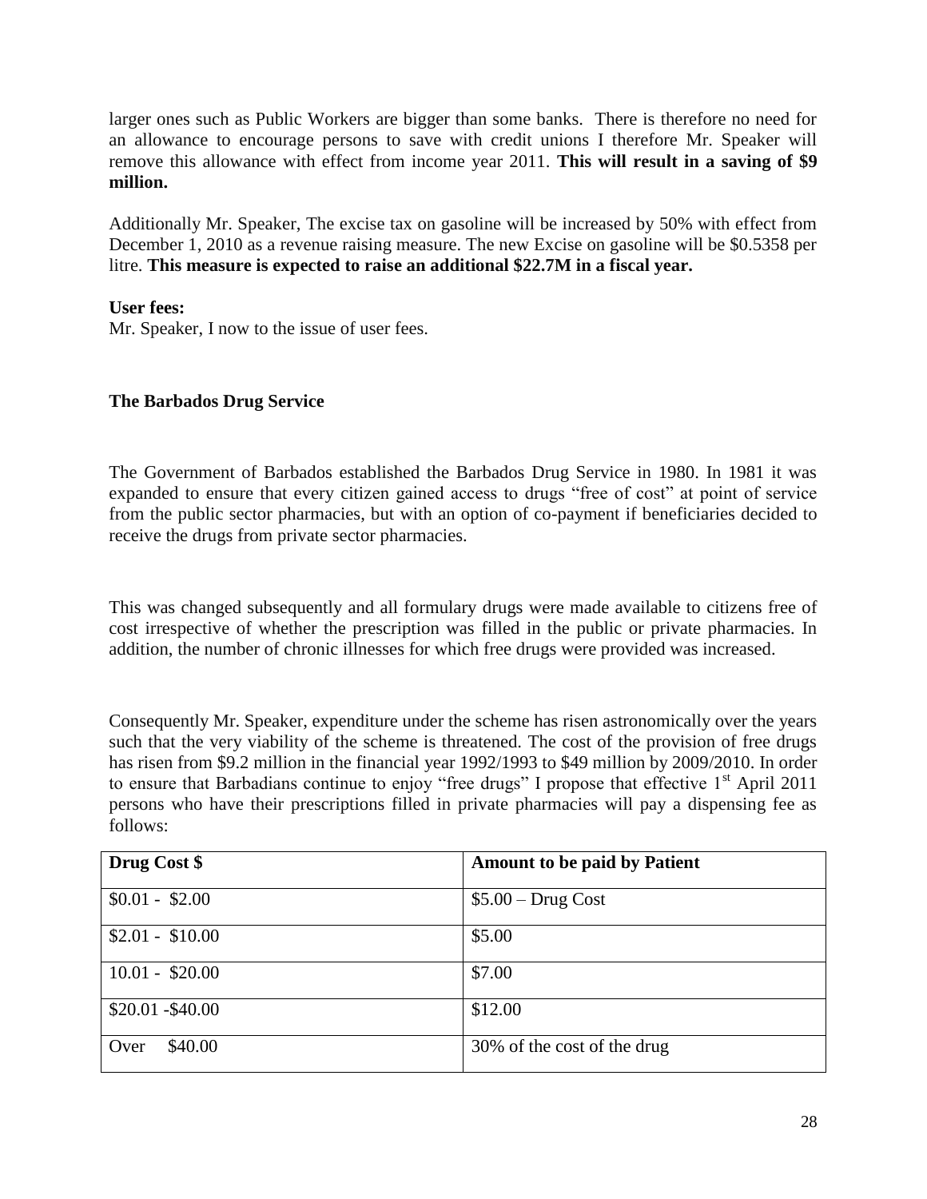larger ones such as Public Workers are bigger than some banks. There is therefore no need for an allowance to encourage persons to save with credit unions I therefore Mr. Speaker will remove this allowance with effect from income year 2011. **This will result in a saving of $9 million.**

Additionally Mr. Speaker, The excise tax on gasoline will be increased by 50% with effect from December 1, 2010 as a revenue raising measure. The new Excise on gasoline will be $0.5358 per litre. **This measure is expected to raise an additional $22.7M in a fiscal year.**

**User fees:**
Mr. Speaker, I now to the issue of user fees.

**The Barbados Drug Service**

The Government of Barbados established the Barbados Drug Service in 1980. In 1981 it was expanded to ensure that every citizen gained access to drugs "free of cost" at point of service from the public sector pharmacies, but with an option of co-payment if beneficiaries decided to receive the drugs from private sector pharmacies.

This was changed subsequently and all formulary drugs were made available to citizens free of cost irrespective of whether the prescription was filled in the public or private pharmacies. In addition, the number of chronic illnesses for which free drugs were provided was increased.

Consequently Mr. Speaker, expenditure under the scheme has risen astronomically over the years such that the very viability of the scheme is threatened. The cost of the provision of free drugs has risen from $9.2 million in the financial year 1992/1993 to $49 million by 2009/2010. In order to ensure that Barbadians continue to enjoy "free drugs" I propose that effective 1st April 2011 persons who have their prescriptions filled in private pharmacies will pay a dispensing fee as follows:

| Drug Cost $ | Amount to be paid by Patient |
|---|---|
| $0.01 - $2.00 | $5.00 – Drug Cost |
| $2.01 - $10.00 | $5.00 |
| 10.01 - $20.00 | $7.00 |
| $20.01 -$40.00 | $12.00 |
| Over $40.00 | 30% of the cost of the drug |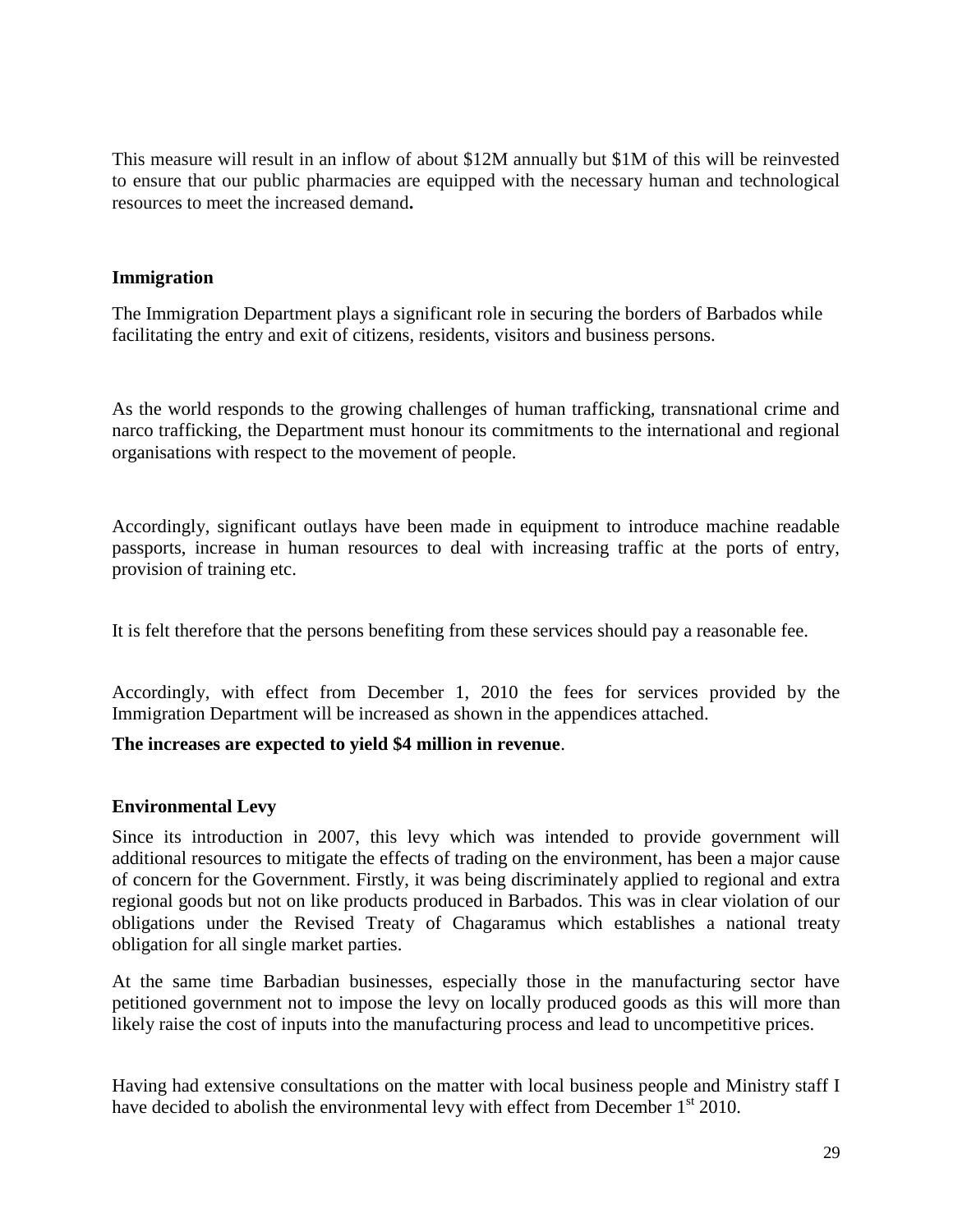This measure will result in an inflow of about $12M annually but $1M of this will be reinvested to ensure that our public pharmacies are equipped with the necessary human and technological resources to meet the increased demand**.**

### Immigration

The Immigration Department plays a significant role in securing the borders of Barbados while facilitating the entry and exit of citizens, residents, visitors and business persons.

As the world responds to the growing challenges of human trafficking, transnational crime and narco trafficking, the Department must honour its commitments to the international and regional organisations with respect to the movement of people.

Accordingly, significant outlays have been made in equipment to introduce machine readable passports, increase in human resources to deal with increasing traffic at the ports of entry, provision of training etc.

It is felt therefore that the persons benefiting from these services should pay a reasonable fee.

Accordingly, with effect from December 1, 2010 the fees for services provided by the Immigration Department will be increased as shown in the appendices attached.

**The increases are expected to yield $4 million in revenue**.

### Environmental Levy

Since its introduction in 2007, this levy which was intended to provide government will additional resources to mitigate the effects of trading on the environment, has been a major cause of concern for the Government. Firstly, it was being discriminately applied to regional and extra regional goods but not on like products produced in Barbados. This was in clear violation of our obligations under the Revised Treaty of Chagaramus which establishes a national treaty obligation for all single market parties.

At the same time Barbadian businesses, especially those in the manufacturing sector have petitioned government not to impose the levy on locally produced goods as this will more than likely raise the cost of inputs into the manufacturing process and lead to uncompetitive prices.

Having had extensive consultations on the matter with local business people and Ministry staff I have decided to abolish the environmental levy with effect from December 1st 2010.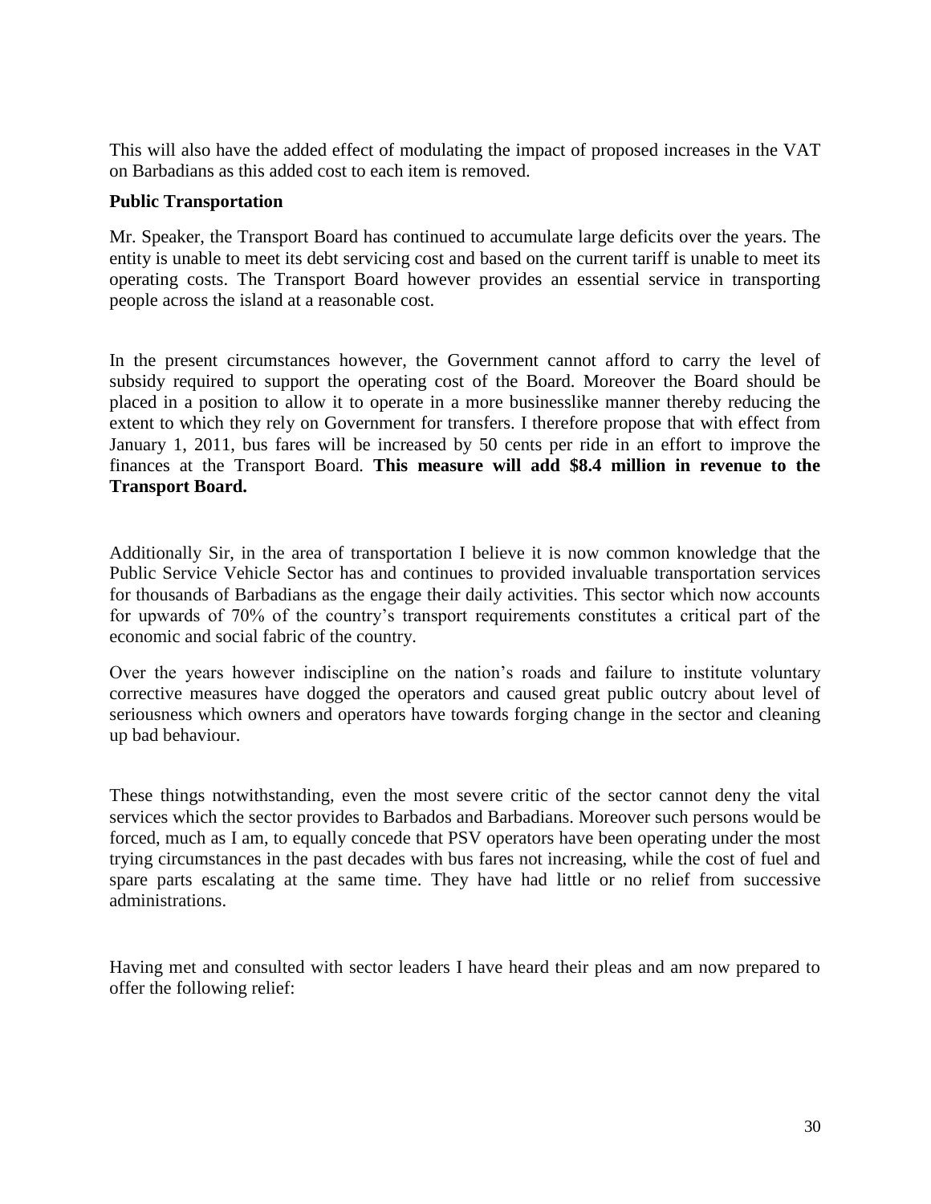This will also have the added effect of modulating the impact of proposed increases in the VAT on Barbadians as this added cost to each item is removed.

**Public Transportation**

Mr. Speaker, the Transport Board has continued to accumulate large deficits over the years. The entity is unable to meet its debt servicing cost and based on the current tariff is unable to meet its operating costs. The Transport Board however provides an essential service in transporting people across the island at a reasonable cost.

In the present circumstances however, the Government cannot afford to carry the level of subsidy required to support the operating cost of the Board. Moreover the Board should be placed in a position to allow it to operate in a more businesslike manner thereby reducing the extent to which they rely on Government for transfers. I therefore propose that with effect from January 1, 2011, bus fares will be increased by 50 cents per ride in an effort to improve the finances at the Transport Board. **This measure will add $8.4 million in revenue to the Transport Board.**

Additionally Sir, in the area of transportation I believe it is now common knowledge that the Public Service Vehicle Sector has and continues to provided invaluable transportation services for thousands of Barbadians as the engage their daily activities. This sector which now accounts for upwards of 70% of the country's transport requirements constitutes a critical part of the economic and social fabric of the country.

Over the years however indiscipline on the nation's roads and failure to institute voluntary corrective measures have dogged the operators and caused great public outcry about level of seriousness which owners and operators have towards forging change in the sector and cleaning up bad behaviour.

These things notwithstanding, even the most severe critic of the sector cannot deny the vital services which the sector provides to Barbados and Barbadians. Moreover such persons would be forced, much as I am, to equally concede that PSV operators have been operating under the most trying circumstances in the past decades with bus fares not increasing, while the cost of fuel and spare parts escalating at the same time. They have had little or no relief from successive administrations.

Having met and consulted with sector leaders I have heard their pleas and am now prepared to offer the following relief: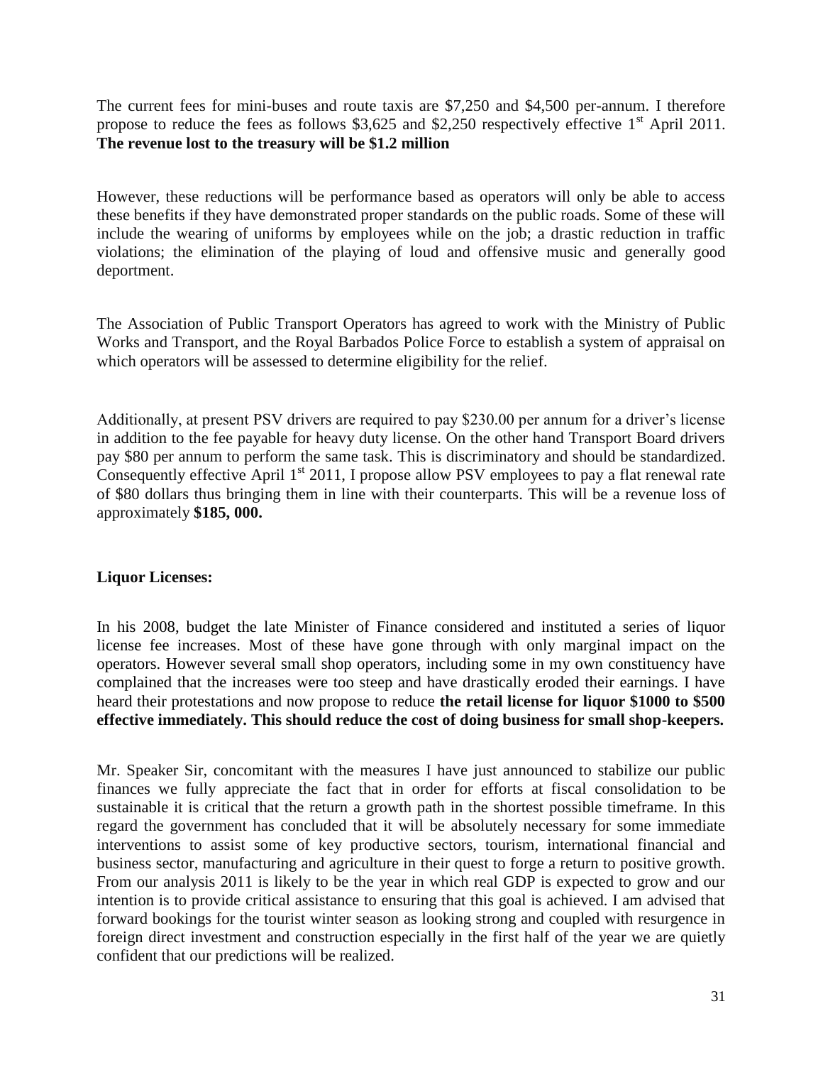The current fees for mini-buses and route taxis are $7,250 and $4,500 per-annum. I therefore propose to reduce the fees as follows $3,625 and $2,250 respectively effective 1st April 2011. **The revenue lost to the treasury will be $1.2 million**

However, these reductions will be performance based as operators will only be able to access these benefits if they have demonstrated proper standards on the public roads. Some of these will include the wearing of uniforms by employees while on the job; a drastic reduction in traffic violations; the elimination of the playing of loud and offensive music and generally good deportment.

The Association of Public Transport Operators has agreed to work with the Ministry of Public Works and Transport, and the Royal Barbados Police Force to establish a system of appraisal on which operators will be assessed to determine eligibility for the relief.

Additionally, at present PSV drivers are required to pay $230.00 per annum for a driver's license in addition to the fee payable for heavy duty license. On the other hand Transport Board drivers pay $80 per annum to perform the same task. This is discriminatory and should be standardized. Consequently effective April 1st 2011, I propose allow PSV employees to pay a flat renewal rate of $80 dollars thus bringing them in line with their counterparts. This will be a revenue loss of approximately **$185, 000.**

**Liquor Licenses:**

In his 2008, budget the late Minister of Finance considered and instituted a series of liquor license fee increases. Most of these have gone through with only marginal impact on the operators. However several small shop operators, including some in my own constituency have complained that the increases were too steep and have drastically eroded their earnings. I have heard their protestations and now propose to reduce **the retail license for liquor $1000 to $500 effective immediately. This should reduce the cost of doing business for small shop-keepers.**

Mr. Speaker Sir, concomitant with the measures I have just announced to stabilize our public finances we fully appreciate the fact that in order for efforts at fiscal consolidation to be sustainable it is critical that the return a growth path in the shortest possible timeframe. In this regard the government has concluded that it will be absolutely necessary for some immediate interventions to assist some of key productive sectors, tourism, international financial and business sector, manufacturing and agriculture in their quest to forge a return to positive growth. From our analysis 2011 is likely to be the year in which real GDP is expected to grow and our intention is to provide critical assistance to ensuring that this goal is achieved. I am advised that forward bookings for the tourist winter season as looking strong and coupled with resurgence in foreign direct investment and construction especially in the first half of the year we are quietly confident that our predictions will be realized.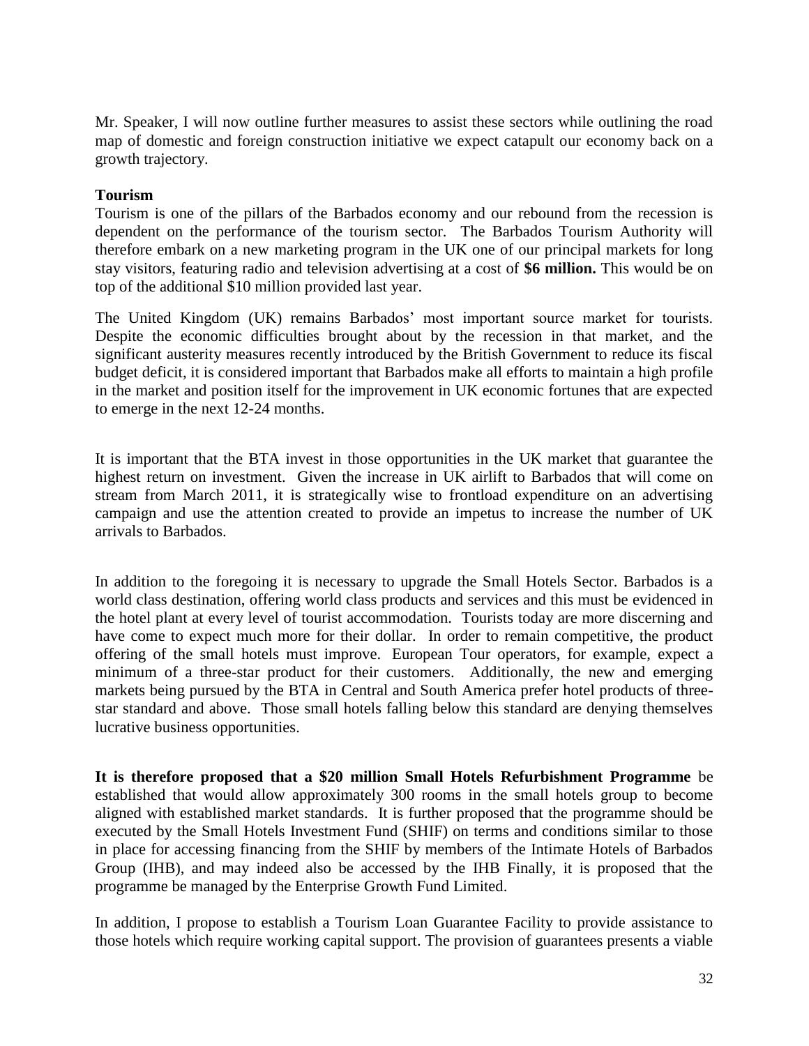Mr. Speaker, I will now outline further measures to assist these sectors while outlining the road map of domestic and foreign construction initiative we expect catapult our economy back on a growth trajectory.

**Tourism**

Tourism is one of the pillars of the Barbados economy and our rebound from the recession is dependent on the performance of the tourism sector. The Barbados Tourism Authority will therefore embark on a new marketing program in the UK one of our principal markets for long stay visitors, featuring radio and television advertising at a cost of **$6 million.** This would be on top of the additional $10 million provided last year.

The United Kingdom (UK) remains Barbados' most important source market for tourists. Despite the economic difficulties brought about by the recession in that market, and the significant austerity measures recently introduced by the British Government to reduce its fiscal budget deficit, it is considered important that Barbados make all efforts to maintain a high profile in the market and position itself for the improvement in UK economic fortunes that are expected to emerge in the next 12-24 months.

It is important that the BTA invest in those opportunities in the UK market that guarantee the highest return on investment. Given the increase in UK airlift to Barbados that will come on stream from March 2011, it is strategically wise to frontload expenditure on an advertising campaign and use the attention created to provide an impetus to increase the number of UK arrivals to Barbados.

In addition to the foregoing it is necessary to upgrade the Small Hotels Sector. Barbados is a world class destination, offering world class products and services and this must be evidenced in the hotel plant at every level of tourist accommodation. Tourists today are more discerning and have come to expect much more for their dollar. In order to remain competitive, the product offering of the small hotels must improve. European Tour operators, for example, expect a minimum of a three-star product for their customers. Additionally, the new and emerging markets being pursued by the BTA in Central and South America prefer hotel products of three-star standard and above. Those small hotels falling below this standard are denying themselves lucrative business opportunities.

**It is therefore proposed that a $20 million Small Hotels Refurbishment Programme** be established that would allow approximately 300 rooms in the small hotels group to become aligned with established market standards. It is further proposed that the programme should be executed by the Small Hotels Investment Fund (SHIF) on terms and conditions similar to those in place for accessing financing from the SHIF by members of the Intimate Hotels of Barbados Group (IHB), and may indeed also be accessed by the IHB Finally, it is proposed that the programme be managed by the Enterprise Growth Fund Limited.

In addition, I propose to establish a Tourism Loan Guarantee Facility to provide assistance to those hotels which require working capital support. The provision of guarantees presents a viable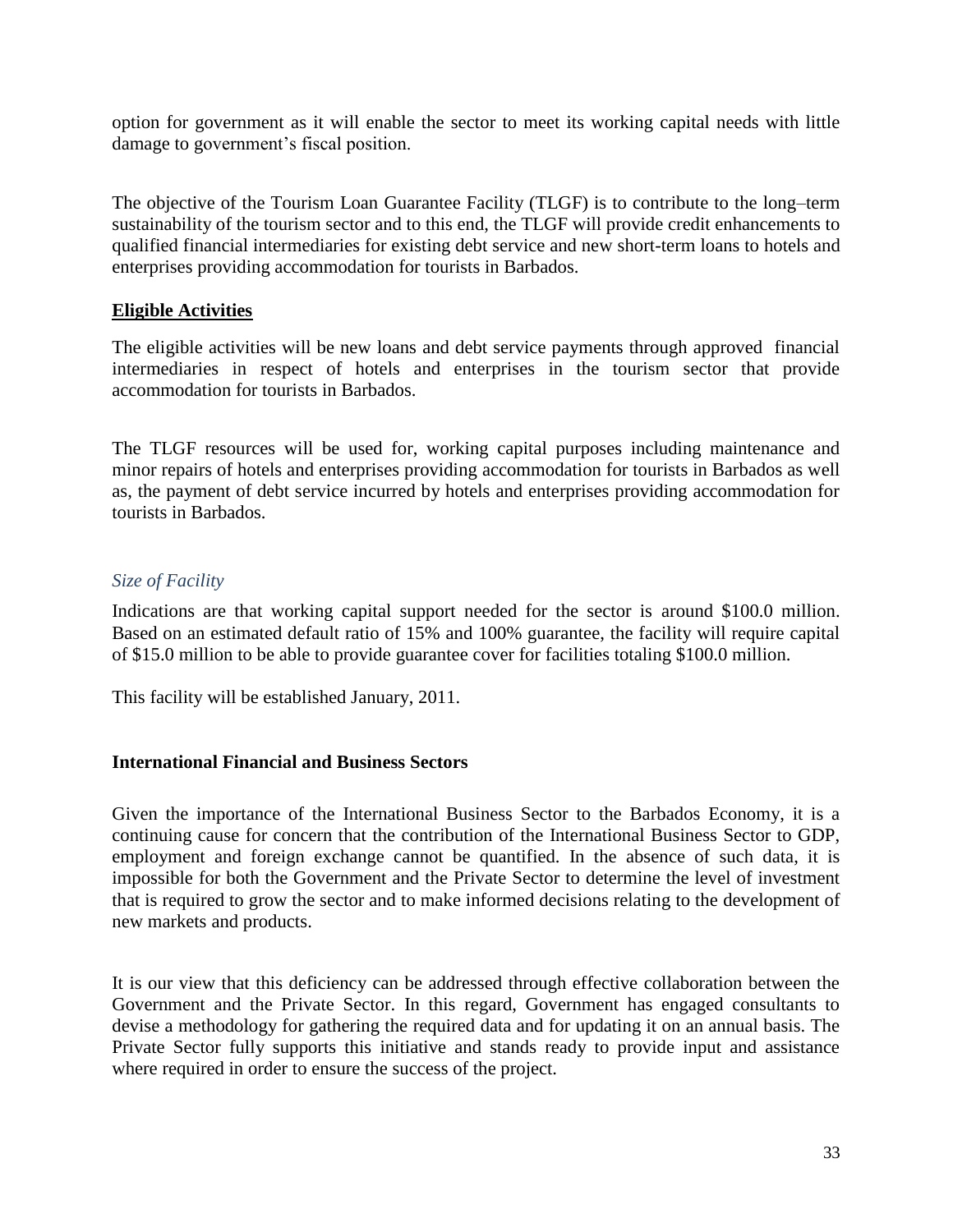option for government as it will enable the sector to meet its working capital needs with little damage to government's fiscal position.

The objective of the Tourism Loan Guarantee Facility (TLGF) is to contribute to the long–term sustainability of the tourism sector and to this end, the TLGF will provide credit enhancements to qualified financial intermediaries for existing debt service and new short-term loans to hotels and enterprises providing accommodation for tourists in Barbados.

## **Eligible Activities**

The eligible activities will be new loans and debt service payments through approved financial intermediaries in respect of hotels and enterprises in the tourism sector that provide accommodation for tourists in Barbados.

The TLGF resources will be used for, working capital purposes including maintenance and minor repairs of hotels and enterprises providing accommodation for tourists in Barbados as well as, the payment of debt service incurred by hotels and enterprises providing accommodation for tourists in Barbados.

### *Size of Facility*

Indications are that working capital support needed for the sector is around $100.0 million. Based on an estimated default ratio of 15% and 100% guarantee, the facility will require capital of $15.0 million to be able to provide guarantee cover for facilities totaling $100.0 million.

This facility will be established January, 2011.

## **International Financial and Business Sectors**

Given the importance of the International Business Sector to the Barbados Economy, it is a continuing cause for concern that the contribution of the International Business Sector to GDP, employment and foreign exchange cannot be quantified. In the absence of such data, it is impossible for both the Government and the Private Sector to determine the level of investment that is required to grow the sector and to make informed decisions relating to the development of new markets and products.

It is our view that this deficiency can be addressed through effective collaboration between the Government and the Private Sector. In this regard, Government has engaged consultants to devise a methodology for gathering the required data and for updating it on an annual basis. The Private Sector fully supports this initiative and stands ready to provide input and assistance where required in order to ensure the success of the project.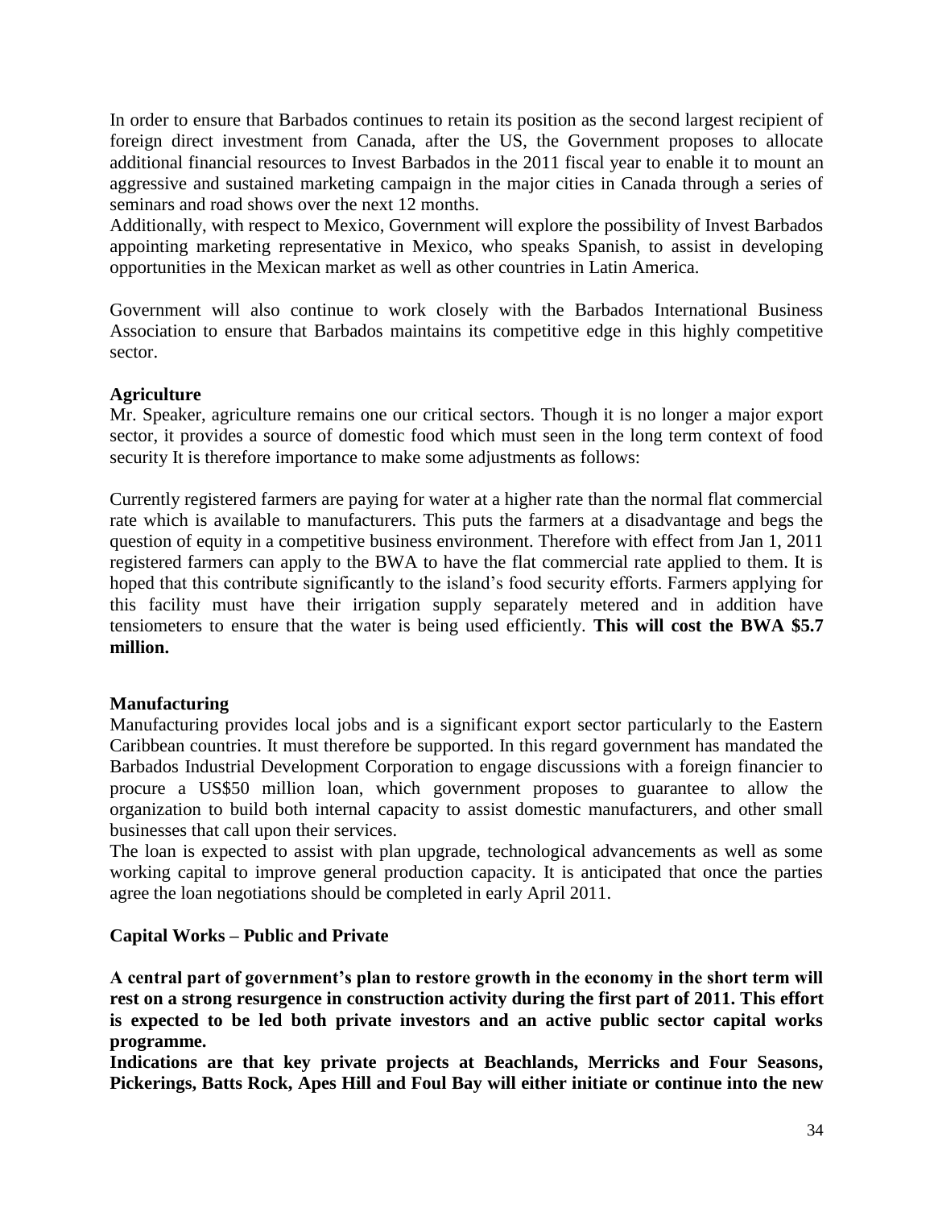In order to ensure that Barbados continues to retain its position as the second largest recipient of foreign direct investment from Canada, after the US, the Government proposes to allocate additional financial resources to Invest Barbados in the 2011 fiscal year to enable it to mount an aggressive and sustained marketing campaign in the major cities in Canada through a series of seminars and road shows over the next 12 months.
Additionally, with respect to Mexico, Government will explore the possibility of Invest Barbados appointing marketing representative in Mexico, who speaks Spanish, to assist in developing opportunities in the Mexican market as well as other countries in Latin America.

Government will also continue to work closely with the Barbados International Business Association to ensure that Barbados maintains its competitive edge in this highly competitive sector.

**Agriculture**
Mr. Speaker, agriculture remains one our critical sectors. Though it is no longer a major export sector, it provides a source of domestic food which must seen in the long term context of food security It is therefore importance to make some adjustments as follows:

Currently registered farmers are paying for water at a higher rate than the normal flat commercial rate which is available to manufacturers. This puts the farmers at a disadvantage and begs the question of equity in a competitive business environment. Therefore with effect from Jan 1, 2011 registered farmers can apply to the BWA to have the flat commercial rate applied to them. It is hoped that this contribute significantly to the island's food security efforts. Farmers applying for this facility must have their irrigation supply separately metered and in addition have tensiometers to ensure that the water is being used efficiently. **This will cost the BWA $5.7 million.**

**Manufacturing**
Manufacturing provides local jobs and is a significant export sector particularly to the Eastern Caribbean countries. It must therefore be supported. In this regard government has mandated the Barbados Industrial Development Corporation to engage discussions with a foreign financier to procure a US$50 million loan, which government proposes to guarantee to allow the organization to build both internal capacity to assist domestic manufacturers, and other small businesses that call upon their services.
The loan is expected to assist with plan upgrade, technological advancements as well as some working capital to improve general production capacity. It is anticipated that once the parties agree the loan negotiations should be completed in early April 2011.

**Capital Works – Public and Private**

**A central part of government's plan to restore growth in the economy in the short term will rest on a strong resurgence in construction activity during the first part of 2011. This effort is expected to be led both private investors and an active public sector capital works programme.**
**Indications are that key private projects at Beachlands, Merricks and Four Seasons, Pickerings, Batts Rock, Apes Hill and Foul Bay will either initiate or continue into the new**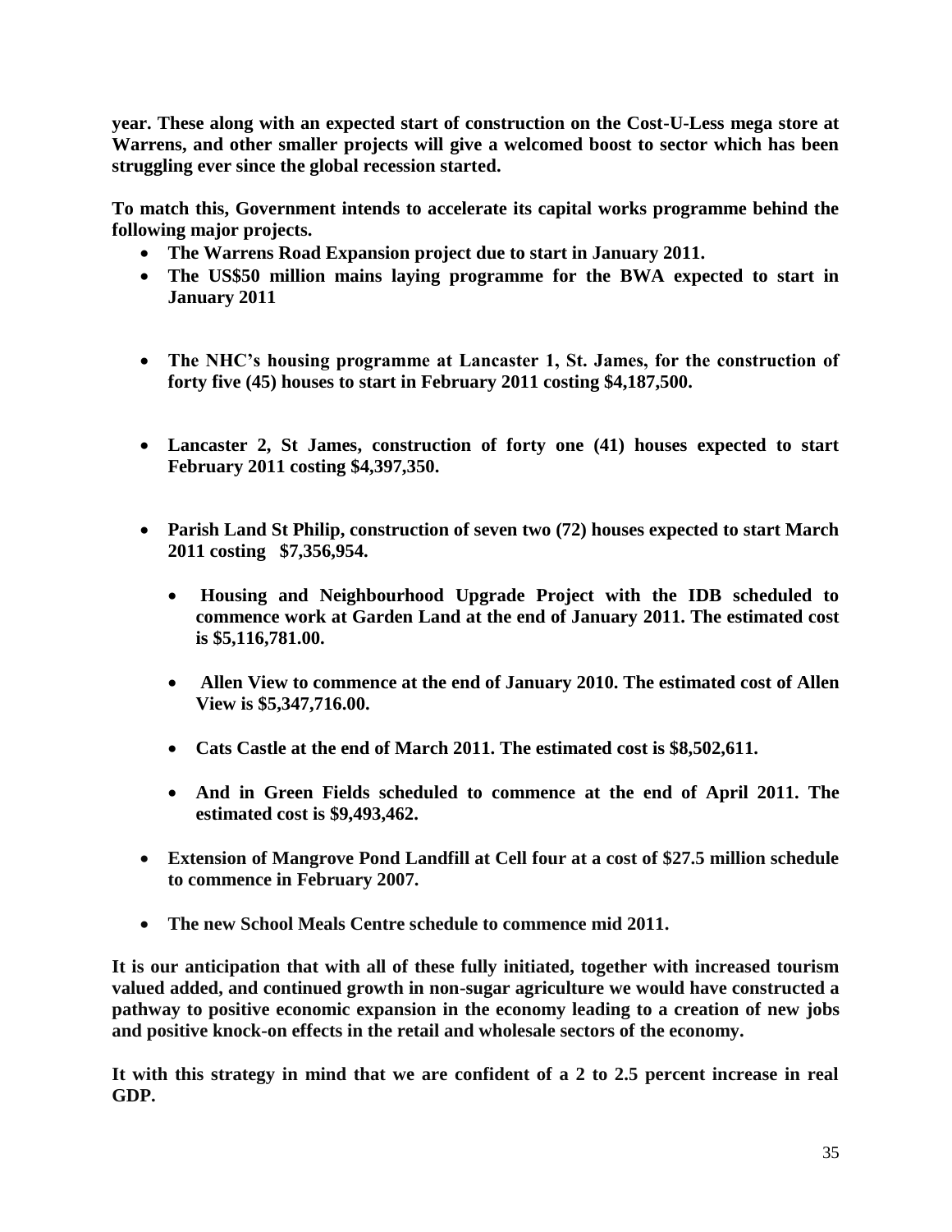**year. These along with an expected start of construction on the Cost-U-Less mega store at Warrens, and other smaller projects will give a welcomed boost to sector which has been struggling ever since the global recession started.**

**To match this, Government intends to accelerate its capital works programme behind the following major projects.**

- **The Warrens Road Expansion project due to start in January 2011.**
- **The US$50 million mains laying programme for the BWA expected to start in January 2011**
- **The NHC's housing programme at Lancaster 1, St. James, for the construction of forty five (45) houses to start in February 2011 costing $4,187,500.**
- **Lancaster 2, St James, construction of forty one (41) houses expected to start February 2011 costing $4,397,350.**
- **Parish Land St Philip, construction of seven two (72) houses expected to start March 2011 costing $7,356,954.**
    - **Housing and Neighbourhood Upgrade Project with the IDB scheduled to commence work at Garden Land at the end of January 2011. The estimated cost is $5,116,781.00.**
    - **Allen View to commence at the end of January 2010. The estimated cost of Allen View is $5,347,716.00.**
    - **Cats Castle at the end of March 2011. The estimated cost is $8,502,611.**
    - **And in Green Fields scheduled to commence at the end of April 2011. The estimated cost is $9,493,462.**
- **Extension of Mangrove Pond Landfill at Cell four at a cost of $27.5 million schedule to commence in February 2007.**
- **The new School Meals Centre schedule to commence mid 2011.**

**It is our anticipation that with all of these fully initiated, together with increased tourism valued added, and continued growth in non-sugar agriculture we would have constructed a pathway to positive economic expansion in the economy leading to a creation of new jobs and positive knock-on effects in the retail and wholesale sectors of the economy.**

**It with this strategy in mind that we are confident of a 2 to 2.5 percent increase in real GDP.**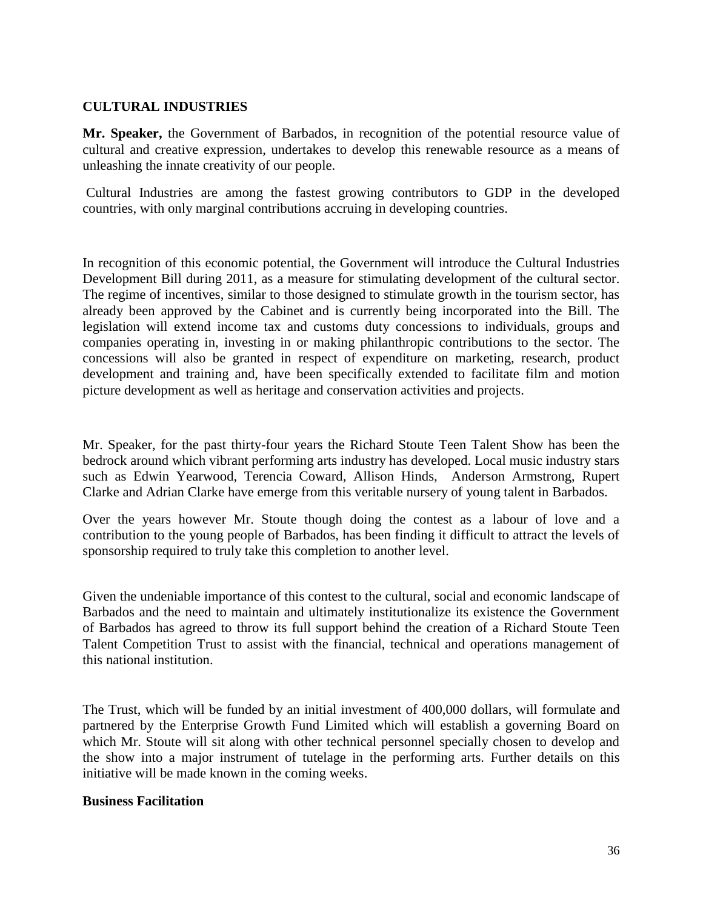## CULTURAL INDUSTRIES

**Mr. Speaker,** the Government of Barbados, in recognition of the potential resource value of cultural and creative expression, undertakes to develop this renewable resource as a means of unleashing the innate creativity of our people.

Cultural Industries are among the fastest growing contributors to GDP in the developed countries, with only marginal contributions accruing in developing countries.

In recognition of this economic potential, the Government will introduce the Cultural Industries Development Bill during 2011, as a measure for stimulating development of the cultural sector. The regime of incentives, similar to those designed to stimulate growth in the tourism sector, has already been approved by the Cabinet and is currently being incorporated into the Bill. The legislation will extend income tax and customs duty concessions to individuals, groups and companies operating in, investing in or making philanthropic contributions to the sector. The concessions will also be granted in respect of expenditure on marketing, research, product development and training and, have been specifically extended to facilitate film and motion picture development as well as heritage and conservation activities and projects.

Mr. Speaker, for the past thirty-four years the Richard Stoute Teen Talent Show has been the bedrock around which vibrant performing arts industry has developed. Local music industry stars such as Edwin Yearwood, Terencia Coward, Allison Hinds, Anderson Armstrong, Rupert Clarke and Adrian Clarke have emerge from this veritable nursery of young talent in Barbados.

Over the years however Mr. Stoute though doing the contest as a labour of love and a contribution to the young people of Barbados, has been finding it difficult to attract the levels of sponsorship required to truly take this completion to another level.

Given the undeniable importance of this contest to the cultural, social and economic landscape of Barbados and the need to maintain and ultimately institutionalize its existence the Government of Barbados has agreed to throw its full support behind the creation of a Richard Stoute Teen Talent Competition Trust to assist with the financial, technical and operations management of this national institution.

The Trust, which will be funded by an initial investment of 400,000 dollars, will formulate and partnered by the Enterprise Growth Fund Limited which will establish a governing Board on which Mr. Stoute will sit along with other technical personnel specially chosen to develop and the show into a major instrument of tutelage in the performing arts. Further details on this initiative will be made known in the coming weeks.

**Business Facilitation**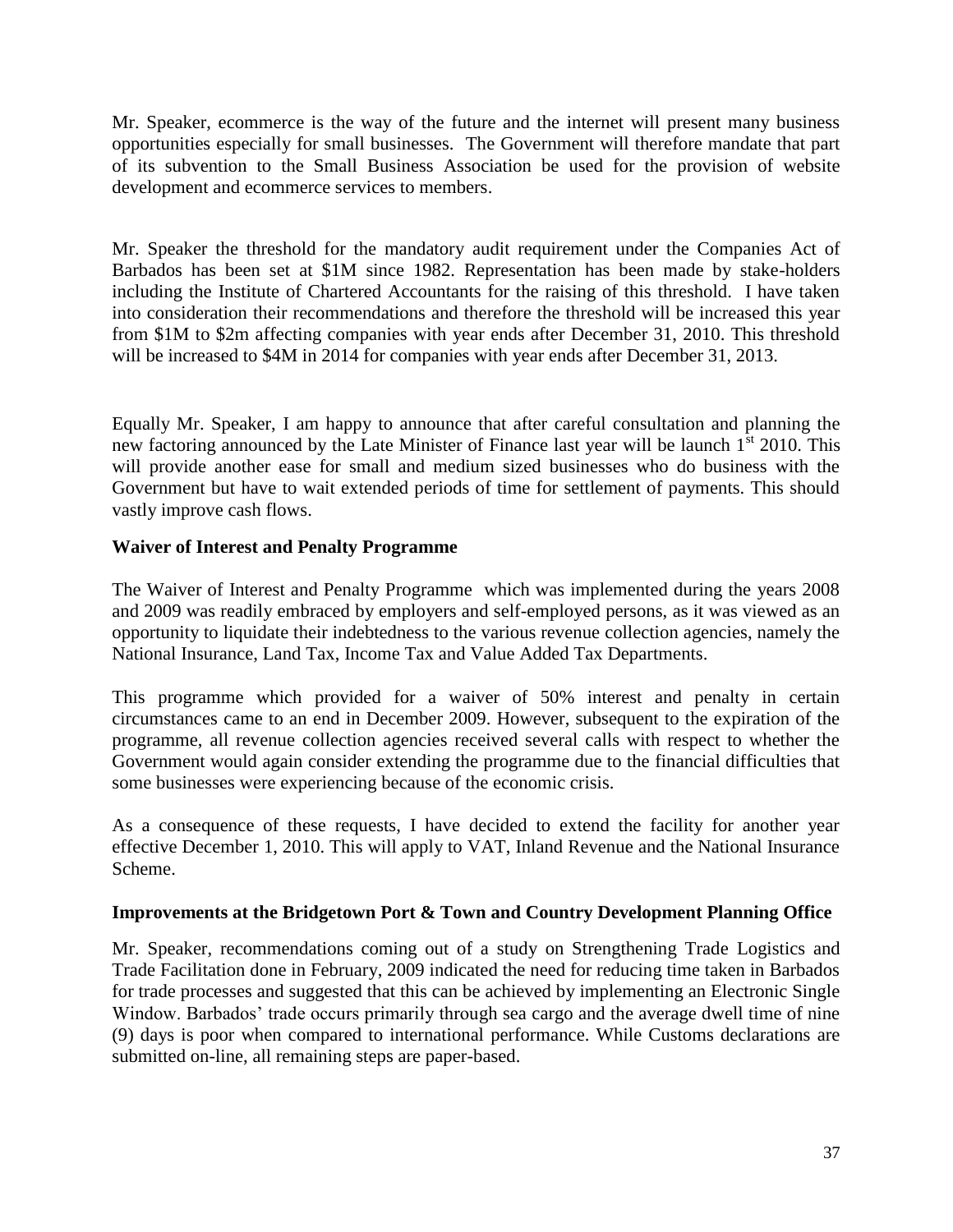Mr. Speaker, ecommerce is the way of the future and the internet will present many business opportunities especially for small businesses. The Government will therefore mandate that part of its subvention to the Small Business Association be used for the provision of website development and ecommerce services to members.

Mr. Speaker the threshold for the mandatory audit requirement under the Companies Act of Barbados has been set at \$1M since 1982. Representation has been made by stake-holders including the Institute of Chartered Accountants for the raising of this threshold. I have taken into consideration their recommendations and therefore the threshold will be increased this year from \$1M to \$2m affecting companies with year ends after December 31, 2010. This threshold will be increased to \$4M in 2014 for companies with year ends after December 31, 2013.

Equally Mr. Speaker, I am happy to announce that after careful consultation and planning the new factoring announced by the Late Minister of Finance last year will be launch 1st 2010. This will provide another ease for small and medium sized businesses who do business with the Government but have to wait extended periods of time for settlement of payments. This should vastly improve cash flows.

**Waiver of Interest and Penalty Programme**

The Waiver of Interest and Penalty Programme which was implemented during the years 2008 and 2009 was readily embraced by employers and self-employed persons, as it was viewed as an opportunity to liquidate their indebtedness to the various revenue collection agencies, namely the National Insurance, Land Tax, Income Tax and Value Added Tax Departments.

This programme which provided for a waiver of 50% interest and penalty in certain circumstances came to an end in December 2009. However, subsequent to the expiration of the programme, all revenue collection agencies received several calls with respect to whether the Government would again consider extending the programme due to the financial difficulties that some businesses were experiencing because of the economic crisis.

As a consequence of these requests, I have decided to extend the facility for another year effective December 1, 2010. This will apply to VAT, Inland Revenue and the National Insurance Scheme.

**Improvements at the Bridgetown Port & Town and Country Development Planning Office**

Mr. Speaker, recommendations coming out of a study on Strengthening Trade Logistics and Trade Facilitation done in February, 2009 indicated the need for reducing time taken in Barbados for trade processes and suggested that this can be achieved by implementing an Electronic Single Window. Barbados' trade occurs primarily through sea cargo and the average dwell time of nine (9) days is poor when compared to international performance. While Customs declarations are submitted on-line, all remaining steps are paper-based.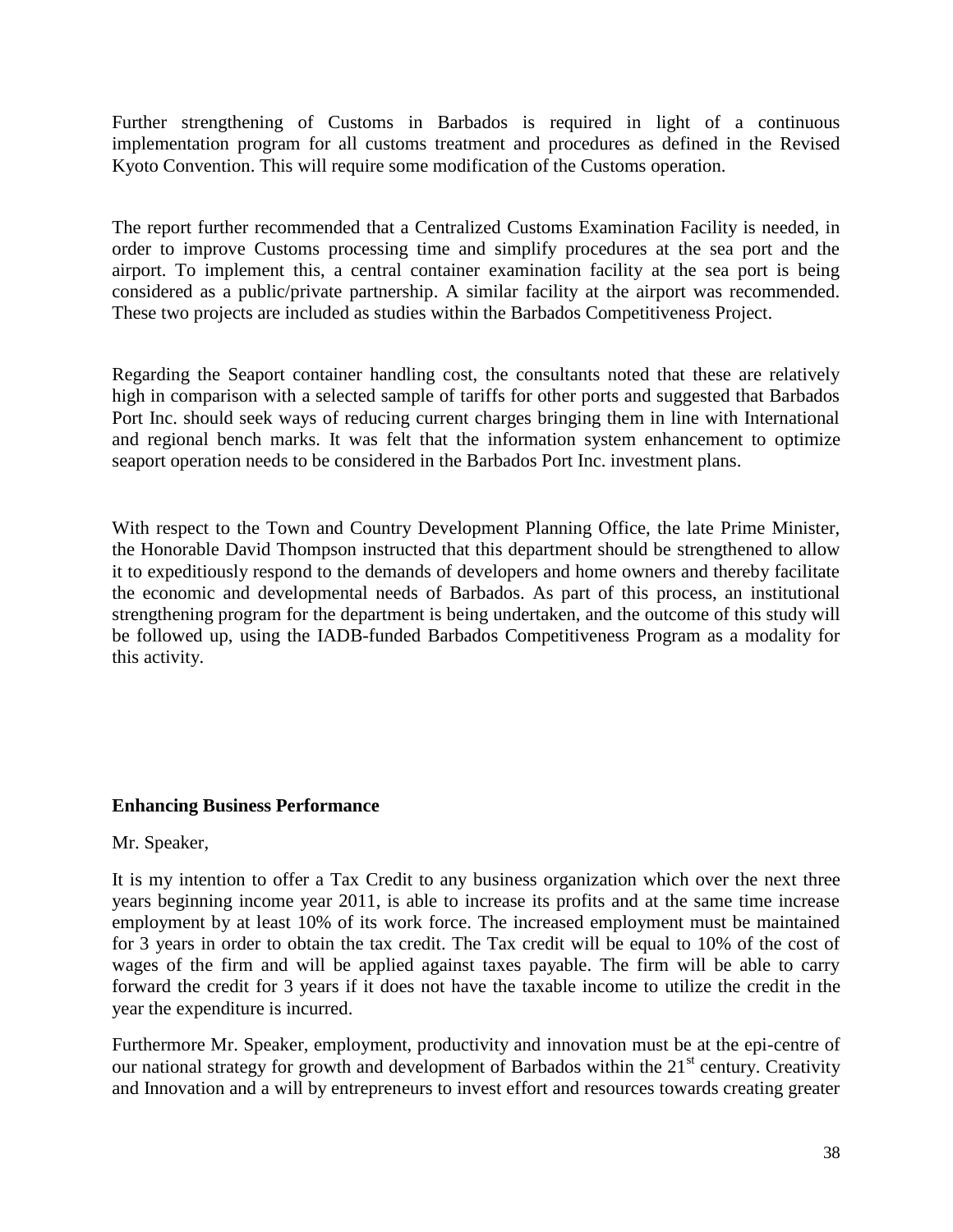Further strengthening of Customs in Barbados is required in light of a continuous implementation program for all customs treatment and procedures as defined in the Revised Kyoto Convention. This will require some modification of the Customs operation.

The report further recommended that a Centralized Customs Examination Facility is needed, in order to improve Customs processing time and simplify procedures at the sea port and the airport. To implement this, a central container examination facility at the sea port is being considered as a public/private partnership. A similar facility at the airport was recommended. These two projects are included as studies within the Barbados Competitiveness Project.

Regarding the Seaport container handling cost, the consultants noted that these are relatively high in comparison with a selected sample of tariffs for other ports and suggested that Barbados Port Inc. should seek ways of reducing current charges bringing them in line with International and regional bench marks. It was felt that the information system enhancement to optimize seaport operation needs to be considered in the Barbados Port Inc. investment plans.

With respect to the Town and Country Development Planning Office, the late Prime Minister, the Honorable David Thompson instructed that this department should be strengthened to allow it to expeditiously respond to the demands of developers and home owners and thereby facilitate the economic and developmental needs of Barbados. As part of this process, an institutional strengthening program for the department is being undertaken, and the outcome of this study will be followed up, using the IADB-funded Barbados Competitiveness Program as a modality for this activity.

**Enhancing Business Performance**

Mr. Speaker,

It is my intention to offer a Tax Credit to any business organization which over the next three years beginning income year 2011, is able to increase its profits and at the same time increase employment by at least 10% of its work force. The increased employment must be maintained for 3 years in order to obtain the tax credit. The Tax credit will be equal to 10% of the cost of wages of the firm and will be applied against taxes payable. The firm will be able to carry forward the credit for 3 years if it does not have the taxable income to utilize the credit in the year the expenditure is incurred.

Furthermore Mr. Speaker, employment, productivity and innovation must be at the epi-centre of our national strategy for growth and development of Barbados within the 21st century. Creativity and Innovation and a will by entrepreneurs to invest effort and resources towards creating greater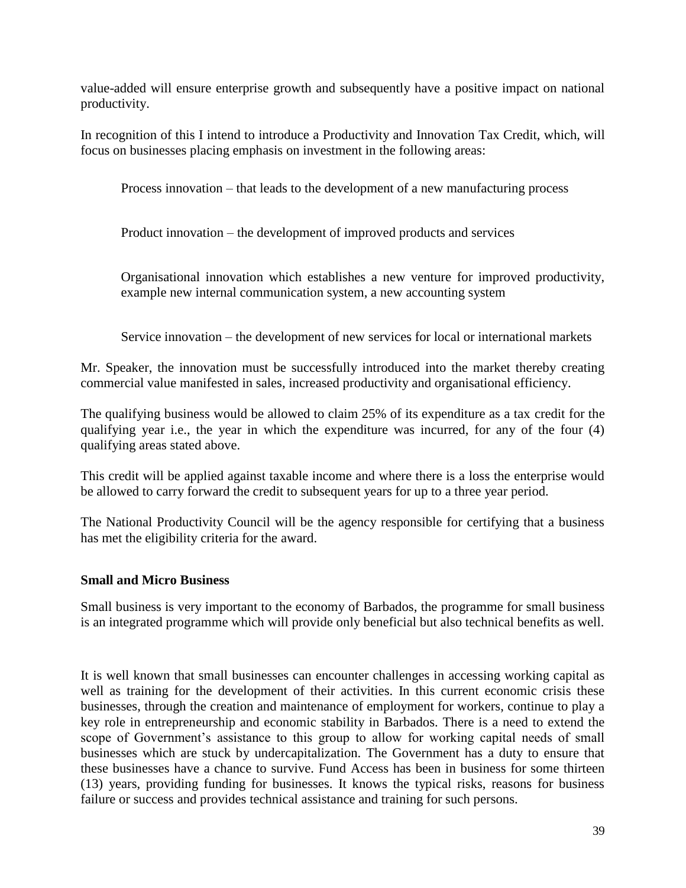value-added will ensure enterprise growth and subsequently have a positive impact on national productivity.

In recognition of this I intend to introduce a Productivity and Innovation Tax Credit, which, will focus on businesses placing emphasis on investment in the following areas:

> Process innovation – that leads to the development of a new manufacturing process
>
> Product innovation – the development of improved products and services
>
> Organisational innovation which establishes a new venture for improved productivity, example new internal communication system, a new accounting system
>
> Service innovation – the development of new services for local or international markets

Mr. Speaker, the innovation must be successfully introduced into the market thereby creating commercial value manifested in sales, increased productivity and organisational efficiency.

The qualifying business would be allowed to claim 25% of its expenditure as a tax credit for the qualifying year i.e., the year in which the expenditure was incurred, for any of the four (4) qualifying areas stated above.

This credit will be applied against taxable income and where there is a loss the enterprise would be allowed to carry forward the credit to subsequent years for up to a three year period.

The National Productivity Council will be the agency responsible for certifying that a business has met the eligibility criteria for the award.

**Small and Micro Business**

Small business is very important to the economy of Barbados, the programme for small business is an integrated programme which will provide only beneficial but also technical benefits as well.

It is well known that small businesses can encounter challenges in accessing working capital as well as training for the development of their activities. In this current economic crisis these businesses, through the creation and maintenance of employment for workers, continue to play a key role in entrepreneurship and economic stability in Barbados. There is a need to extend the scope of Government's assistance to this group to allow for working capital needs of small businesses which are stuck by undercapitalization. The Government has a duty to ensure that these businesses have a chance to survive. Fund Access has been in business for some thirteen (13) years, providing funding for businesses. It knows the typical risks, reasons for business failure or success and provides technical assistance and training for such persons.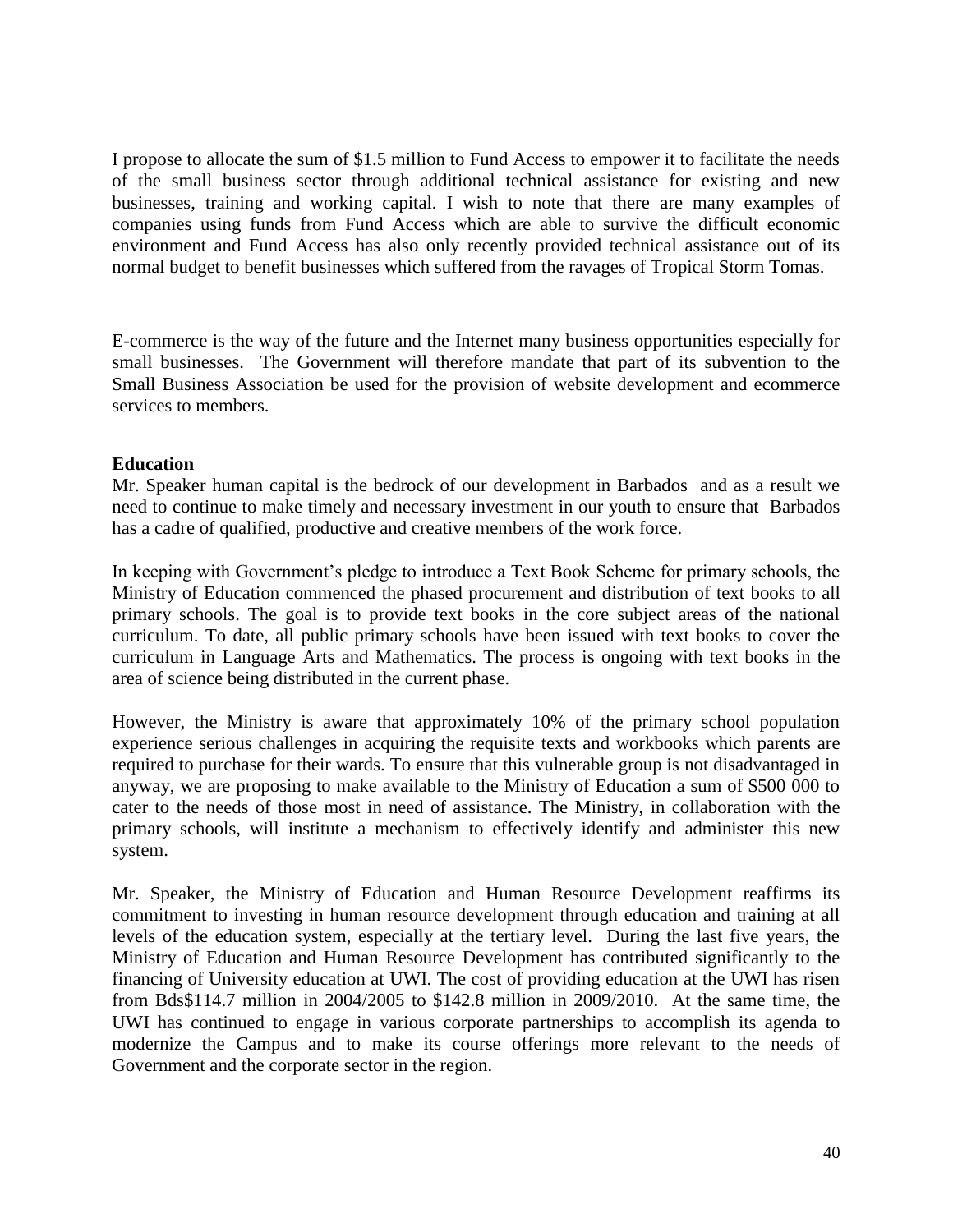I propose to allocate the sum of $1.5 million to Fund Access to empower it to facilitate the needs of the small business sector through additional technical assistance for existing and new businesses, training and working capital. I wish to note that there are many examples of companies using funds from Fund Access which are able to survive the difficult economic environment and Fund Access has also only recently provided technical assistance out of its normal budget to benefit businesses which suffered from the ravages of Tropical Storm Tomas.

E-commerce is the way of the future and the Internet many business opportunities especially for small businesses. The Government will therefore mandate that part of its subvention to the Small Business Association be used for the provision of website development and ecommerce services to members.

**Education**

Mr. Speaker human capital is the bedrock of our development in Barbados and as a result we need to continue to make timely and necessary investment in our youth to ensure that Barbados has a cadre of qualified, productive and creative members of the work force.

In keeping with Government's pledge to introduce a Text Book Scheme for primary schools, the Ministry of Education commenced the phased procurement and distribution of text books to all primary schools. The goal is to provide text books in the core subject areas of the national curriculum. To date, all public primary schools have been issued with text books to cover the curriculum in Language Arts and Mathematics. The process is ongoing with text books in the area of science being distributed in the current phase.

However, the Ministry is aware that approximately 10% of the primary school population experience serious challenges in acquiring the requisite texts and workbooks which parents are required to purchase for their wards. To ensure that this vulnerable group is not disadvantaged in anyway, we are proposing to make available to the Ministry of Education a sum of $500 000 to cater to the needs of those most in need of assistance. The Ministry, in collaboration with the primary schools, will institute a mechanism to effectively identify and administer this new system.

Mr. Speaker, the Ministry of Education and Human Resource Development reaffirms its commitment to investing in human resource development through education and training at all levels of the education system, especially at the tertiary level. During the last five years, the Ministry of Education and Human Resource Development has contributed significantly to the financing of University education at UWI. The cost of providing education at the UWI has risen from Bds$114.7 million in 2004/2005 to $142.8 million in 2009/2010. At the same time, the UWI has continued to engage in various corporate partnerships to accomplish its agenda to modernize the Campus and to make its course offerings more relevant to the needs of Government and the corporate sector in the region.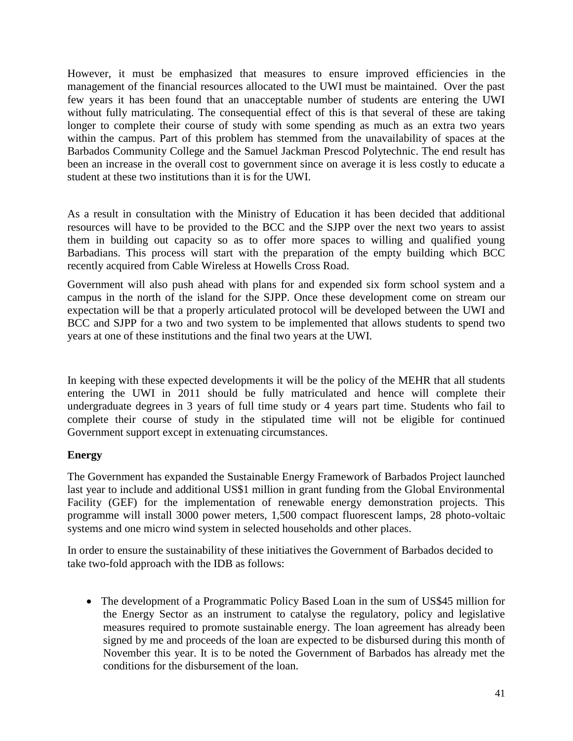However, it must be emphasized that measures to ensure improved efficiencies in the management of the financial resources allocated to the UWI must be maintained. Over the past few years it has been found that an unacceptable number of students are entering the UWI without fully matriculating. The consequential effect of this is that several of these are taking longer to complete their course of study with some spending as much as an extra two years within the campus. Part of this problem has stemmed from the unavailability of spaces at the Barbados Community College and the Samuel Jackman Prescod Polytechnic. The end result has been an increase in the overall cost to government since on average it is less costly to educate a student at these two institutions than it is for the UWI.

As a result in consultation with the Ministry of Education it has been decided that additional resources will have to be provided to the BCC and the SJPP over the next two years to assist them in building out capacity so as to offer more spaces to willing and qualified young Barbadians. This process will start with the preparation of the empty building which BCC recently acquired from Cable Wireless at Howells Cross Road.

Government will also push ahead with plans for and expended six form school system and a campus in the north of the island for the SJPP. Once these development come on stream our expectation will be that a properly articulated protocol will be developed between the UWI and BCC and SJPP for a two and two system to be implemented that allows students to spend two years at one of these institutions and the final two years at the UWI.

In keeping with these expected developments it will be the policy of the MEHR that all students entering the UWI in 2011 should be fully matriculated and hence will complete their undergraduate degrees in 3 years of full time study or 4 years part time. Students who fail to complete their course of study in the stipulated time will not be eligible for continued Government support except in extenuating circumstances.

**Energy**

The Government has expanded the Sustainable Energy Framework of Barbados Project launched last year to include and additional US$1 million in grant funding from the Global Environmental Facility (GEF) for the implementation of renewable energy demonstration projects. This programme will install 3000 power meters, 1,500 compact fluorescent lamps, 28 photo-voltaic systems and one micro wind system in selected households and other places.

In order to ensure the sustainability of these initiatives the Government of Barbados decided to take two-fold approach with the IDB as follows:

- The development of a Programmatic Policy Based Loan in the sum of US$45 million for the Energy Sector as an instrument to catalyse the regulatory, policy and legislative measures required to promote sustainable energy. The loan agreement has already been signed by me and proceeds of the loan are expected to be disbursed during this month of November this year. It is to be noted the Government of Barbados has already met the conditions for the disbursement of the loan.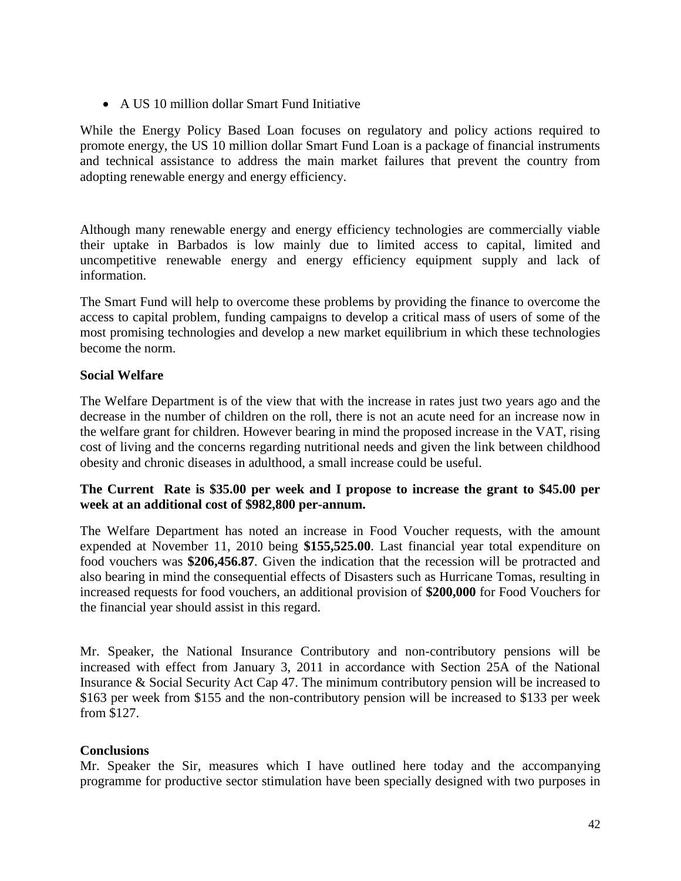- A US 10 million dollar Smart Fund Initiative

While the Energy Policy Based Loan focuses on regulatory and policy actions required to promote energy, the US 10 million dollar Smart Fund Loan is a package of financial instruments and technical assistance to address the main market failures that prevent the country from adopting renewable energy and energy efficiency.

Although many renewable energy and energy efficiency technologies are commercially viable their uptake in Barbados is low mainly due to limited access to capital, limited and uncompetitive renewable energy and energy efficiency equipment supply and lack of information.

The Smart Fund will help to overcome these problems by providing the finance to overcome the access to capital problem, funding campaigns to develop a critical mass of users of some of the most promising technologies and develop a new market equilibrium in which these technologies become the norm.

**Social Welfare**

The Welfare Department is of the view that with the increase in rates just two years ago and the decrease in the number of children on the roll, there is not an acute need for an increase now in the welfare grant for children. However bearing in mind the proposed increase in the VAT, rising cost of living and the concerns regarding nutritional needs and given the link between childhood obesity and chronic diseases in adulthood, a small increase could be useful.

**The Current Rate is $35.00 per week and I propose to increase the grant to $45.00 per week at an additional cost of $982,800 per-annum.**

The Welfare Department has noted an increase in Food Voucher requests, with the amount expended at November 11, 2010 being **$155,525.00**. Last financial year total expenditure on food vouchers was **$206,456.87**. Given the indication that the recession will be protracted and also bearing in mind the consequential effects of Disasters such as Hurricane Tomas, resulting in increased requests for food vouchers, an additional provision of **$200,000** for Food Vouchers for the financial year should assist in this regard.

Mr. Speaker, the National Insurance Contributory and non-contributory pensions will be increased with effect from January 3, 2011 in accordance with Section 25A of the National Insurance & Social Security Act Cap 47. The minimum contributory pension will be increased to $163 per week from $155 and the non-contributory pension will be increased to $133 per week from $127.

**Conclusions**

Mr. Speaker the Sir, measures which I have outlined here today and the accompanying programme for productive sector stimulation have been specially designed with two purposes in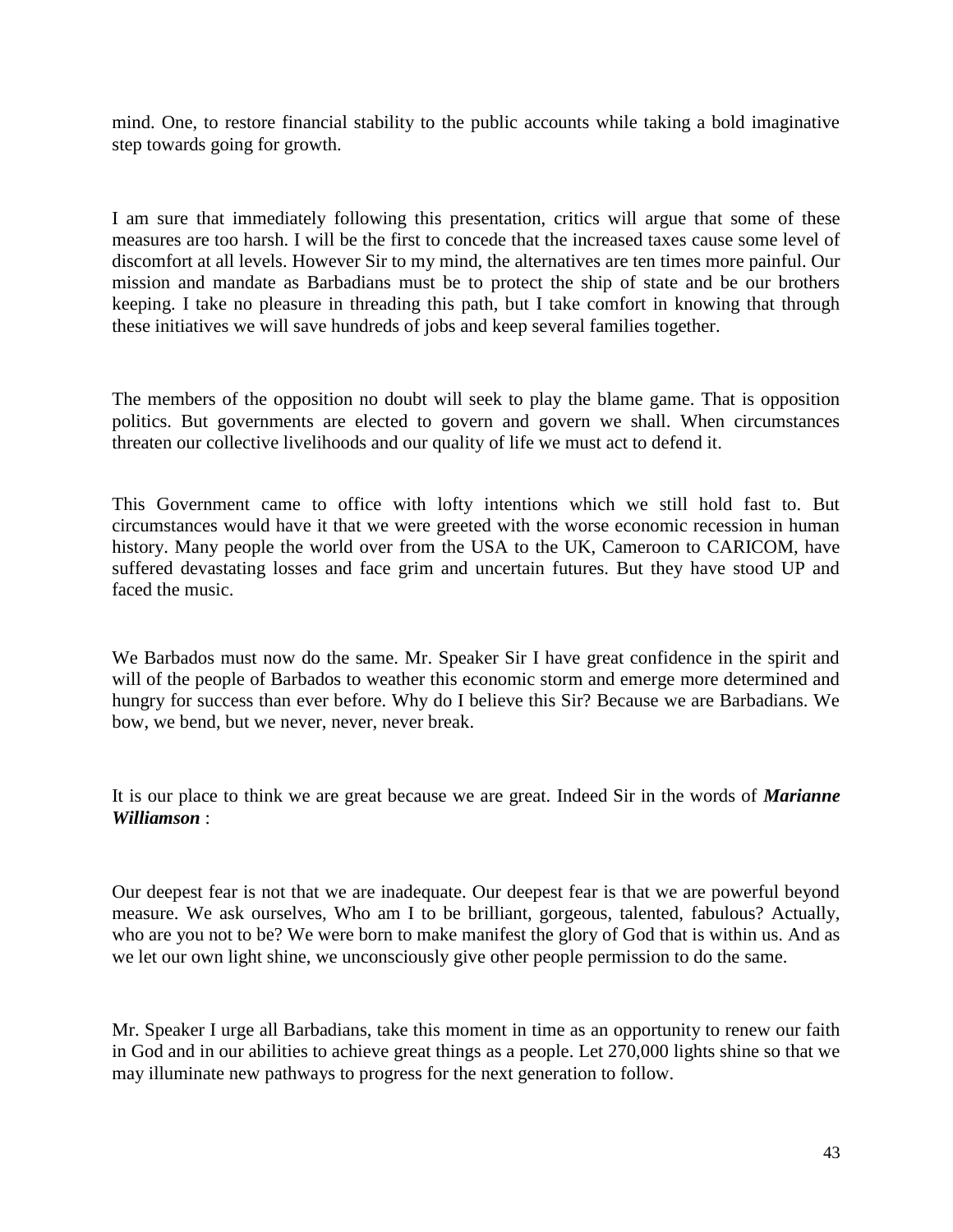mind. One, to restore financial stability to the public accounts while taking a bold imaginative step towards going for growth.

I am sure that immediately following this presentation, critics will argue that some of these measures are too harsh. I will be the first to concede that the increased taxes cause some level of discomfort at all levels. However Sir to my mind, the alternatives are ten times more painful. Our mission and mandate as Barbadians must be to protect the ship of state and be our brothers keeping. I take no pleasure in threading this path, but I take comfort in knowing that through these initiatives we will save hundreds of jobs and keep several families together.

The members of the opposition no doubt will seek to play the blame game. That is opposition politics. But governments are elected to govern and govern we shall. When circumstances threaten our collective livelihoods and our quality of life we must act to defend it.

This Government came to office with lofty intentions which we still hold fast to. But circumstances would have it that we were greeted with the worse economic recession in human history. Many people the world over from the USA to the UK, Cameroon to CARICOM, have suffered devastating losses and face grim and uncertain futures. But they have stood UP and faced the music.

We Barbados must now do the same. Mr. Speaker Sir I have great confidence in the spirit and will of the people of Barbados to weather this economic storm and emerge more determined and hungry for success than ever before. Why do I believe this Sir? Because we are Barbadians. We bow, we bend, but we never, never, never break.

It is our place to think we are great because we are great. Indeed Sir in the words of ***Marianne Williamson*** :

Our deepest fear is not that we are inadequate. Our deepest fear is that we are powerful beyond measure. We ask ourselves, Who am I to be brilliant, gorgeous, talented, fabulous? Actually, who are you not to be? We were born to make manifest the glory of God that is within us. And as we let our own light shine, we unconsciously give other people permission to do the same.

Mr. Speaker I urge all Barbadians, take this moment in time as an opportunity to renew our faith in God and in our abilities to achieve great things as a people. Let 270,000 lights shine so that we may illuminate new pathways to progress for the next generation to follow.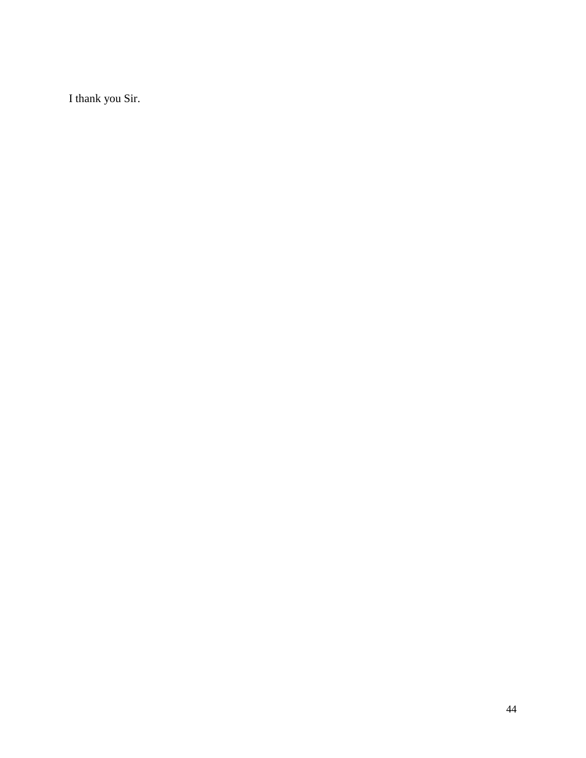I thank you Sir.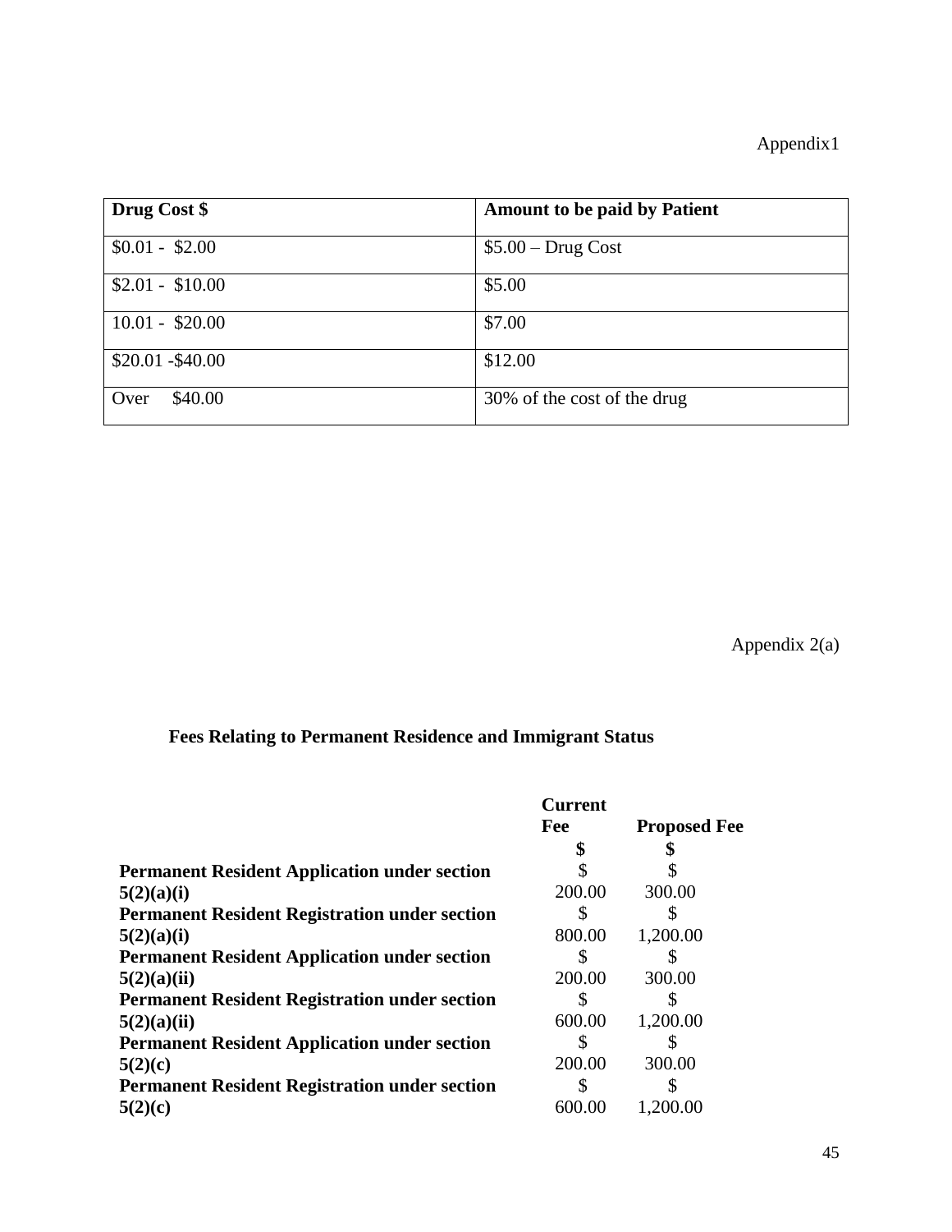Appendix1

| Drug Cost $ | Amount to be paid by Patient |
|---|---|
| $0.01 - $2.00 | $5.00 – Drug Cost |
| $2.01 - $10.00 | $5.00 |
| 10.01 - $20.00 | $7.00 |
| $20.01 -$40.00 | $12.00 |
| Over $40.00 | 30% of the cost of the drug |

Appendix 2(a)

**Fees Relating to Permanent Residence and Immigrant Status**

| | Current Fee $ | Proposed Fee $ |
|---|---|---|
| **Permanent Resident Application under section 5(2)(a)(i)** | $ 200.00 | $ 300.00 |
| **Permanent Resident Registration under section 5(2)(a)(i)** | $ 800.00 | $ 1,200.00 |
| **Permanent Resident Application under section 5(2)(a)(ii)** | $ 200.00 | $ 300.00 |
| **Permanent Resident Registration under section 5(2)(a)(ii)** | $ 600.00 | $ 1,200.00 |
| **Permanent Resident Application under section 5(2)(c)** | $ 200.00 | $ 300.00 |
| **Permanent Resident Registration under section 5(2)(c)** | $ 600.00 | $ 1,200.00 |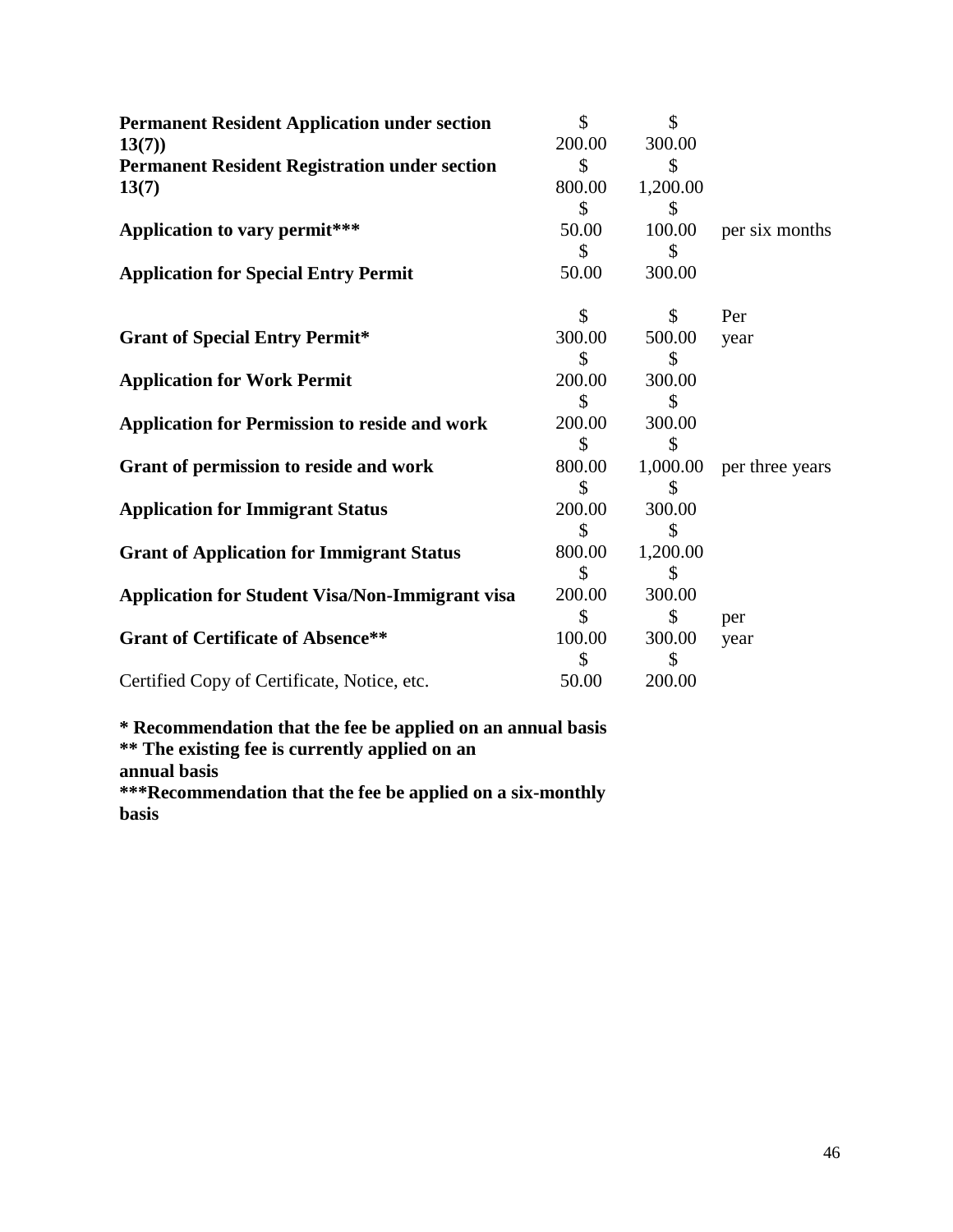| | | | |
|---|---|---|---|
| **Permanent Resident Application under section 13(7))** | $ 200.00 | $ 300.00 | |
| **Permanent Resident Registration under section 13(7)** | $ 800.00 | $ 1,200.00 | |
| **Application to vary permit*** ** | $ 50.00 | $ 100.00 | per six months |
| **Application for Special Entry Permit** | $ 50.00 | $ 300.00 | |
| **Grant of Special Entry Permit*** | $ 300.00 | $ 500.00 | Per year |
| **Application for Work Permit** | $ 200.00 | $ 300.00 | |
| **Application for Permission to reside and work** | $ 200.00 | $ 300.00 | |
| **Grant of permission to reside and work** | $ 800.00 | $ 1,000.00 | per three years |
| **Application for Immigrant Status** | $ 200.00 | $ 300.00 | |
| **Grant of Application for Immigrant Status** | $ 800.00 | $ 1,200.00 | |
| **Application for Student Visa/Non-Immigrant visa** | $ 200.00 | $ 300.00 | |
| **Grant of Certificate of Absence**** | $ 100.00 | $ 300.00 | per year |
| Certified Copy of Certificate, Notice, etc. | $ 50.00 | $ 200.00 | |

**\* Recommendation that the fee be applied on an annual basis**
**\*\* The existing fee is currently applied on an annual basis**
**\*\*\*Recommendation that the fee be applied on a six-monthly basis**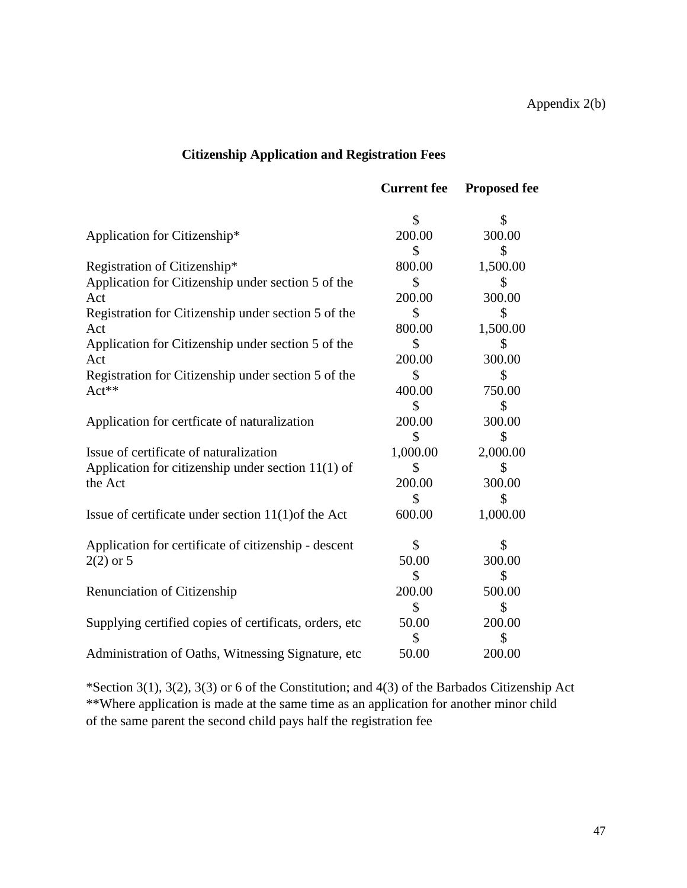Appendix 2(b)

**Citizenship Application and Registration Fees**

| | **Current fee** | **Proposed fee** |
|---|---|---|
| Application for Citizenship* | $ 200.00 | $ 300.00 |
| Registration of Citizenship* | $ 800.00 | $ 1,500.00 |
| Application for Citizenship under section 5 of the Act | $ 200.00 | $ 300.00 |
| Registration for Citizenship under section 5 of the Act | $ 800.00 | $ 1,500.00 |
| Application for Citizenship under section 5 of the Act | $ 200.00 | $ 300.00 |
| Registration for Citizenship under section 5 of the Act** | $ 400.00 | $ 750.00 |
| Application for certficate of naturalization | $ 200.00 | $ 300.00 |
| Issue of certificate of naturalization | $ 1,000.00 | $ 2,000.00 |
| Application for citizenship under section 11(1) of the Act | $ 200.00 | $ 300.00 |
| Issue of certificate under section 11(1)of the Act | $ 600.00 | $ 1,000.00 |
| Application for certificate of citizenship - descent 2(2) or 5 | $ 50.00 | $ 300.00 |
| Renunciation of Citizenship | $ 200.00 | $ 500.00 |
| Supplying certified copies of certificats, orders, etc | $ 50.00 | $ 200.00 |
| Administration of Oaths, Witnessing Signature, etc | $ 50.00 | $ 200.00 |

*Section 3(1), 3(2), 3(3) or 6 of the Constitution; and 4(3) of the Barbados Citizenship Act
**Where application is made at the same time as an application for another minor child of the same parent the second child pays half the registration fee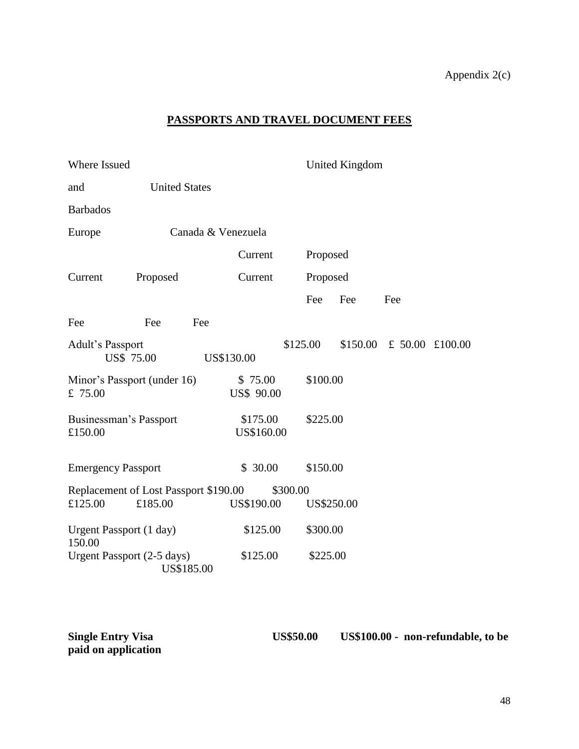Appendix 2(c)

# PASSPORTS AND TRAVEL DOCUMENT FEES

Where Issued United Kingdom

and United States

Barbados

Europe Canada & Venezuela

Current Proposed

Current Proposed Current Proposed

Fee Fee Fee

Fee Fee Fee

Adult's Passport $125.00 $150.00 £ 50.00 £100.00
US$ 75.00 US$130.00

Minor's Passport (under 16) $ 75.00 $100.00
£ 75.00 US$ 90.00

Businessman's Passport $175.00 $225.00
£150.00 US$160.00

Emergency Passport $ 30.00 $150.00

Replacement of Lost Passport $190.00 $300.00
£125.00 £185.00 US$190.00 US$250.00

Urgent Passport (1 day) $125.00 $300.00
150.00

Urgent Passport (2-5 days) $125.00 $225.00
US$185.00

**Single Entry Visa US$50.00 US$100.00 - non-refundable, to be paid on application**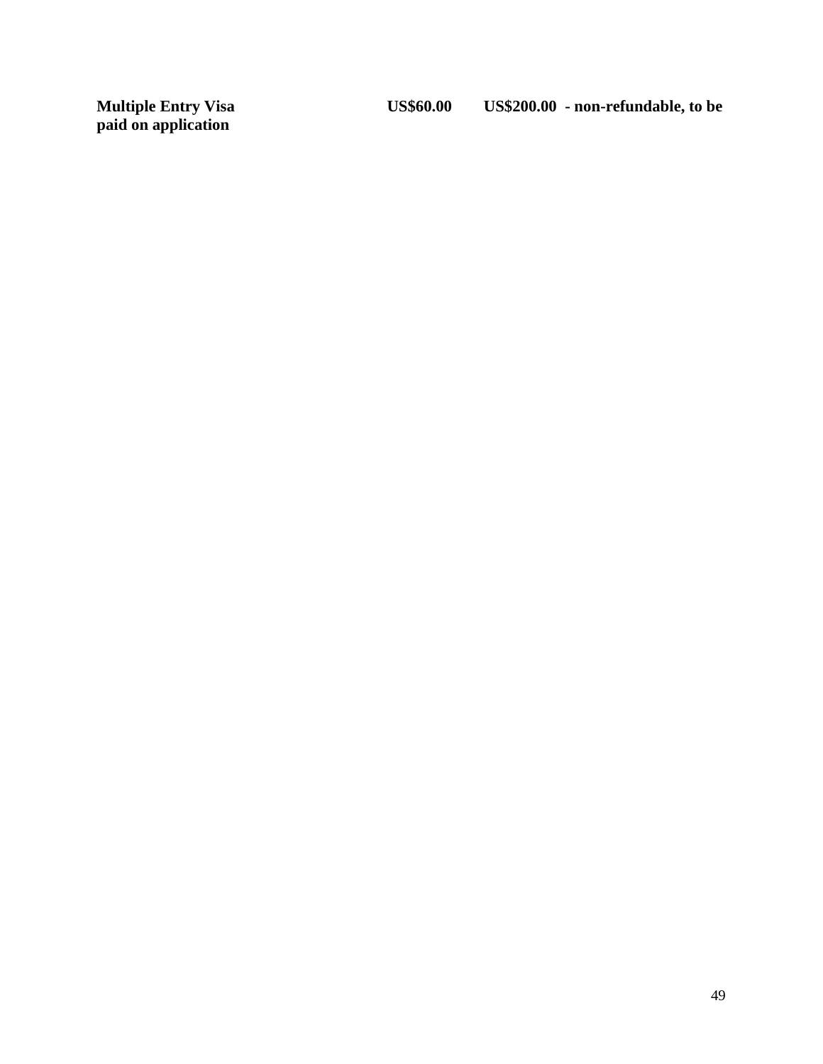**Multiple Entry Visa US$60.00 US$200.00 - non-refundable, to be paid on application**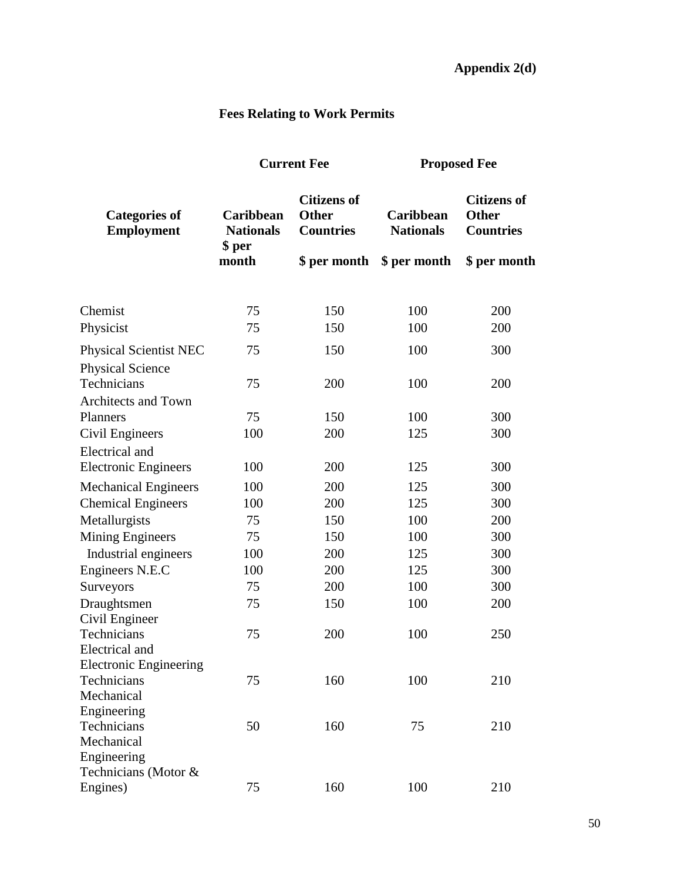**Appendix 2(d)**

## Fees Relating to Work Permits

| Categories of Employment | Current Fee | | Proposed Fee | |
|---|---|---|---|---|
| | Caribbean Nationals $ per month | Citizens of Other Countries $ per month | Caribbean Nationals $ per month | Citizens of Other Countries $ per month |
| Chemist | 75 | 150 | 100 | 200 |
| Physicist | 75 | 150 | 100 | 200 |
| Physical Scientist NEC | 75 | 150 | 100 | 300 |
| Physical Science Technicians | 75 | 200 | 100 | 200 |
| Architects and Town Planners | 75 | 150 | 100 | 300 |
| Civil Engineers | 100 | 200 | 125 | 300 |
| Electrical and Electronic Engineers | 100 | 200 | 125 | 300 |
| Mechanical Engineers | 100 | 200 | 125 | 300 |
| Chemical Engineers | 100 | 200 | 125 | 300 |
| Metallurgists | 75 | 150 | 100 | 200 |
| Mining Engineers | 75 | 150 | 100 | 300 |
| Industrial engineers | 100 | 200 | 125 | 300 |
| Engineers N.E.C | 100 | 200 | 125 | 300 |
| Surveyors | 75 | 200 | 100 | 300 |
| Draughtsmen | 75 | 150 | 100 | 200 |
| Civil Engineer Technicians | 75 | 200 | 100 | 250 |
| Electrical and Electronic Engineering Technicians | 75 | 160 | 100 | 210 |
| Mechanical Engineering Technicians | 50 | 160 | 75 | 210 |
| Mechanical Engineering Technicians (Motor & Engines) | 75 | 160 | 100 | 210 |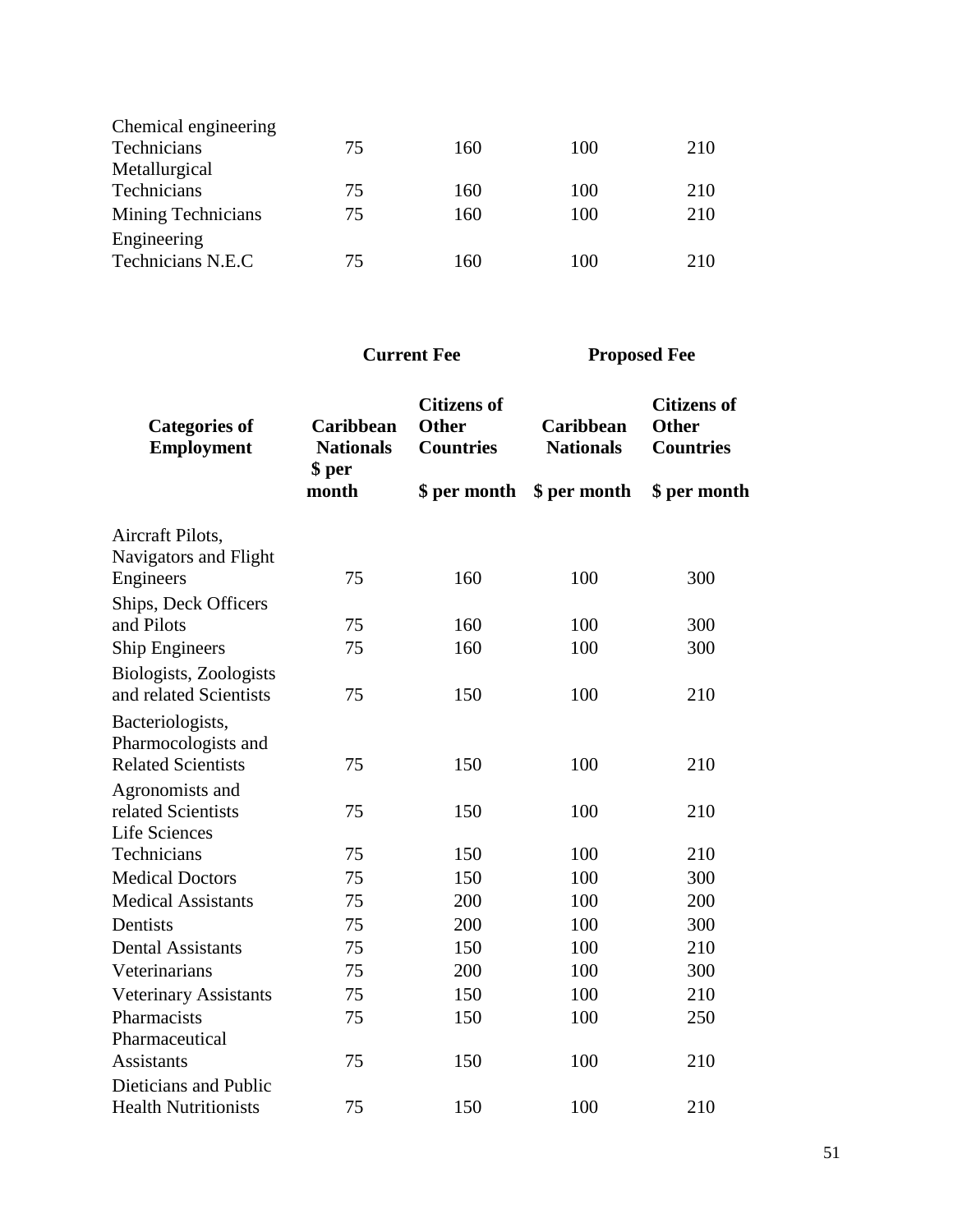| | | | | |
|---|---|---|---|---|
| Chemical engineering Technicians | 75 | 160 | 100 | 210 |
| Metallurgical Technicians | 75 | 160 | 100 | 210 |
| Mining Technicians | 75 | 160 | 100 | 210 |
| Engineering Technicians N.E.C | 75 | 160 | 100 | 210 |

| | **Current Fee** | | **Proposed Fee** | |
|---|---|---|---|---|
| **Categories of Employment** | **Caribbean Nationals** | **Citizens of Other Countries** | **Caribbean Nationals** | **Citizens of Other Countries** |
| | **$ per month** | **$ per month** | **$ per month** | **$ per month** |
| Aircraft Pilots, Navigators and Flight Engineers | 75 | 160 | 100 | 300 |
| Ships, Deck Officers and Pilots | 75 | 160 | 100 | 300 |
| Ship Engineers | 75 | 160 | 100 | 300 |
| Biologists, Zoologists and related Scientists | 75 | 150 | 100 | 210 |
| Bacteriologists, Pharmocologists and Related Scientists | 75 | 150 | 100 | 210 |
| Agronomists and related Scientists | 75 | 150 | 100 | 210 |
| Life Sciences Technicians | 75 | 150 | 100 | 210 |
| Medical Doctors | 75 | 150 | 100 | 300 |
| Medical Assistants | 75 | 200 | 100 | 200 |
| Dentists | 75 | 200 | 100 | 300 |
| Dental Assistants | 75 | 150 | 100 | 210 |
| Veterinarians | 75 | 200 | 100 | 300 |
| Veterinary Assistants | 75 | 150 | 100 | 210 |
| Pharmacists | 75 | 150 | 100 | 250 |
| Pharmaceutical Assistants | 75 | 150 | 100 | 210 |
| Dieticians and Public Health Nutritionists | 75 | 150 | 100 | 210 |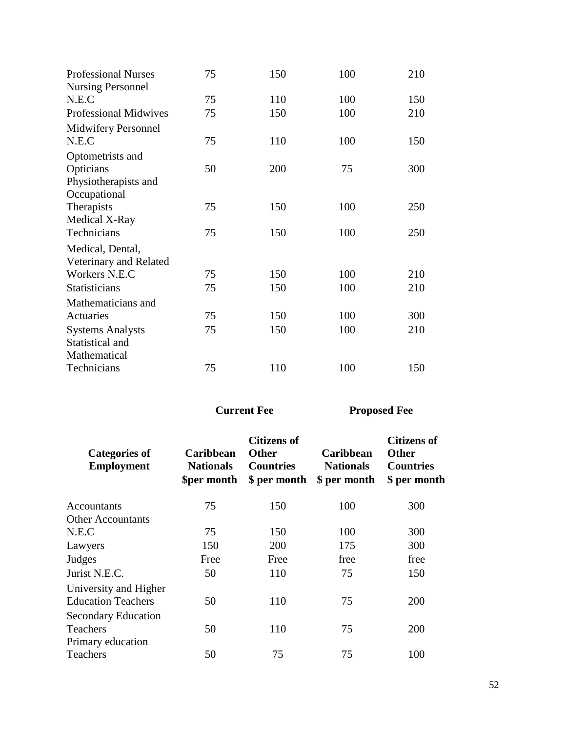| Professional Nurses | 75 | 150 | 100 | 210 |
|---|---|---|---|---|
| Nursing Personnel N.E.C | 75 | 110 | 100 | 150 |
| Professional Midwives | 75 | 150 | 100 | 210 |
| Midwifery Personnel N.E.C | 75 | 110 | 100 | 150 |
| Optometrists and Opticians | 50 | 200 | 75 | 300 |
| Physiotherapists and Occupational Therapists | 75 | 150 | 100 | 250 |
| Medical X-Ray Technicians | 75 | 150 | 100 | 250 |
| Medical, Dental, Veterinary and Related Workers N.E.C | 75 | 150 | 100 | 210 |
| Statisticians | 75 | 150 | 100 | 210 |
| Mathematicians and Actuaries | 75 | 150 | 100 | 300 |
| Systems Analysts | 75 | 150 | 100 | 210 |
| Statistical and Mathematical Technicians | 75 | 110 | 100 | 150 |

| | **Current Fee** | | **Proposed Fee** | |
|---|---|---|---|---|
| **Categories of Employment** | **Caribbean Nationals $per month** | **Citizens of Other Countries $ per month** | **Caribbean Nationals $ per month** | **Citizens of Other Countries $ per month** |
| Accountants | 75 | 150 | 100 | 300 |
| Other Accountants N.E.C | 75 | 150 | 100 | 300 |
| Lawyers | 150 | 200 | 175 | 300 |
| Judges | Free | Free | free | free |
| Jurist N.E.C. | 50 | 110 | 75 | 150 |
| University and Higher Education Teachers | 50 | 110 | 75 | 200 |
| Secondary Education Teachers | 50 | 110 | 75 | 200 |
| Primary education Teachers | 50 | 75 | 75 | 100 |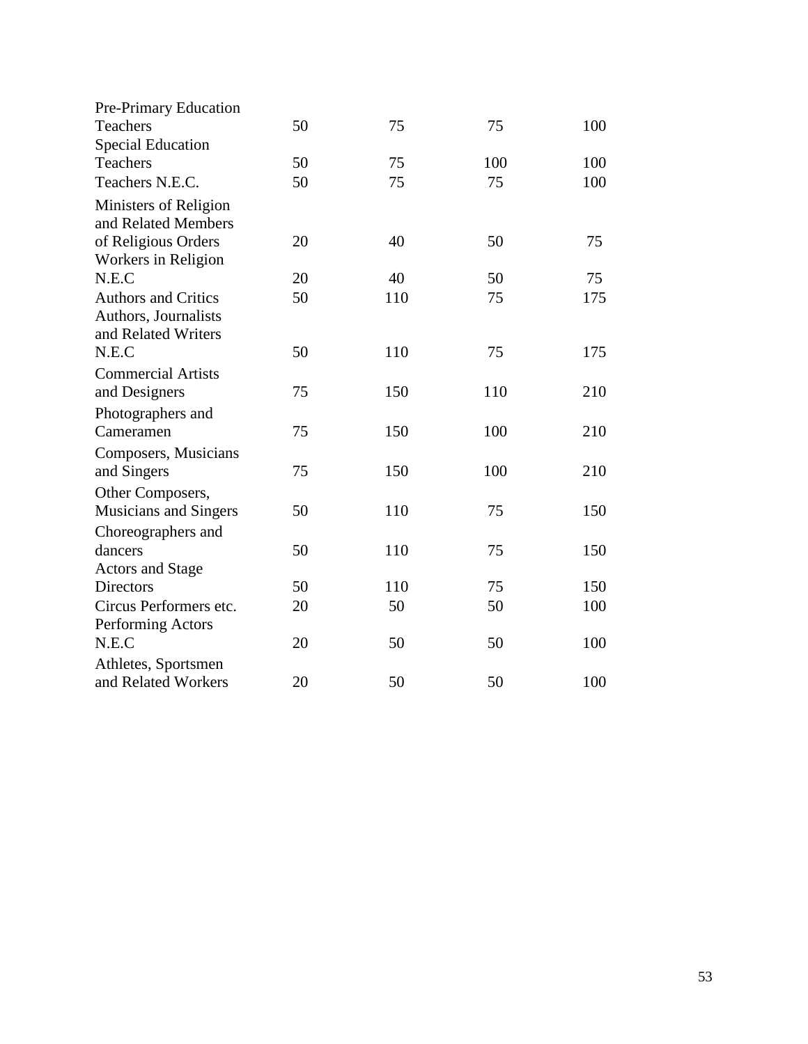| | | | | |
|---|---|---|---|---|
| Pre-Primary Education Teachers | 50 | 75 | 75 | 100 |
| Special Education Teachers | 50 | 75 | 100 | 100 |
| Teachers N.E.C. | 50 | 75 | 75 | 100 |
| Ministers of Religion and Related Members of Religious Orders | 20 | 40 | 50 | 75 |
| Workers in Religion N.E.C | 20 | 40 | 50 | 75 |
| Authors and Critics | 50 | 110 | 75 | 175 |
| Authors, Journalists and Related Writers N.E.C | 50 | 110 | 75 | 175 |
| Commercial Artists and Designers | 75 | 150 | 110 | 210 |
| Photographers and Cameramen | 75 | 150 | 100 | 210 |
| Composers, Musicians and Singers | 75 | 150 | 100 | 210 |
| Other Composers, Musicians and Singers | 50 | 110 | 75 | 150 |
| Choreographers and dancers | 50 | 110 | 75 | 150 |
| Actors and Stage Directors | 50 | 110 | 75 | 150 |
| Circus Performers etc. | 20 | 50 | 50 | 100 |
| Performing Actors N.E.C | 20 | 50 | 50 | 100 |
| Athletes, Sportsmen and Related Workers | 20 | 50 | 50 | 100 |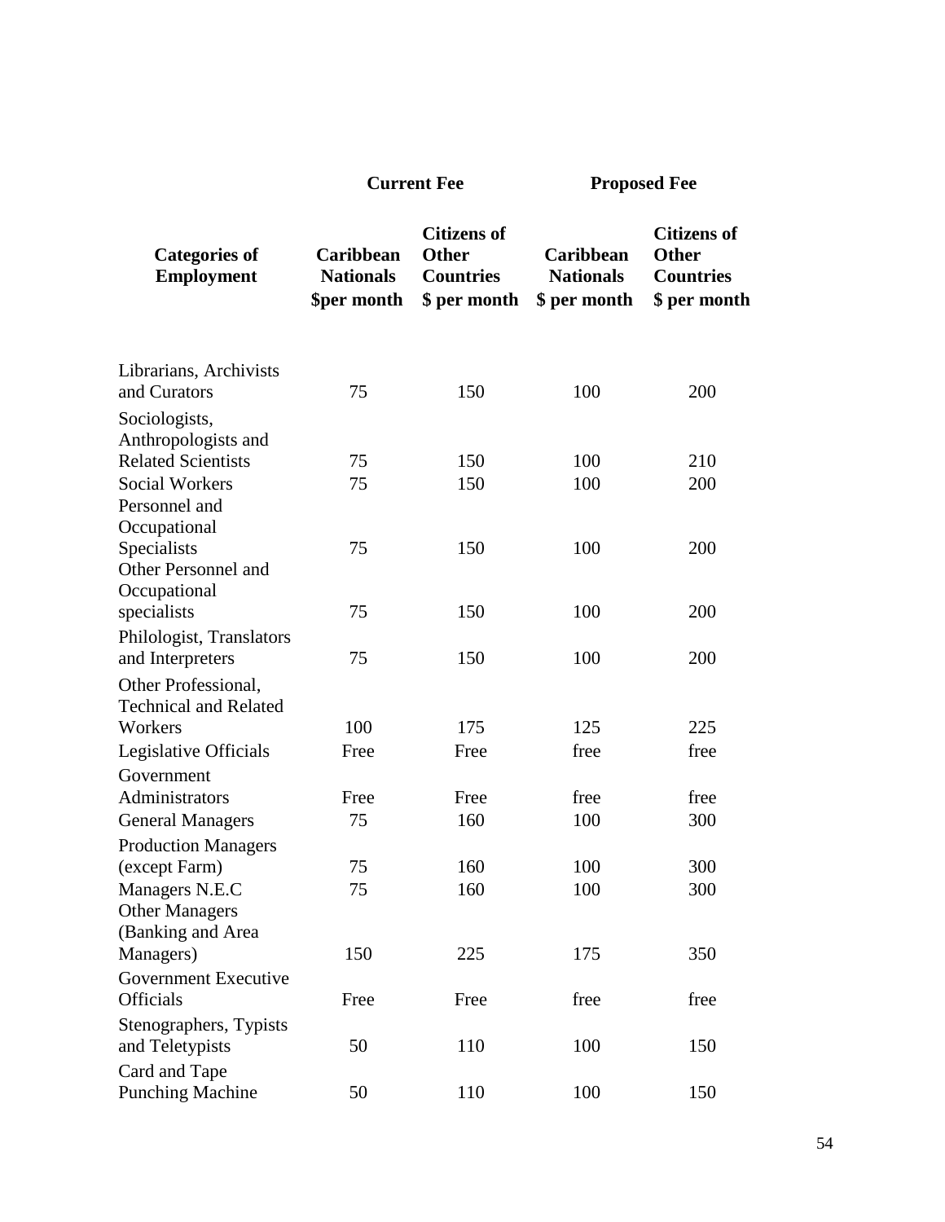| Categories of Employment | Current Fee | | Proposed Fee | |
|---|---|---|---|---|
| | Caribbean Nationals $per month | Citizens of Other Countries $ per month | Caribbean Nationals $ per month | Citizens of Other Countries $ per month |
| Librarians, Archivists and Curators | 75 | 150 | 100 | 200 |
| Sociologists, Anthropologists and Related Scientists | 75 | 150 | 100 | 210 |
| Social Workers | 75 | 150 | 100 | 200 |
| Personnel and Occupational Specialists | 75 | 150 | 100 | 200 |
| Other Personnel and Occupational specialists | 75 | 150 | 100 | 200 |
| Philologist, Translators and Interpreters | 75 | 150 | 100 | 200 |
| Other Professional, Technical and Related Workers | 100 | 175 | 125 | 225 |
| Legislative Officials | Free | Free | free | free |
| Government Administrators | Free | Free | free | free |
| General Managers | 75 | 160 | 100 | 300 |
| Production Managers (except Farm) | 75 | 160 | 100 | 300 |
| Managers N.E.C | 75 | 160 | 100 | 300 |
| Other Managers (Banking and Area Managers) | 150 | 225 | 175 | 350 |
| Government Executive Officials | Free | Free | free | free |
| Stenographers, Typists and Teletypists | 50 | 110 | 100 | 150 |
| Card and Tape Punching Machine | 50 | 110 | 100 | 150 |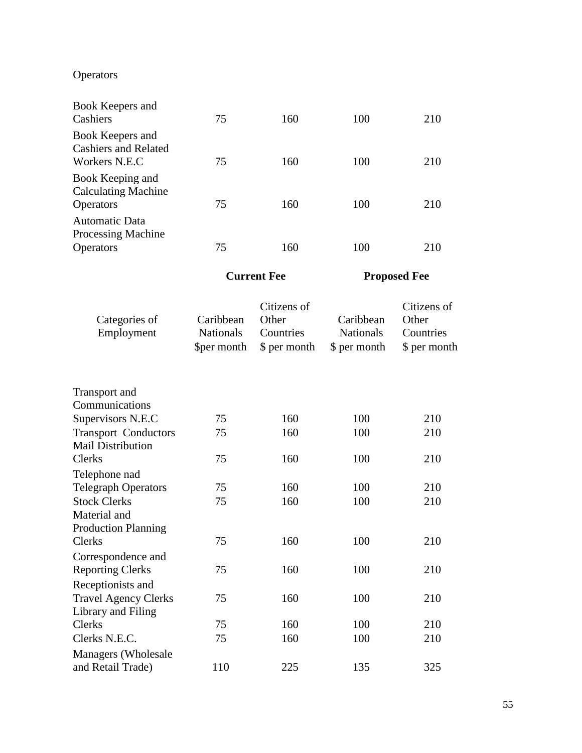Operators

| | | | | |
|---|---|---|---|---|
| Book Keepers and Cashiers | 75 | 160 | 100 | 210 |
| Book Keepers and Cashiers and Related Workers N.E.C | 75 | 160 | 100 | 210 |
| Book Keeping and Calculating Machine Operators | 75 | 160 | 100 | 210 |
| Automatic Data Processing Machine Operators | 75 | 160 | 100 | 210 |

| | Current Fee | | Proposed Fee | |
|---|---|---|---|---|
| Categories of Employment | Caribbean Nationals $per month | Citizens of Other Countries $ per month | Caribbean Nationals $ per month | Citizens of Other Countries $ per month |
| Transport and Communications Supervisors N.E.C | 75 | 160 | 100 | 210 |
| Transport Conductors | 75 | 160 | 100 | 210 |
| Mail Distribution Clerks | 75 | 160 | 100 | 210 |
| Telephone nad Telegraph Operators | 75 | 160 | 100 | 210 |
| Stock Clerks | 75 | 160 | 100 | 210 |
| Material and Production Planning Clerks | 75 | 160 | 100 | 210 |
| Correspondence and Reporting Clerks | 75 | 160 | 100 | 210 |
| Receptionists and Travel Agency Clerks | 75 | 160 | 100 | 210 |
| Library and Filing Clerks | 75 | 160 | 100 | 210 |
| Clerks N.E.C. | 75 | 160 | 100 | 210 |
| Managers (Wholesale and Retail Trade) | 110 | 225 | 135 | 325 |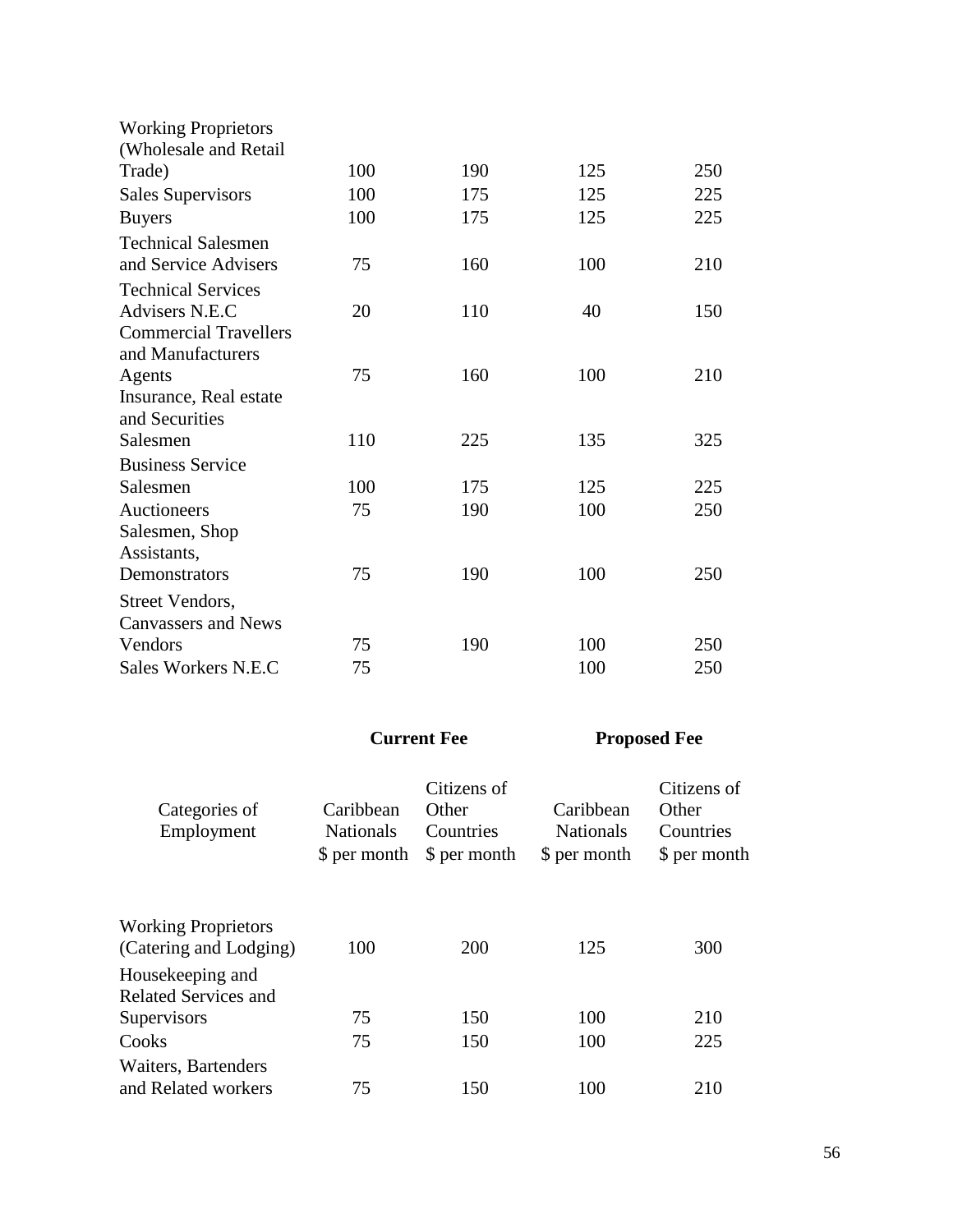| | | | | |
|---|---|---|---|---|
| Working Proprietors (Wholesale and Retail Trade) | 100 | 190 | 125 | 250 |
| Sales Supervisors | 100 | 175 | 125 | 225 |
| Buyers | 100 | 175 | 125 | 225 |
| Technical Salesmen and Service Advisers | 75 | 160 | 100 | 210 |
| Technical Services Advisers N.E.C | 20 | 110 | 40 | 150 |
| Commercial Travellers and Manufacturers Agents | 75 | 160 | 100 | 210 |
| Insurance, Real estate and Securities Salesmen | 110 | 225 | 135 | 325 |
| Business Service Salesmen | 100 | 175 | 125 | 225 |
| Auctioneers | 75 | 190 | 100 | 250 |
| Salesmen, Shop Assistants, Demonstrators | 75 | 190 | 100 | 250 |
| Street Vendors, Canvassers and News Vendors | 75 | 190 | 100 | 250 |
| Sales Workers N.E.C | 75 | | 100 | 250 |

| | **Current Fee** | | **Proposed Fee** | |
|---|---|---|---|---|
| Categories of Employment | Caribbean Nationals $ per month | Citizens of Other Countries $ per month | Caribbean Nationals $ per month | Citizens of Other Countries $ per month |
| Working Proprietors (Catering and Lodging) | 100 | 200 | 125 | 300 |
| Housekeeping and Related Services and Supervisors | 75 | 150 | 100 | 210 |
| Cooks | 75 | 150 | 100 | 225 |
| Waiters, Bartenders and Related workers | 75 | 150 | 100 | 210 |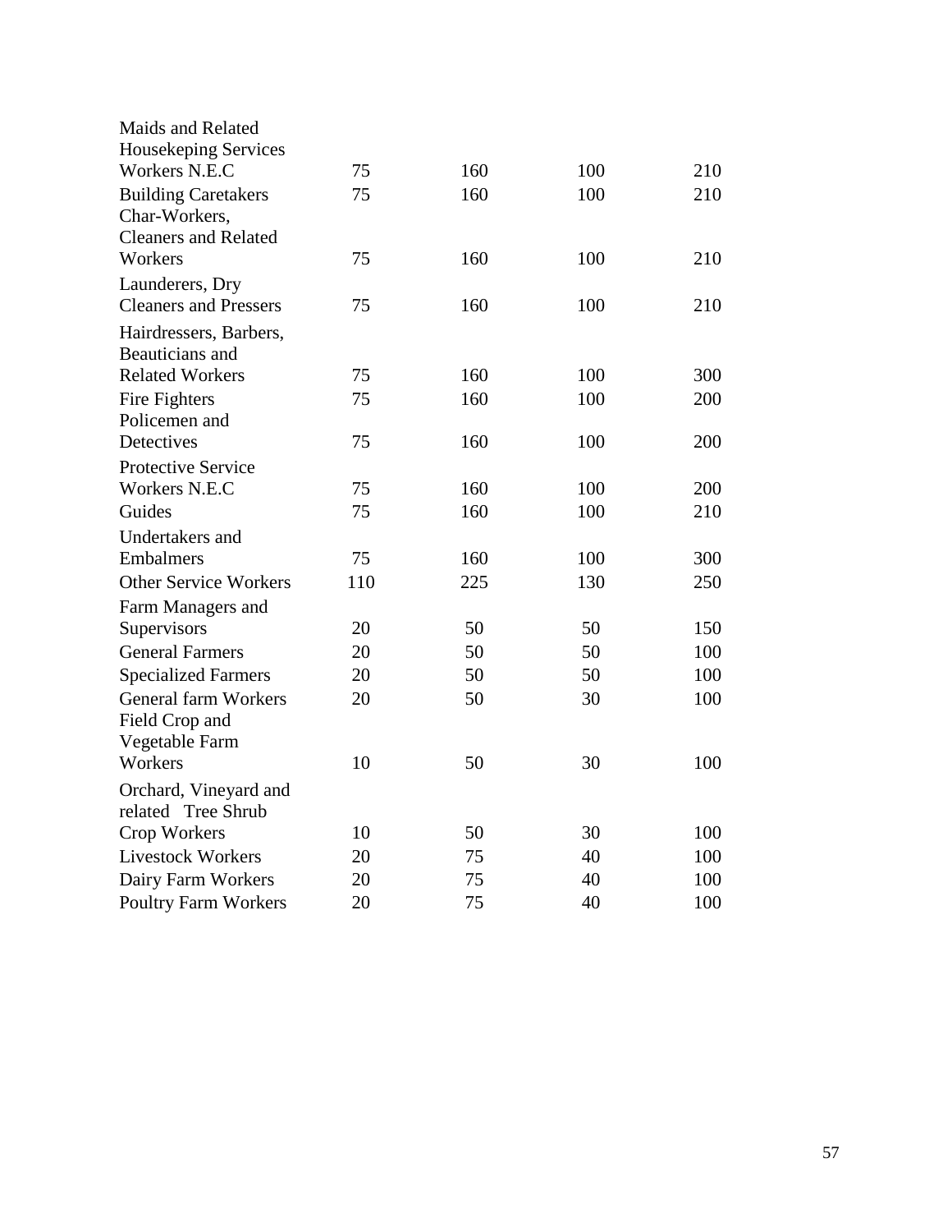| | | | | |
|---|---|---|---|---|
| Maids and Related Housekeping Services Workers N.E.C | 75 | 160 | 100 | 210 |
| Building Caretakers | 75 | 160 | 100 | 210 |
| Char-Workers, Cleaners and Related Workers | 75 | 160 | 100 | 210 |
| Launderers, Dry Cleaners and Pressers | 75 | 160 | 100 | 210 |
| Hairdressers, Barbers, Beauticians and Related Workers | 75 | 160 | 100 | 300 |
| Fire Fighters | 75 | 160 | 100 | 200 |
| Policemen and Detectives | 75 | 160 | 100 | 200 |
| Protective Service Workers N.E.C | 75 | 160 | 100 | 200 |
| Guides | 75 | 160 | 100 | 210 |
| Undertakers and Embalmers | 75 | 160 | 100 | 300 |
| Other Service Workers | 110 | 225 | 130 | 250 |
| Farm Managers and Supervisors | 20 | 50 | 50 | 150 |
| General Farmers | 20 | 50 | 50 | 100 |
| Specialized Farmers | 20 | 50 | 50 | 100 |
| General farm Workers | 20 | 50 | 30 | 100 |
| Field Crop and Vegetable Farm Workers | 10 | 50 | 30 | 100 |
| Orchard, Vineyard and related Tree Shrub Crop Workers | 10 | 50 | 30 | 100 |
| Livestock Workers | 20 | 75 | 40 | 100 |
| Dairy Farm Workers | 20 | 75 | 40 | 100 |
| Poultry Farm Workers | 20 | 75 | 40 | 100 |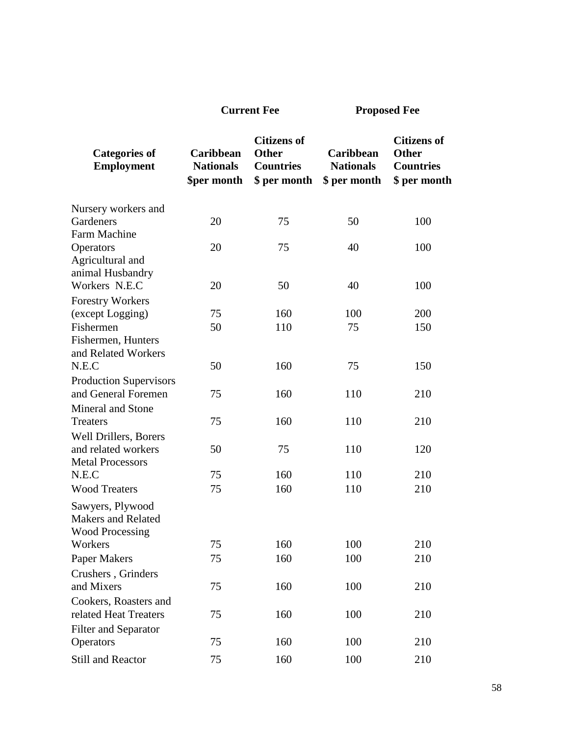| Categories of Employment | Current Fee | | Proposed Fee | |
|---|---|---|---|---|
| | Caribbean Nationals $per month | Citizens of Other Countries $ per month | Caribbean Nationals $ per month | Citizens of Other Countries $ per month |
| Nursery workers and Gardeners | 20 | 75 | 50 | 100 |
| Farm Machine Operators | 20 | 75 | 40 | 100 |
| Agricultural and animal Husbandry Workers N.E.C | 20 | 50 | 40 | 100 |
| Forestry Workers (except Logging) | 75 | 160 | 100 | 200 |
| Fishermen | 50 | 110 | 75 | 150 |
| Fishermen, Hunters and Related Workers N.E.C | 50 | 160 | 75 | 150 |
| Production Supervisors and General Foremen | 75 | 160 | 110 | 210 |
| Mineral and Stone Treaters | 75 | 160 | 110 | 210 |
| Well Drillers, Borers and related workers | 50 | 75 | 110 | 120 |
| Metal Processors N.E.C | 75 | 160 | 110 | 210 |
| Wood Treaters | 75 | 160 | 110 | 210 |
| Sawyers, Plywood Makers and Related Wood Processing Workers | 75 | 160 | 100 | 210 |
| Paper Makers | 75 | 160 | 100 | 210 |
| Crushers , Grinders and Mixers | 75 | 160 | 100 | 210 |
| Cookers, Roasters and related Heat Treaters | 75 | 160 | 100 | 210 |
| Filter and Separator Operators | 75 | 160 | 100 | 210 |
| Still and Reactor | 75 | 160 | 100 | 210 |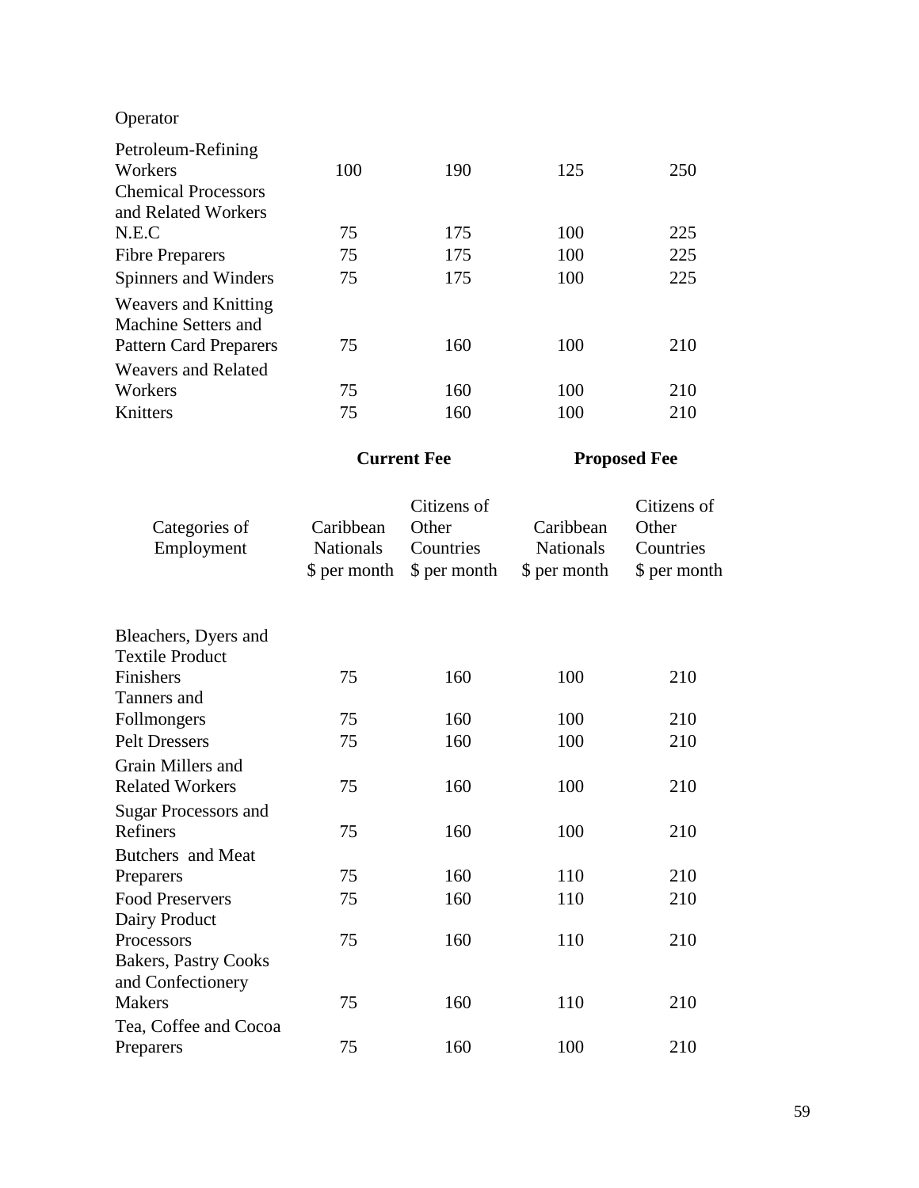Operator

| | | | | |
|---|---|---|---|---|
| Petroleum-Refining Workers | 100 | 190 | 125 | 250 |
| Chemical Processors and Related Workers N.E.C | 75 | 175 | 100 | 225 |
| Fibre Preparers | 75 | 175 | 100 | 225 |
| Spinners and Winders | 75 | 175 | 100 | 225 |
| Weavers and Knitting Machine Setters and Pattern Card Preparers | 75 | 160 | 100 | 210 |
| Weavers and Related Workers | 75 | 160 | 100 | 210 |
| Knitters | 75 | 160 | 100 | 210 |

| | **Current Fee** | | **Proposed Fee** | |
|---|---|---|---|---|
| Categories of Employment | Caribbean Nationals $ per month | Citizens of Other Countries $ per month | Caribbean Nationals $ per month | Citizens of Other Countries $ per month |
| Bleachers, Dyers and Textile Product Finishers | 75 | 160 | 100 | 210 |
| Tanners and Follmongers | 75 | 160 | 100 | 210 |
| Pelt Dressers | 75 | 160 | 100 | 210 |
| Grain Millers and Related Workers | 75 | 160 | 100 | 210 |
| Sugar Processors and Refiners | 75 | 160 | 100 | 210 |
| Butchers and Meat Preparers | 75 | 160 | 110 | 210 |
| Food Preservers | 75 | 160 | 110 | 210 |
| Dairy Product Processors | 75 | 160 | 110 | 210 |
| Bakers, Pastry Cooks and Confectionery Makers | 75 | 160 | 110 | 210 |
| Tea, Coffee and Cocoa Preparers | 75 | 160 | 100 | 210 |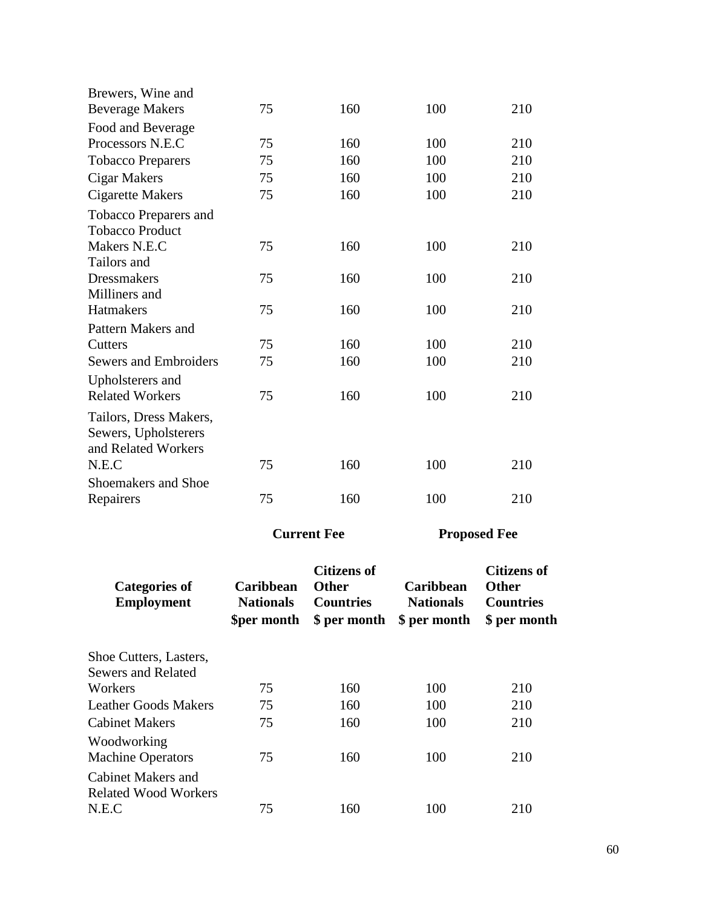| Categories of Employment | Current Fee Caribbean Nationals $per month | Current Fee Citizens of Other Countries $ per month | Proposed Fee Caribbean Nationals $ per month | Proposed Fee Citizens of Other Countries $ per month |
|---|---|---|---|---|
| Brewers, Wine and Beverage Makers | 75 | 160 | 100 | 210 |
| Food and Beverage Processors N.E.C | 75 | 160 | 100 | 210 |
| Tobacco Preparers | 75 | 160 | 100 | 210 |
| Cigar Makers | 75 | 160 | 100 | 210 |
| Cigarette Makers | 75 | 160 | 100 | 210 |
| Tobacco Preparers and Tobacco Product Makers N.E.C | 75 | 160 | 100 | 210 |
| Tailors and Dressmakers | 75 | 160 | 100 | 210 |
| Milliners and Hatmakers | 75 | 160 | 100 | 210 |
| Pattern Makers and Cutters | 75 | 160 | 100 | 210 |
| Sewers and Embroiders | 75 | 160 | 100 | 210 |
| Upholsterers and Related Workers | 75 | 160 | 100 | 210 |
| Tailors, Dress Makers, Sewers, Upholsterers and Related Workers N.E.C | 75 | 160 | 100 | 210 |
| Shoemakers and Shoe Repairers | 75 | 160 | 100 | 210 |
| Shoe Cutters, Lasters, Sewers and Related Workers | 75 | 160 | 100 | 210 |
| Leather Goods Makers | 75 | 160 | 100 | 210 |
| Cabinet Makers | 75 | 160 | 100 | 210 |
| Woodworking Machine Operators | 75 | 160 | 100 | 210 |
| Cabinet Makers and Related Wood Workers N.E.C | 75 | 160 | 100 | 210 |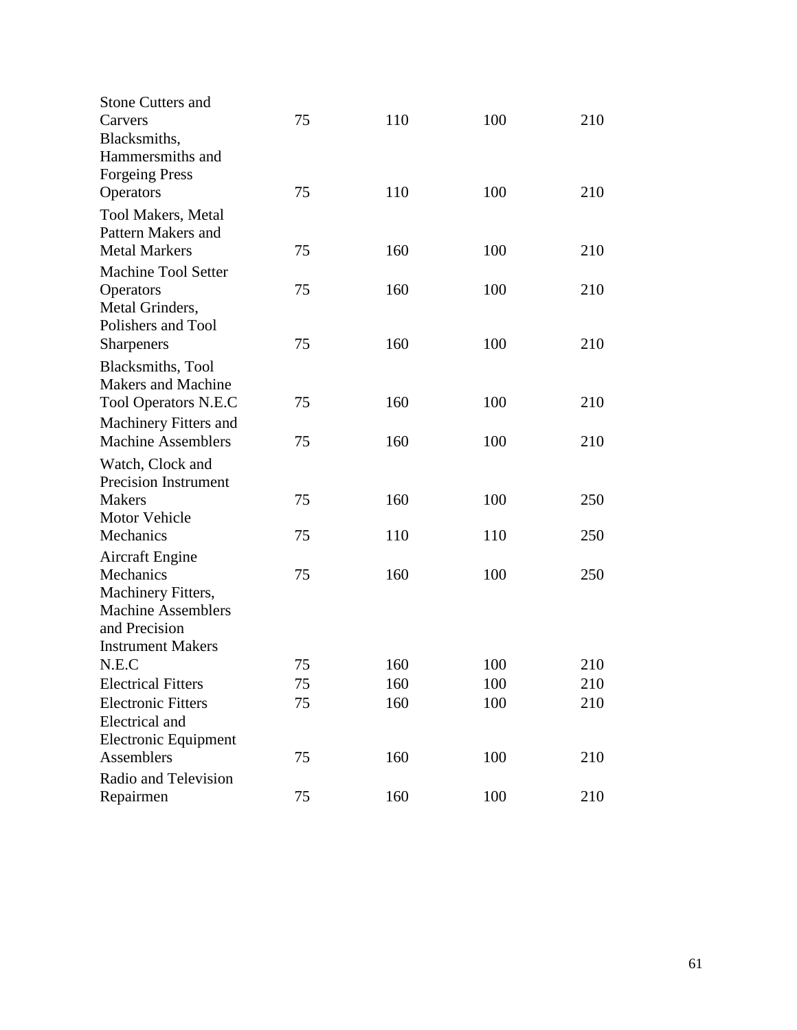| | | | | |
|---|---|---|---|---|
| Stone Cutters and Carvers | 75 | 110 | 100 | 210 |
| Blacksmiths, Hammersmiths and Forgeing Press Operators | 75 | 110 | 100 | 210 |
| Tool Makers, Metal Pattern Makers and Metal Markers | 75 | 160 | 100 | 210 |
| Machine Tool Setter Operators | 75 | 160 | 100 | 210 |
| Metal Grinders, Polishers and Tool Sharpeners | 75 | 160 | 100 | 210 |
| Blacksmiths, Tool Makers and Machine Tool Operators N.E.C | 75 | 160 | 100 | 210 |
| Machinery Fitters and Machine Assemblers | 75 | 160 | 100 | 210 |
| Watch, Clock and Precision Instrument Makers | 75 | 160 | 100 | 250 |
| Motor Vehicle Mechanics | 75 | 110 | 110 | 250 |
| Aircraft Engine Mechanics | 75 | 160 | 100 | 250 |
| Machinery Fitters, Machine Assemblers and Precision Instrument Makers N.E.C | 75 | 160 | 100 | 210 |
| Electrical Fitters | 75 | 160 | 100 | 210 |
| Electronic Fitters | 75 | 160 | 100 | 210 |
| Electrical and Electronic Equipment Assemblers | 75 | 160 | 100 | 210 |
| Radio and Television Repairmen | 75 | 160 | 100 | 210 |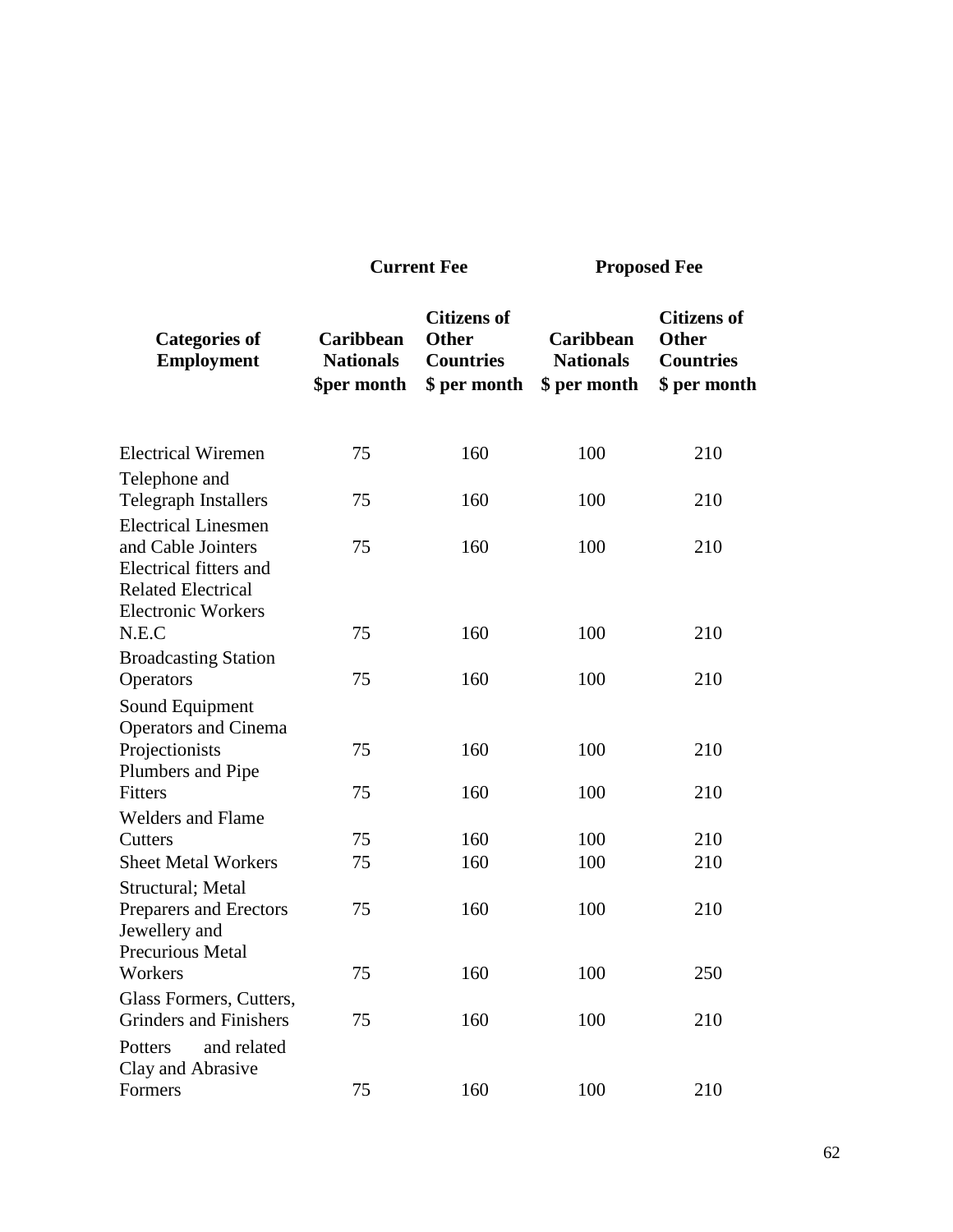| Categories of Employment | Current Fee | | Proposed Fee | |
|---|---|---|---|---|
| | Caribbean Nationals $per month | Citizens of Other Countries $ per month | Caribbean Nationals $ per month | Citizens of Other Countries $ per month |
| Electrical Wiremen | 75 | 160 | 100 | 210 |
| Telephone and Telegraph Installers | 75 | 160 | 100 | 210 |
| Electrical Linesmen and Cable Jointers | 75 | 160 | 100 | 210 |
| Electrical fitters and Related Electrical Electronic Workers N.E.C | 75 | 160 | 100 | 210 |
| Broadcasting Station Operators | 75 | 160 | 100 | 210 |
| Sound Equipment Operators and Cinema Projectionists | 75 | 160 | 100 | 210 |
| Plumbers and Pipe Fitters | 75 | 160 | 100 | 210 |
| Welders and Flame Cutters | 75 | 160 | 100 | 210 |
| Sheet Metal Workers | 75 | 160 | 100 | 210 |
| Structural; Metal Preparers and Erectors | 75 | 160 | 100 | 210 |
| Jewellery and Precurious Metal Workers | 75 | 160 | 100 | 250 |
| Glass Formers, Cutters, Grinders and Finishers | 75 | 160 | 100 | 210 |
| Potters and related Clay and Abrasive Formers | 75 | 160 | 100 | 210 |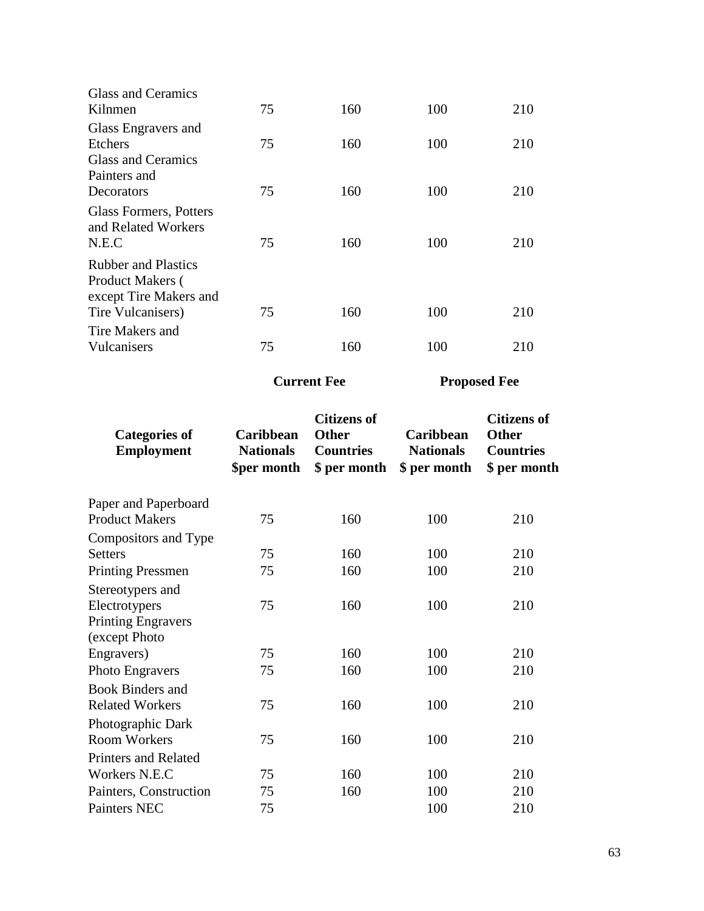| | | | | |
|---|---|---|---|---|
| Glass and Ceramics Kilnmen | 75 | 160 | 100 | 210 |
| Glass Engravers and Etchers | 75 | 160 | 100 | 210 |
| Glass and Ceramics Painters and Decorators | 75 | 160 | 100 | 210 |
| Glass Formers, Potters and Related Workers N.E.C | 75 | 160 | 100 | 210 |
| Rubber and Plastics Product Makers ( except Tire Makers and Tire Vulcanisers) | 75 | 160 | 100 | 210 |
| Tire Makers and Vulcanisers | 75 | 160 | 100 | 210 |

| | **Current Fee** | | **Proposed Fee** | |
|---|---|---|---|---|
| **Categories of Employment** | **Caribbean Nationals $per month** | **Citizens of Other Countries $ per month** | **Caribbean Nationals $ per month** | **Citizens of Other Countries $ per month** |
| Paper and Paperboard Product Makers | 75 | 160 | 100 | 210 |
| Compositors and Type Setters | 75 | 160 | 100 | 210 |
| Printing Pressmen | 75 | 160 | 100 | 210 |
| Stereotypers and Electrotypers | 75 | 160 | 100 | 210 |
| Printing Engravers (except Photo Engravers) | 75 | 160 | 100 | 210 |
| Photo Engravers | 75 | 160 | 100 | 210 |
| Book Binders and Related Workers | 75 | 160 | 100 | 210 |
| Photographic Dark Room Workers | 75 | 160 | 100 | 210 |
| Printers and Related Workers N.E.C | 75 | 160 | 100 | 210 |
| Painters, Construction | 75 | 160 | 100 | 210 |
| Painters NEC | 75 | | 100 | 210 |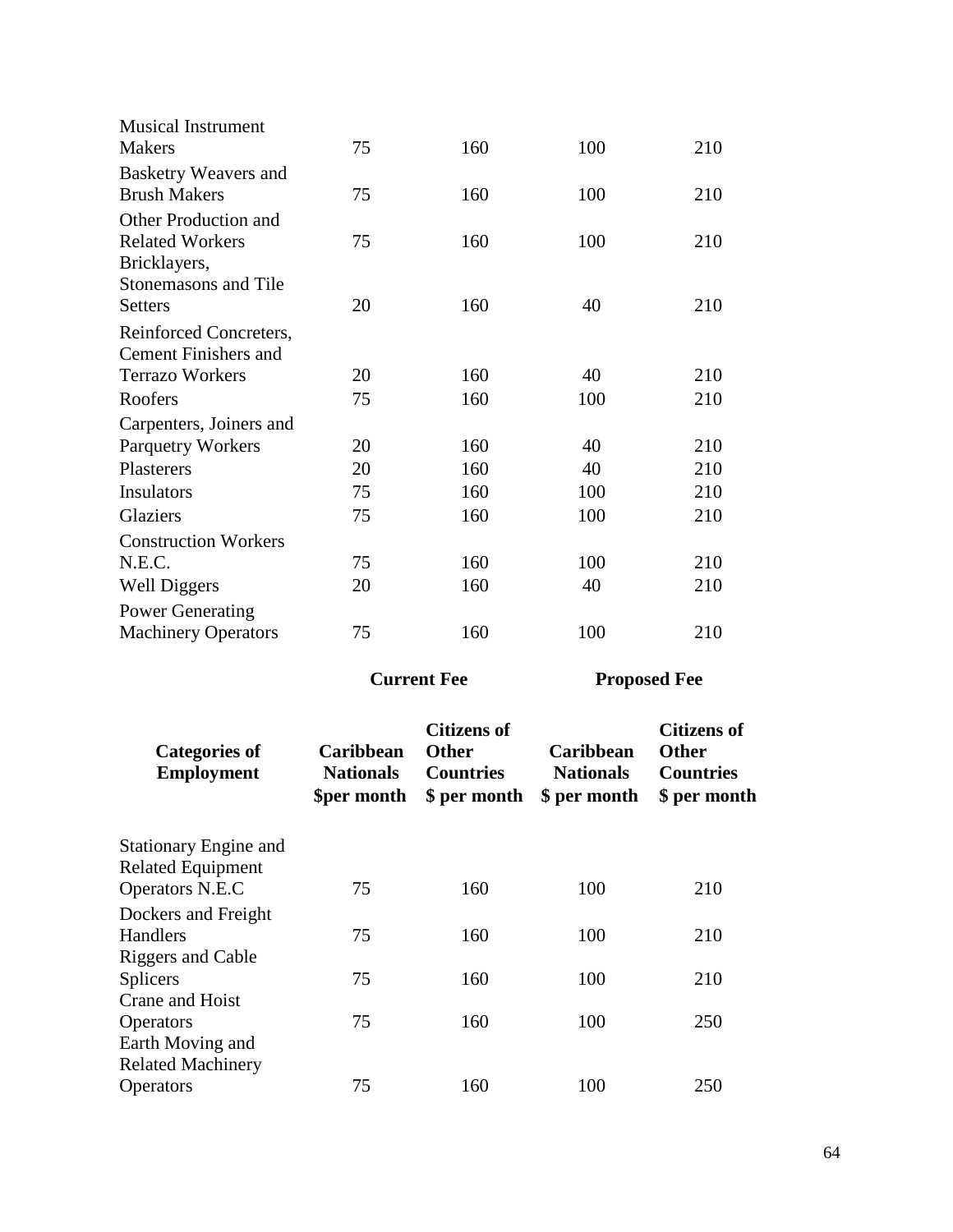| | | | | |
|---|---|---|---|---|
| Musical Instrument Makers | 75 | 160 | 100 | 210 |
| Basketry Weavers and Brush Makers | 75 | 160 | 100 | 210 |
| Other Production and Related Workers | 75 | 160 | 100 | 210 |
| Bricklayers, Stonemasons and Tile Setters | 20 | 160 | 40 | 210 |
| Reinforced Concreters, Cement Finishers and Terrazo Workers | 20 | 160 | 40 | 210 |
| Roofers | 75 | 160 | 100 | 210 |
| Carpenters, Joiners and Parquetry Workers | 20 | 160 | 40 | 210 |
| Plasterers | 20 | 160 | 40 | 210 |
| Insulators | 75 | 160 | 100 | 210 |
| Glaziers | 75 | 160 | 100 | 210 |
| Construction Workers N.E.C. | 75 | 160 | 100 | 210 |
| Well Diggers | 20 | 160 | 40 | 210 |
| Power Generating Machinery Operators | 75 | 160 | 100 | 210 |

| | **Current Fee** | | **Proposed Fee** | |
|---|---|---|---|---|
| **Categories of Employment** | **Caribbean Nationals $per month** | **Citizens of Other Countries $ per month** | **Caribbean Nationals $ per month** | **Citizens of Other Countries $ per month** |
| Stationary Engine and Related Equipment Operators N.E.C | 75 | 160 | 100 | 210 |
| Dockers and Freight Handlers | 75 | 160 | 100 | 210 |
| Riggers and Cable Splicers | 75 | 160 | 100 | 210 |
| Crane and Hoist Operators | 75 | 160 | 100 | 250 |
| Earth Moving and Related Machinery Operators | 75 | 160 | 100 | 250 |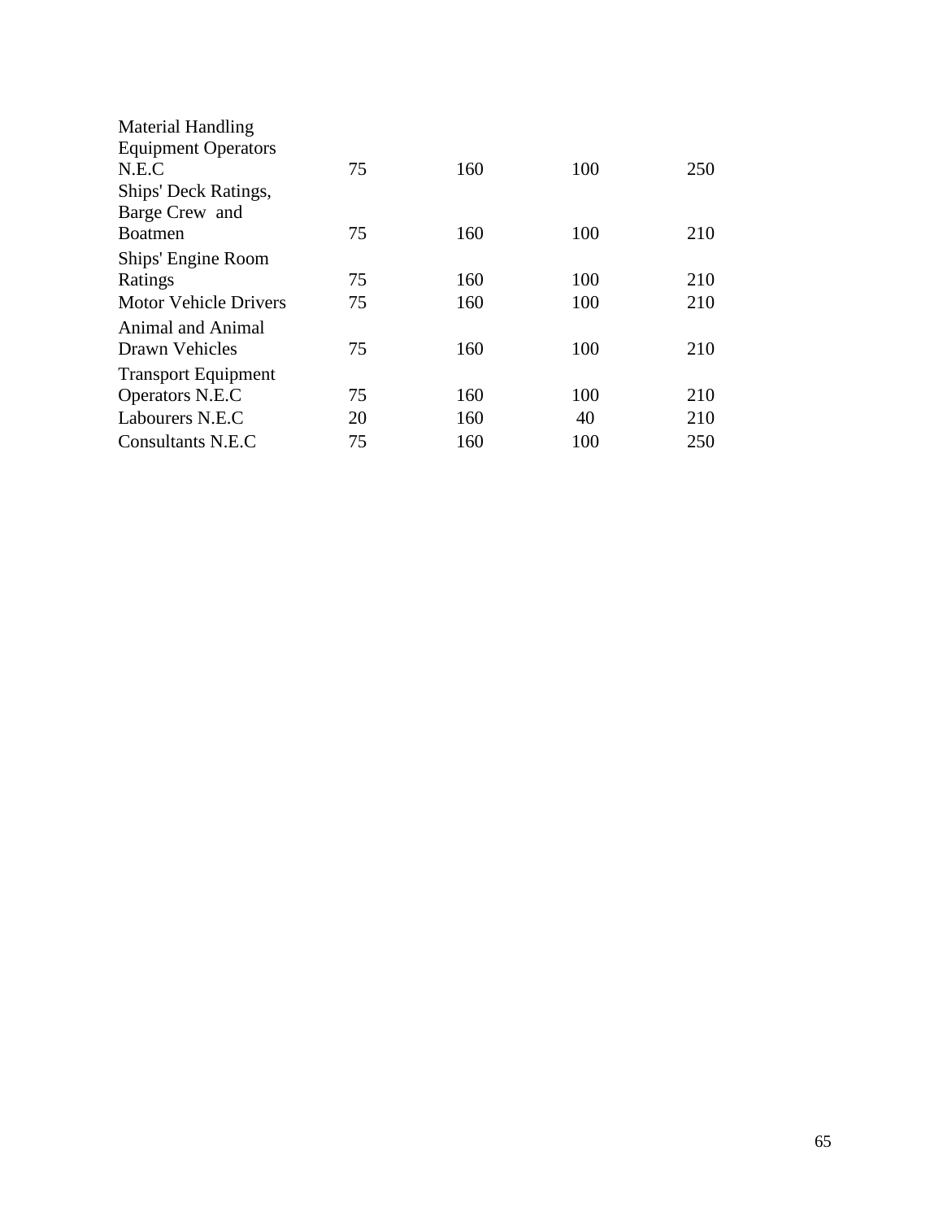| | | | | |
|---|---|---|---|---|
| Material Handling Equipment Operators N.E.C | 75 | 160 | 100 | 250 |
| Ships' Deck Ratings, Barge Crew and Boatmen | 75 | 160 | 100 | 210 |
| Ships' Engine Room Ratings | 75 | 160 | 100 | 210 |
| Motor Vehicle Drivers | 75 | 160 | 100 | 210 |
| Animal and Animal Drawn Vehicles | 75 | 160 | 100 | 210 |
| Transport Equipment Operators N.E.C | 75 | 160 | 100 | 210 |
| Labourers N.E.C | 20 | 160 | 40 | 210 |
| Consultants N.E.C | 75 | 160 | 100 | 250 |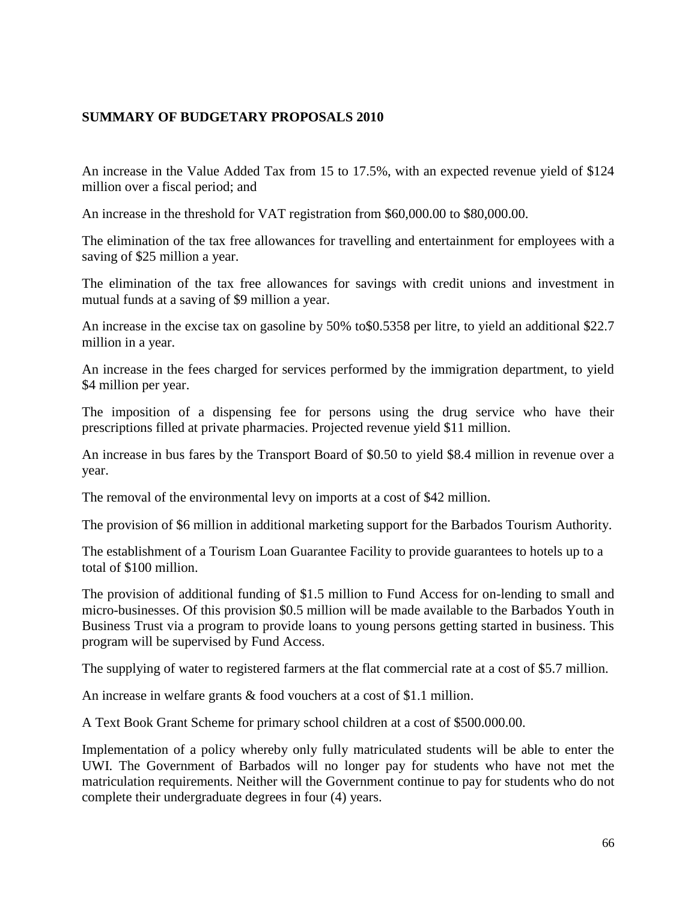**SUMMARY OF BUDGETARY PROPOSALS 2010**

An increase in the Value Added Tax from 15 to 17.5%, with an expected revenue yield of $124 million over a fiscal period; and

An increase in the threshold for VAT registration from $60,000.00 to $80,000.00.

The elimination of the tax free allowances for travelling and entertainment for employees with a saving of $25 million a year.

The elimination of the tax free allowances for savings with credit unions and investment in mutual funds at a saving of $9 million a year.

An increase in the excise tax on gasoline by 50% to$0.5358 per litre, to yield an additional $22.7 million in a year.

An increase in the fees charged for services performed by the immigration department, to yield $4 million per year.

The imposition of a dispensing fee for persons using the drug service who have their prescriptions filled at private pharmacies. Projected revenue yield $11 million.

An increase in bus fares by the Transport Board of $0.50 to yield $8.4 million in revenue over a year.

The removal of the environmental levy on imports at a cost of $42 million.

The provision of $6 million in additional marketing support for the Barbados Tourism Authority.

The establishment of a Tourism Loan Guarantee Facility to provide guarantees to hotels up to a total of $100 million.

The provision of additional funding of $1.5 million to Fund Access for on-lending to small and micro-businesses. Of this provision $0.5 million will be made available to the Barbados Youth in Business Trust via a program to provide loans to young persons getting started in business. This program will be supervised by Fund Access.

The supplying of water to registered farmers at the flat commercial rate at a cost of $5.7 million.

An increase in welfare grants & food vouchers at a cost of $1.1 million.

A Text Book Grant Scheme for primary school children at a cost of $500.000.00.

Implementation of a policy whereby only fully matriculated students will be able to enter the UWI. The Government of Barbados will no longer pay for students who have not met the matriculation requirements. Neither will the Government continue to pay for students who do not complete their undergraduate degrees in four (4) years.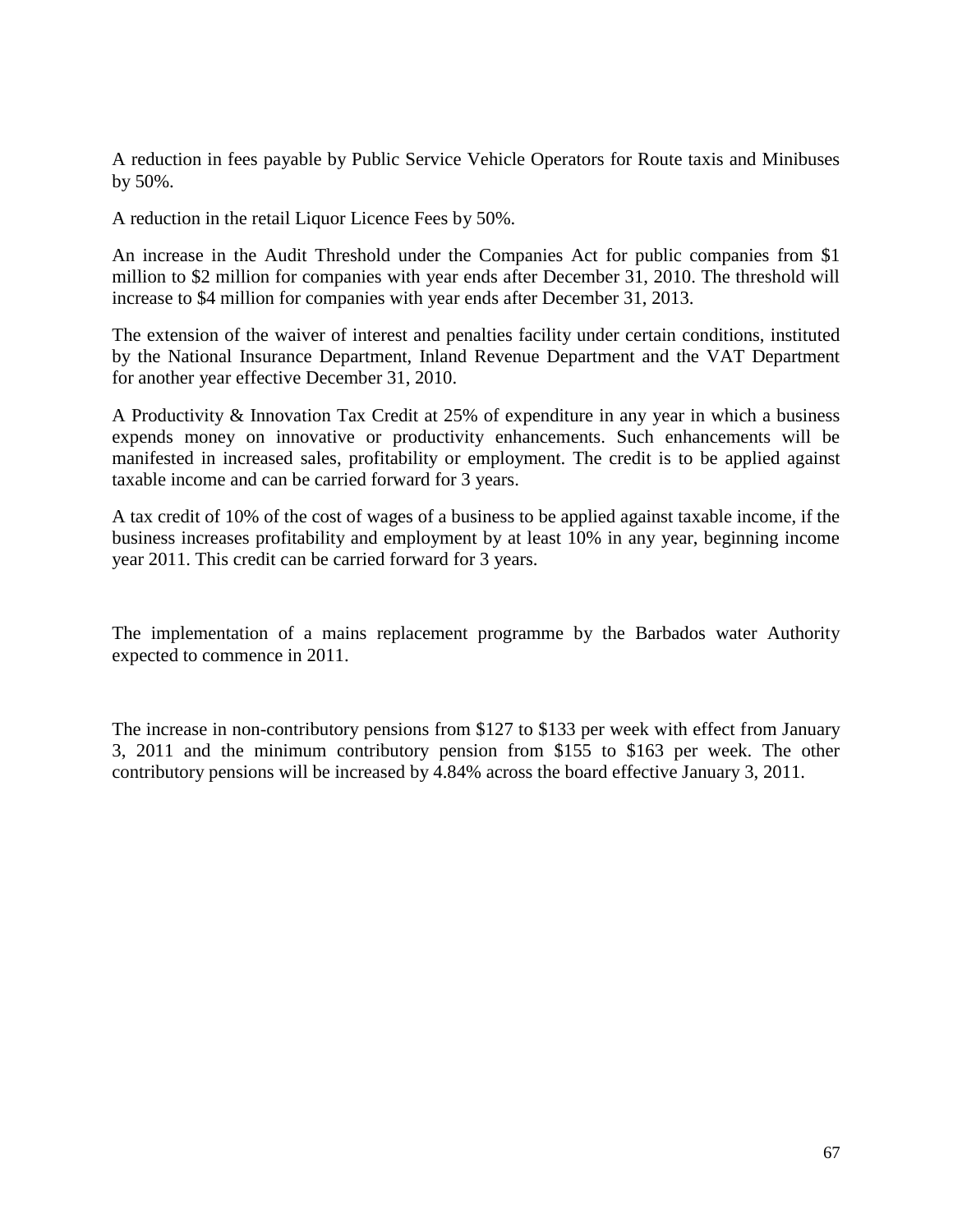A reduction in fees payable by Public Service Vehicle Operators for Route taxis and Minibuses by 50%.

A reduction in the retail Liquor Licence Fees by 50%.

An increase in the Audit Threshold under the Companies Act for public companies from $1 million to $2 million for companies with year ends after December 31, 2010. The threshold will increase to $4 million for companies with year ends after December 31, 2013.

The extension of the waiver of interest and penalties facility under certain conditions, instituted by the National Insurance Department, Inland Revenue Department and the VAT Department for another year effective December 31, 2010.

A Productivity & Innovation Tax Credit at 25% of expenditure in any year in which a business expends money on innovative or productivity enhancements. Such enhancements will be manifested in increased sales, profitability or employment. The credit is to be applied against taxable income and can be carried forward for 3 years.

A tax credit of 10% of the cost of wages of a business to be applied against taxable income, if the business increases profitability and employment by at least 10% in any year, beginning income year 2011. This credit can be carried forward for 3 years.

The implementation of a mains replacement programme by the Barbados water Authority expected to commence in 2011.

The increase in non-contributory pensions from $127 to $133 per week with effect from January 3, 2011 and the minimum contributory pension from $155 to $163 per week. The other contributory pensions will be increased by 4.84% across the board effective January 3, 2011.